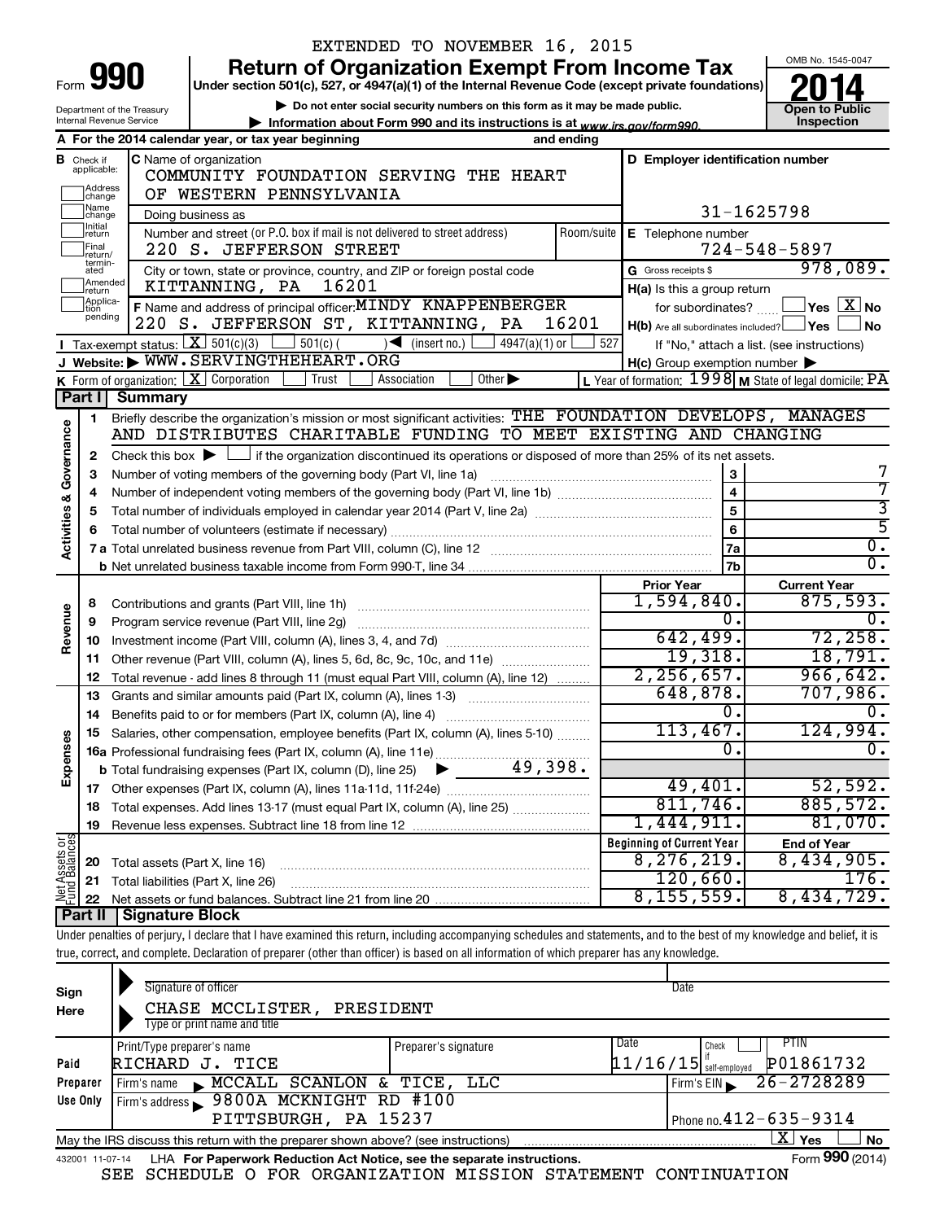EXTENDED TO NOVEMBER 16, 2015

# Form 990 — Return of Organization Exempt From Income Tax (2014)

Under section 501(c), 527, or 4947(a)(1) of the Internal Revenue Code (except private foundations)

▶ Do not enter social security numbers on this form as it may be made public.

▶ Information about Form 990 and its instructions is at www.irs.gov/form990.

Department of the Treasury, Internal Revenue Service

OMB No. 1545-0047 — Open to Public Inspection

**A** For the 2014 calendar year, or tax year beginning ______ and ending ______

**B** Check if applicable: Address change, Name change, Initial return, Final return/terminated, Amended return, Application pending

**C** Name of organization: COMMUNITY FOUNDATION SERVING THE HEART OF WESTERN PENNSYLVANIA

Doing business as

Number and street (or P.O. box if mail is not delivered to street address): 220 S. JEFFERSON STREET — Room/suite

City or town, state or province, country, and ZIP or foreign postal code: KITTANNING, PA 16201

**D** Employer identification number: 31-1625798

**E** Telephone number: 724-548-5897

**G** Gross receipts $ 978,089.

**F** Name and address of principal officer: MINDY KNAPPENBERGER, 220 S. JEFFERSON ST, KITTANNING, PA 16201

**H(a)** Is this a group return for subordinates? ☐ Yes ☒ No

**H(b)** Are all subordinates included? ☐ Yes ☐ No — If "No," attach a list. (see instructions)

**H(c)** Group exemption number ▶

**I** Tax-exempt status: ☒ 501(c)(3) ☐ 501(c) ( ) ◀ (insert no.) ☐ 4947(a)(1) or ☐ 527

**J** Website: ▶ WWW.SERVINGTHEHEART.ORG

**K** Form of organization: ☒ Corporation ☐ Trust ☐ Association ☐ Other ▶

**L** Year of formation: 1998 **M** State of legal domicile: PA

## Part I Summary

**Activities & Governance**

1 Briefly describe the organization's mission or most significant activities: THE FOUNDATION DEVELOPS, MANAGES AND DISTRIBUTES CHARITABLE FUNDING TO MEET EXISTING AND CHANGING

2 Check this box ▶ ☐ if the organization discontinued its operations or disposed of more than 25% of its net assets.

| Line | Description | | Value |
|---|---|---|---|
| 3 | Number of voting members of the governing body (Part VI, line 1a) | 3 | 7 |
| 4 | Number of independent voting members of the governing body (Part VI, line 1b) | 4 | 7 |
| 5 | Total number of individuals employed in calendar year 2014 (Part V, line 2a) | 5 | 3 |
| 6 | Total number of volunteers (estimate if necessary) | 6 | 5 |
| 7a | Total unrelated business revenue from Part VIII, column (C), line 12 | 7a | 0. |
| 7b | Net unrelated business taxable income from Form 990-T, line 34 | 7b | 0. |

| Line | Description | Prior Year | Current Year |
|---|---|---|---|
| **Revenue** | | | |
| 8 | Contributions and grants (Part VIII, line 1h) | 1,594,840. | 875,593. |
| 9 | Program service revenue (Part VIII, line 2g) | 0. | 0. |
| 10 | Investment income (Part VIII, column (A), lines 3, 4, and 7d) | 642,499. | 72,258. |
| 11 | Other revenue (Part VIII, column (A), lines 5, 6d, 8c, 9c, 10c, and 11e) | 19,318. | 18,791. |
| 12 | Total revenue - add lines 8 through 11 (must equal Part VIII, column (A), line 12) | 2,256,657. | 966,642. |
| **Expenses** | | | |
| 13 | Grants and similar amounts paid (Part IX, column (A), lines 1-3) | 648,878. | 707,986. |
| 14 | Benefits paid to or for members (Part IX, column (A), line 4) | 0. | 0. |
| 15 | Salaries, other compensation, employee benefits (Part IX, column (A), lines 5-10) | 113,467. | 124,994. |
| 16a | Professional fundraising fees (Part IX, column (A), line 11e) | 0. | 0. |
| b | Total fundraising expenses (Part IX, column (D), line 25) ▶ 49,398. | | |
| 17 | Other expenses (Part IX, column (A), lines 11a-11d, 11f-24e) | 49,401. | 52,592. |
| 18 | Total expenses. Add lines 13-17 (must equal Part IX, column (A), line 25) | 811,746. | 885,572. |
| 19 | Revenue less expenses. Subtract line 18 from line 12 | 1,444,911. | 81,070. |

| Line | Net Assets or Fund Balances | Beginning of Current Year | End of Year |
|---|---|---|---|
| 20 | Total assets (Part X, line 16) | 8,276,219. | 8,434,905. |
| 21 | Total liabilities (Part X, line 26) | 120,660. | 176. |
| 22 | Net assets or fund balances. Subtract line 21 from line 20 | 8,155,559. | 8,434,729. |

## Part II Signature Block

Under penalties of perjury, I declare that I have examined this return, including accompanying schedules and statements, and to the best of my knowledge and belief, it is true, correct, and complete. Declaration of preparer (other than officer) is based on all information of which preparer has any knowledge.

**Sign Here**

Signature of officer — Date

CHASE MCCLISTER, PRESIDENT

Type or print name and title

**Paid Preparer Use Only**

| Print/Type preparer's name | Preparer's signature | Date | Check if self-employed | PTIN |
|---|---|---|---|---|
| RICHARD J. TICE | | 11/16/15 | ☐ | P01861732 |

Firm's name ▶ MCCALL SCANLON & TICE, LLC — Firm's EIN ▶ 26-2728289

Firm's address ▶ 9800A MCKNIGHT RD #100, PITTSBURGH, PA 15237 — Phone no. 412-635-9314

May the IRS discuss this return with the preparer shown above? (see instructions) ☒ Yes ☐ No

432001 11-07-14 LHA For Paperwork Reduction Act Notice, see the separate instructions. Form **990** (2014)

SEE SCHEDULE O FOR ORGANIZATION MISSION STATEMENT CONTINUATION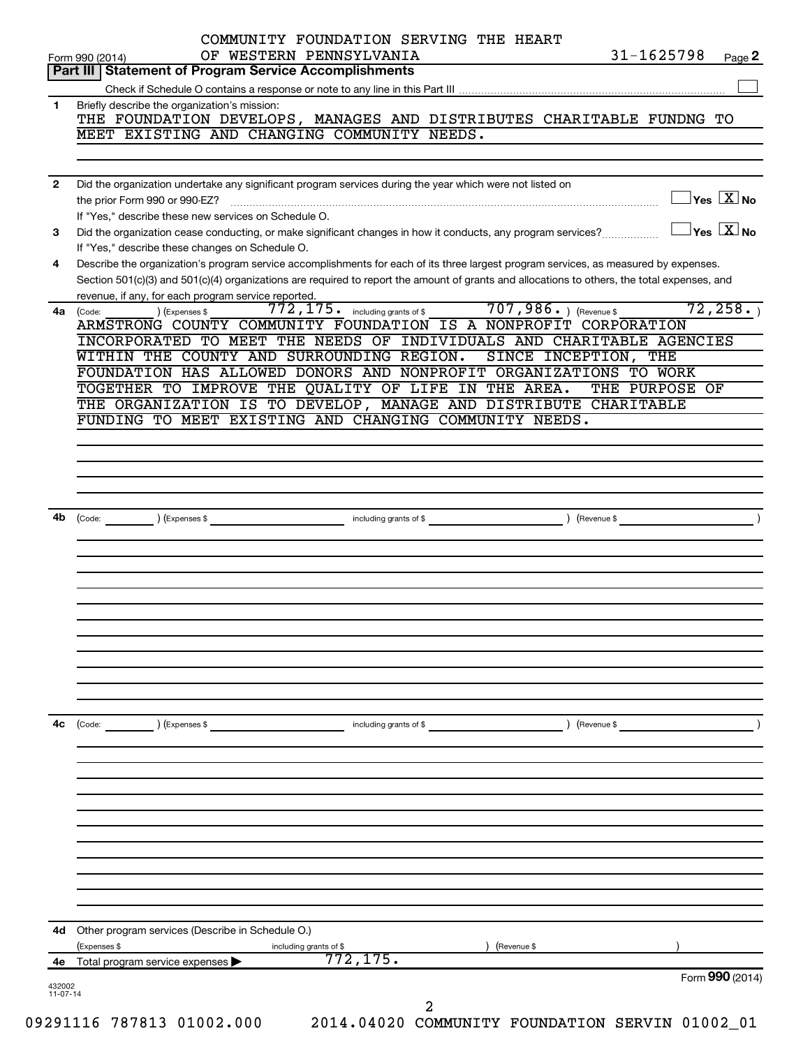COMMUNITY FOUNDATION SERVING THE HEART OF WESTERN PENNSYLVANIA 31-1625798

Form 990 (2014) Page **2**

## Part III | Statement of Program Service Accomplishments

Check if Schedule O contains a response or note to any line in this Part III ☐

**1** Briefly describe the organization's mission:

THE FOUNDATION DEVELOPS, MANAGES AND DISTRIBUTES CHARITABLE FUNDNG TO MEET EXISTING AND CHANGING COMMUNITY NEEDS.

**2** Did the organization undertake any significant program services during the year which were not listed on the prior Form 990 or 990-EZ? ☐ Yes ☒ No

If "Yes," describe these new services on Schedule O.

**3** Did the organization cease conducting, or make significant changes in how it conducts, any program services? ☐ Yes ☒ No

If "Yes," describe these changes on Schedule O.

**4** Describe the organization's program service accomplishments for each of its three largest program services, as measured by expenses. Section 501(c)(3) and 501(c)(4) organizations are required to report the amount of grants and allocations to others, the total expenses, and revenue, if any, for each program service reported.

**4a** (Code: ) (Expenses $ 772,175. including grants of $ 707,986. ) (Revenue $ 72,258. )

ARMSTRONG COUNTY COMMUNITY FOUNDATION IS A NONPROFIT CORPORATION INCORPORATED TO MEET THE NEEDS OF INDIVIDUALS AND CHARITABLE AGENCIES WITHIN THE COUNTY AND SURROUNDING REGION. SINCE INCEPTION, THE FOUNDATION HAS ALLOWED DONORS AND NONPROFIT ORGANIZATIONS TO WORK TOGETHER TO IMPROVE THE QUALITY OF LIFE IN THE AREA. THE PURPOSE OF THE ORGANIZATION IS TO DEVELOP, MANAGE AND DISTRIBUTE CHARITABLE FUNDING TO MEET EXISTING AND CHANGING COMMUNITY NEEDS.

**4b** (Code: ) (Expenses $ including grants of $ ) (Revenue $ )

**4c** (Code: ) (Expenses $ including grants of $ ) (Revenue $ )

**4d** Other program services (Describe in Schedule O.)

(Expenses $ including grants of $ ) (Revenue $ )

**4e** Total program services expenses ▶ 772,175.

Form **990** (2014)

432002 11-07-14

09291116 787813 01002.000 2014.04020 COMMUNITY FOUNDATION SERVIN 01002_01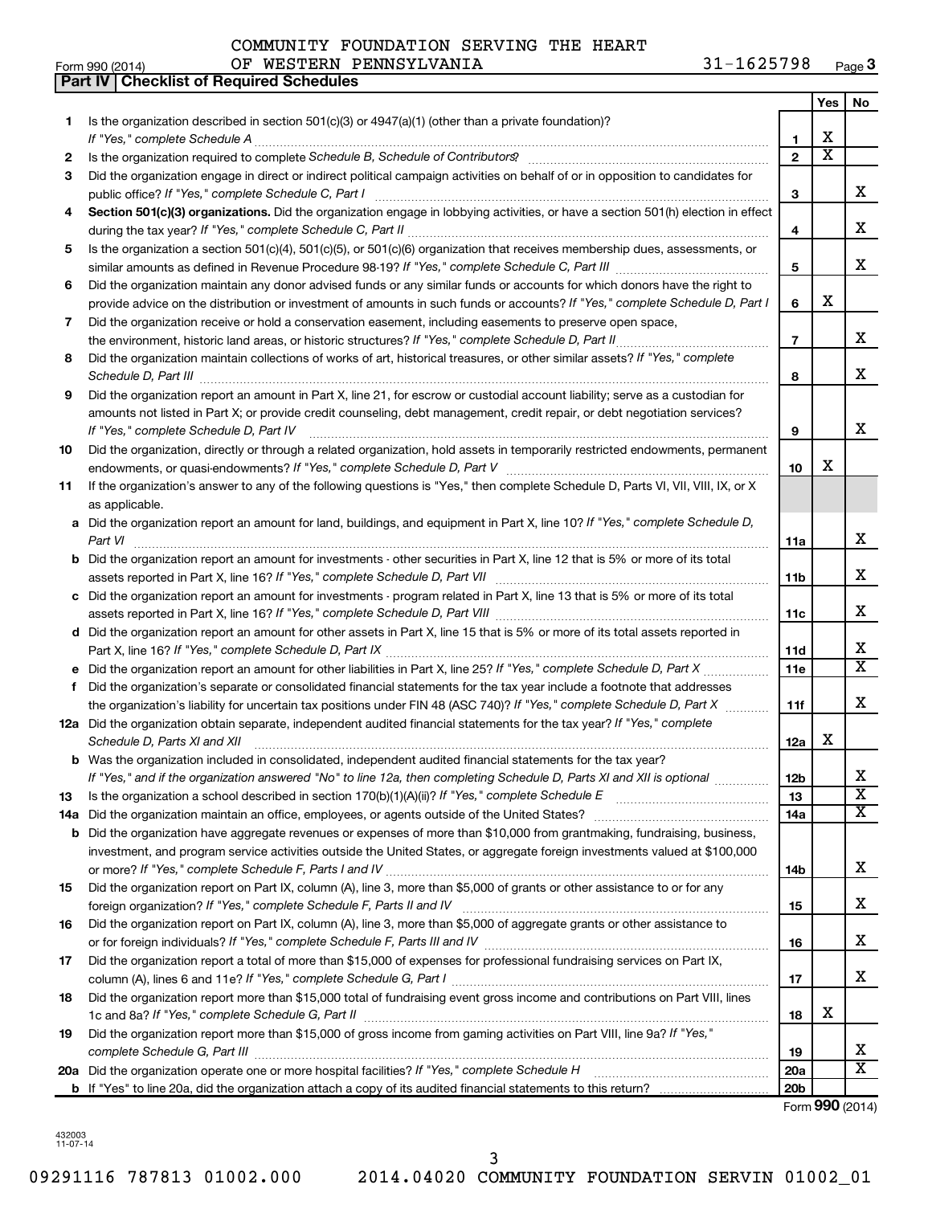COMMUNITY FOUNDATION SERVING THE HEART OF WESTERN PENNSYLVANIA 31-1625798

Form 990 (2014)

## Part IV | Checklist of Required Schedules

| | | | Yes | No |
|---|---|---|---|---|
| 1 | Is the organization described in section 501(c)(3) or 4947(a)(1) (other than a private foundation)? *If "Yes," complete Schedule A* | 1 | X | |
| 2 | Is the organization required to complete *Schedule B, Schedule of Contributors*? | 2 | X | |
| 3 | Did the organization engage in direct or indirect political campaign activities on behalf of or in opposition to candidates for public office? *If "Yes," complete Schedule C, Part I* | 3 | | X |
| 4 | **Section 501(c)(3) organizations.** Did the organization engage in lobbying activities, or have a section 501(h) election in effect during the tax year? *If "Yes," complete Schedule C, Part II* | 4 | | X |
| 5 | Is the organization a section 501(c)(4), 501(c)(5), or 501(c)(6) organization that receives membership dues, assessments, or similar amounts as defined in Revenue Procedure 98-19? *If "Yes," complete Schedule C, Part III* | 5 | | X |
| 6 | Did the organization maintain any donor advised funds or any similar funds or accounts for which donors have the right to provide advice on the distribution or investment of amounts in such funds or accounts? *If "Yes," complete Schedule D, Part I* | 6 | X | |
| 7 | Did the organization receive or hold a conservation easement, including easements to preserve open space, the environment, historic land areas, or historic structures? *If "Yes," complete Schedule D, Part II* | 7 | | X |
| 8 | Did the organization maintain collections of works of art, historical treasures, or other similar assets? *If "Yes," complete Schedule D, Part III* | 8 | | X |
| 9 | Did the organization report an amount in Part X, line 21, for escrow or custodial account liability; serve as a custodian for amounts not listed in Part X; or provide credit counseling, debt management, credit repair, or debt negotiation services? *If "Yes," complete Schedule D, Part IV* | 9 | | X |
| 10 | Did the organization, directly or through a related organization, hold assets in temporarily restricted endowments, permanent endowments, or quasi-endowments? *If "Yes," complete Schedule D, Part V* | 10 | X | |
| 11 | If the organization's answer to any of the following questions is "Yes," then complete Schedule D, Parts VI, VII, VIII, IX, or X as applicable. | | | |
| a | Did the organization report an amount for land, buildings, and equipment in Part X, line 10? *If "Yes," complete Schedule D, Part VI* | 11a | | X |
| b | Did the organization report an amount for investments - other securities in Part X, line 12 that is 5% or more of its total assets reported in Part X, line 16? *If "Yes," complete Schedule D, Part VII* | 11b | | X |
| c | Did the organization report an amount for investments - program related in Part X, line 13 that is 5% or more of its total assets reported in Part X, line 16? *If "Yes," complete Schedule D, Part VIII* | 11c | | X |
| d | Did the organization report an amount for other assets in Part X, line 15 that is 5% or more of its total assets reported in Part X, line 16? *If "Yes," complete Schedule D, Part IX* | 11d | | X |
| e | Did the organization report an amount for other liabilities in Part X, line 25? *If "Yes," complete Schedule D, Part X* | 11e | | X |
| f | Did the organization's separate or consolidated financial statements for the tax year include a footnote that addresses the organization's liability for uncertain tax positions under FIN 48 (ASC 740)? *If "Yes," complete Schedule D, Part X* | 11f | | X |
| 12a | Did the organization obtain separate, independent audited financial statements for the tax year? *If "Yes," complete Schedule D, Parts XI and XII* | 12a | X | |
| b | Was the organization included in consolidated, independent audited financial statements for the tax year? *If "Yes," and if the organization answered "No" to line 12a, then completing Schedule D, Parts XI and XII is optional* | 12b | | X |
| 13 | Is the organization a school described in section 170(b)(1)(A)(ii)? *If "Yes," complete Schedule E* | 13 | | X |
| 14a | Did the organization maintain an office, employees, or agents outside of the United States? | 14a | | X |
| b | Did the organization have aggregate revenues or expenses of more than $10,000 from grantmaking, fundraising, business, investment, and program service activities outside the United States, or aggregate foreign investments valued at $100,000 or more? *If "Yes," complete Schedule F, Parts I and IV* | 14b | | X |
| 15 | Did the organization report on Part IX, column (A), line 3, more than $5,000 of grants or other assistance to or for any foreign organization? *If "Yes," complete Schedule F, Parts II and IV* | 15 | | X |
| 16 | Did the organization report on Part IX, column (A), line 3, more than $5,000 of aggregate grants or other assistance to or for foreign individuals? *If "Yes," complete Schedule F, Parts III and IV* | 16 | | X |
| 17 | Did the organization report a total of more than $15,000 of expenses for professional fundraising services on Part IX, column (A), lines 6 and 11e? *If "Yes," complete Schedule G, Part I* | 17 | | X |
| 18 | Did the organization report more than $15,000 total of fundraising event gross income and contributions on Part VIII, lines 1c and 8a? *If "Yes," complete Schedule G, Part II* | 18 | X | |
| 19 | Did the organization report more than $15,000 of gross income from gaming activities on Part VIII, line 9a? *If "Yes," complete Schedule G, Part III* | 19 | | X |
| 20a | Did the organization operate one or more hospital facilities? *If "Yes," complete Schedule H* | 20a | | X |
| b | If "Yes" to line 20a, did the organization attach a copy of its audited financial statements to this return? | 20b | | |

Form **990** (2014)

432003 11-07-14

09291116 787813 01002.000 2014.04020 COMMUNITY FOUNDATION SERVIN 01002_01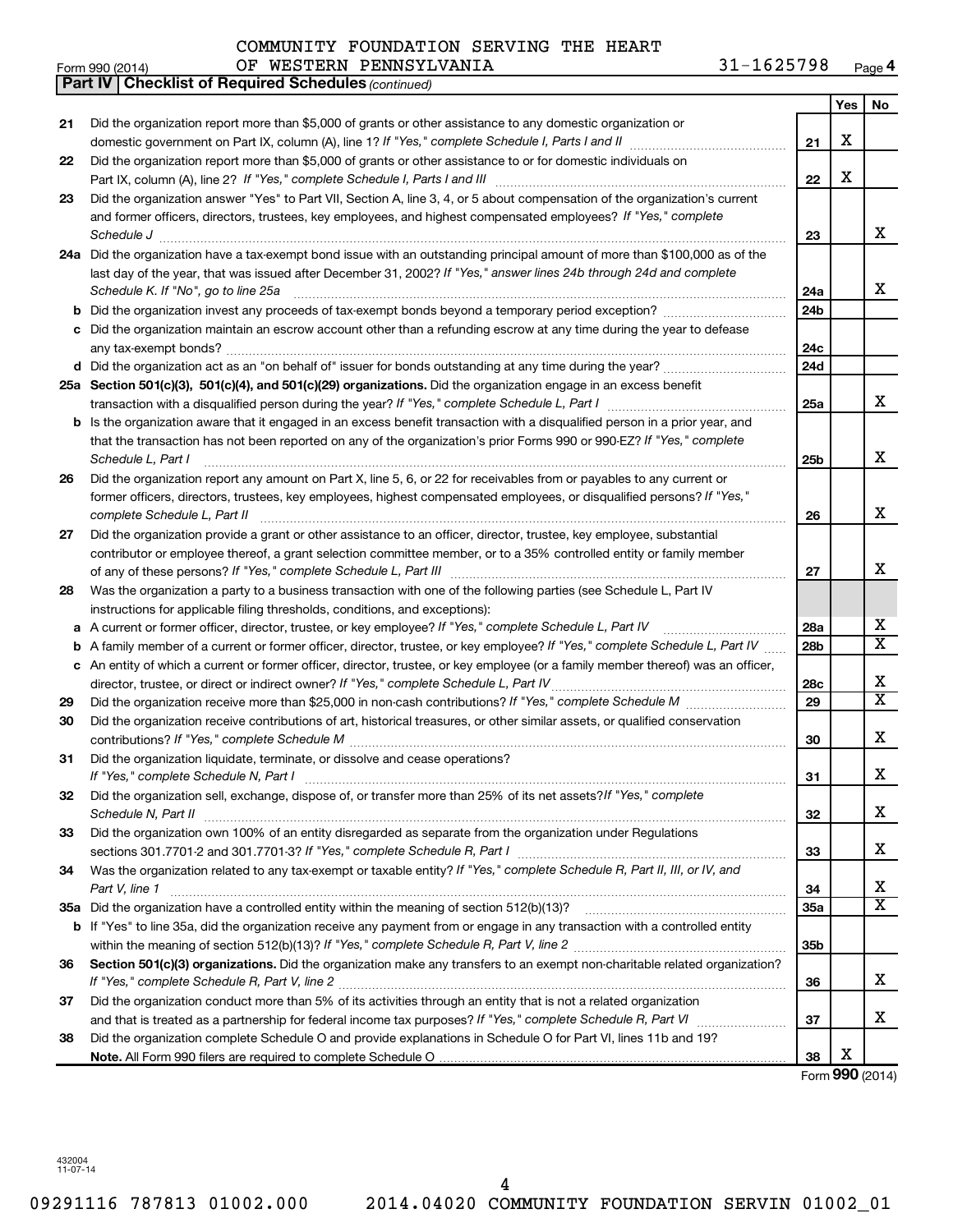COMMUNITY FOUNDATION SERVING THE HEART OF WESTERN PENNSYLVANIA 31-1625798

Form 990 (2014)

**Part IV | Checklist of Required Schedules** *(continued)*

| | | | Yes | No |
|---|---|---|---|---|
| 21 | Did the organization report more than $5,000 of grants or other assistance to any domestic organization or domestic government on Part IX, column (A), line 1? *If "Yes," complete Schedule I, Parts I and II* | 21 | X | |
| 22 | Did the organization report more than $5,000 of grants or other assistance to or for domestic individuals on Part IX, column (A), line 2? *If "Yes," complete Schedule I, Parts I and III* | 22 | X | |
| 23 | Did the organization answer "Yes" to Part VII, Section A, line 3, 4, or 5 about compensation of the organization's current and former officers, directors, trustees, key employees, and highest compensated employees? *If "Yes," complete Schedule J* | 23 | | X |
| 24a | Did the organization have a tax-exempt bond issue with an outstanding principal amount of more than $100,000 as of the last day of the year, that was issued after December 31, 2002? *If "Yes," answer lines 24b through 24d and complete Schedule K. If "No", go to line 25a* | 24a | | X |
| b | Did the organization invest any proceeds of tax-exempt bonds beyond a temporary period exception? | 24b | | |
| c | Did the organization maintain an escrow account other than a refunding escrow at any time during the year to defease any tax-exempt bonds? | 24c | | |
| d | Did the organization act as an "on behalf of" issuer for bonds outstanding at any time during the year? | 24d | | |
| 25a | **Section 501(c)(3), 501(c)(4), and 501(c)(29) organizations.** Did the organization engage in an excess benefit transaction with a disqualified person during the year? *If "Yes," complete Schedule L, Part I* | 25a | | X |
| b | Is the organization aware that it engaged in an excess benefit transaction with a disqualified person in a prior year, and that the transaction has not been reported on any of the organization's prior Forms 990 or 990-EZ? *If "Yes," complete Schedule L, Part I* | 25b | | X |
| 26 | Did the organization report any amount on Part X, line 5, 6, or 22 for receivables from or payables to any current or former officers, directors, trustees, key employees, highest compensated employees, or disqualified persons? *If "Yes," complete Schedule L, Part II* | 26 | | X |
| 27 | Did the organization provide a grant or other assistance to an officer, director, trustee, key employee, substantial contributor or employee thereof, a grant selection committee member, or to a 35% controlled entity or family member of any of these persons? *If "Yes," complete Schedule L, Part III* | 27 | | X |
| 28 | Was the organization a party to a business transaction with one of the following parties (see Schedule L, Part IV instructions for applicable filing thresholds, conditions, and exceptions): | | | |
| a | A current or former officer, director, trustee, or key employee? *If "Yes," complete Schedule L, Part IV* | 28a | | X |
| b | A family member of a current or former officer, director, trustee, or key employee? *If "Yes," complete Schedule L, Part IV* | 28b | | X |
| c | An entity of which a current or former officer, director, trustee, or key employee (or a family member thereof) was an officer, director, trustee, or direct or indirect owner? *If "Yes," complete Schedule L, Part IV* | 28c | | X |
| 29 | Did the organization receive more than $25,000 in non-cash contributions? *If "Yes," complete Schedule M* | 29 | | X |
| 30 | Did the organization receive contributions of art, historical treasures, or other similar assets, or qualified conservation contributions? *If "Yes," complete Schedule M* | 30 | | X |
| 31 | Did the organization liquidate, terminate, or dissolve and cease operations? *If "Yes," complete Schedule N, Part I* | 31 | | X |
| 32 | Did the organization sell, exchange, dispose of, or transfer more than 25% of its net assets? *If "Yes," complete Schedule N, Part II* | 32 | | X |
| 33 | Did the organization own 100% of an entity disregarded as separate from the organization under Regulations sections 301.7701-2 and 301.7701-3? *If "Yes," complete Schedule R, Part I* | 33 | | X |
| 34 | Was the organization related to any tax-exempt or taxable entity? *If "Yes," complete Schedule R, Part II, III, or IV, and Part V, line 1* | 34 | | X |
| 35a | Did the organization have a controlled entity within the meaning of section 512(b)(13)? | 35a | | X |
| b | If "Yes" to line 35a, did the organization receive any payment from or engage in any transaction with a controlled entity within the meaning of section 512(b)(13)? *If "Yes," complete Schedule R, Part V, line 2* | 35b | | |
| 36 | **Section 501(c)(3) organizations.** Did the organization make any transfers to an exempt non-charitable related organization? *If "Yes," complete Schedule R, Part V, line 2* | 36 | | X |
| 37 | Did the organization conduct more than 5% of its activities through an entity that is not a related organization and that is treated as a partnership for federal income tax purposes? *If "Yes," complete Schedule R, Part VI* | 37 | | X |
| 38 | Did the organization complete Schedule O and provide explanations in Schedule O for Part VI, lines 11b and 19? **Note.** All Form 990 filers are required to complete Schedule O | 38 | X | |

Form **990** (2014)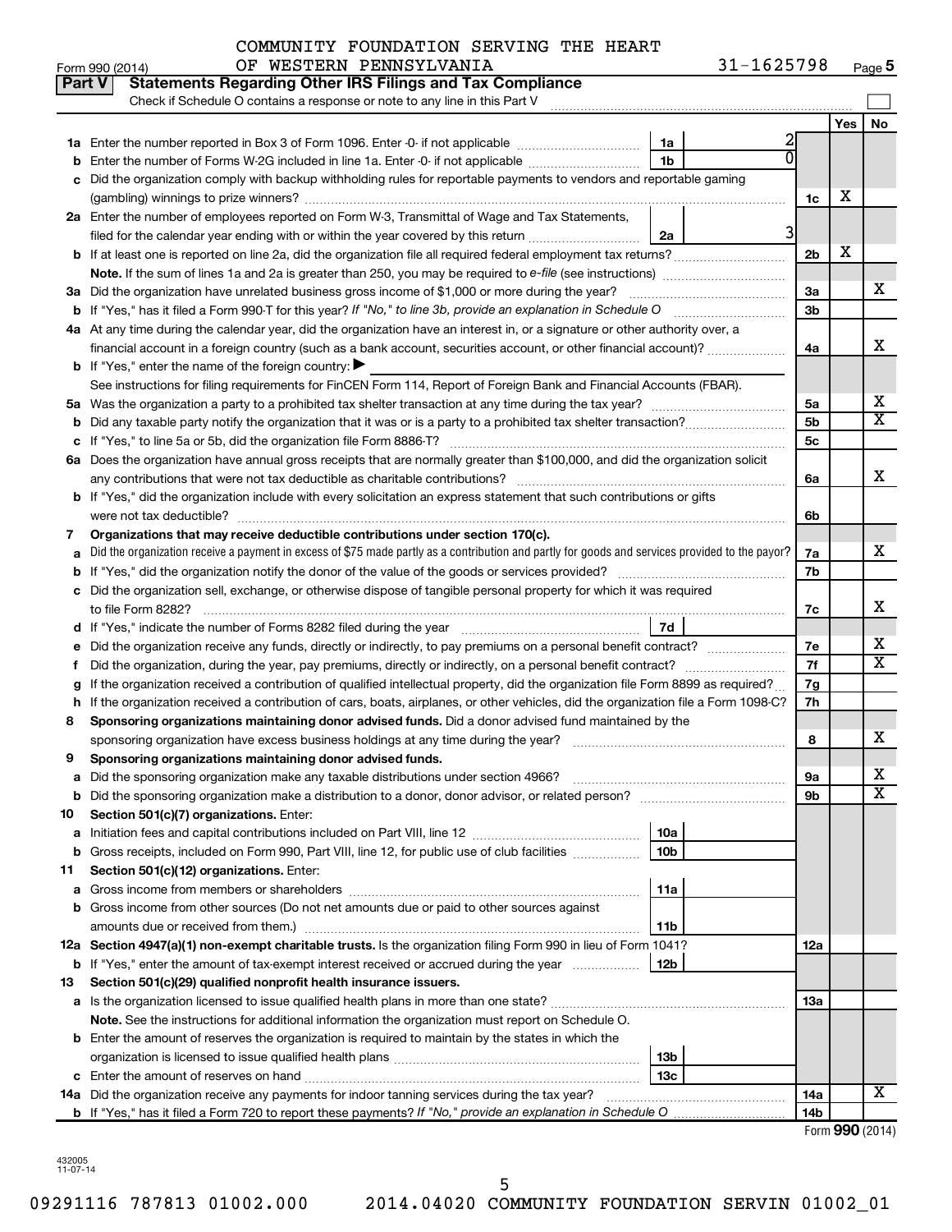COMMUNITY FOUNDATION SERVING THE HEART OF WESTERN PENNSYLVANIA 31-1625798

Form 990 (2014) Page 5

**Part V Statements Regarding Other IRS Filings and Tax Compliance**

Check if Schedule O contains a response or note to any line in this Part V

| | | | | | Yes | No |
|---|---|---|---|---|---|---|
| 1a | Enter the number reported in Box 3 of Form 1096. Enter -0- if not applicable | 1a | 2 | | | |
| b | Enter the number of Forms W-2G included in line 1a. Enter -0- if not applicable | 1b | 0 | | | |
| c | Did the organization comply with backup withholding rules for reportable payments to vendors and reportable gaming (gambling) winnings to prize winners? | | | 1c | X | |
| 2a | Enter the number of employees reported on Form W-3, Transmittal of Wage and Tax Statements, filed for the calendar year ending with or within the year covered by this return | 2a | 3 | | | |
| b | If at least one is reported on line 2a, did the organization file all required federal employment tax returns? | | | 2b | X | |
| | **Note.** If the sum of lines 1a and 2a is greater than 250, you may be required to *e-file* (see instructions) | | | | | |
| 3a | Did the organization have unrelated business gross income of $1,000 or more during the year? | | | 3a | | X |
| b | If "Yes," has it filed a Form 990-T for this year? *If "No," to line 3b, provide an explanation in Schedule O* | | | 3b | | |
| 4a | At any time during the calendar year, did the organization have an interest in, or a signature or other authority over, a financial account in a foreign country (such as a bank account, securities account, or other financial account)? | | | 4a | | X |
| b | If "Yes," enter the name of the foreign country: ▶ | | | | | |
| | See instructions for filing requirements for FinCEN Form 114, Report of Foreign Bank and Financial Accounts (FBAR). | | | | | |
| 5a | Was the organization a party to a prohibited tax shelter transaction at any time during the tax year? | | | 5a | | X |
| b | Did any taxable party notify the organization that it was or is a party to a prohibited tax shelter transaction? | | | 5b | | X |
| c | If "Yes," to line 5a or 5b, did the organization file Form 8886-T? | | | 5c | | |
| 6a | Does the organization have annual gross receipts that are normally greater than $100,000, and did the organization solicit any contributions that were not tax deductible as charitable contributions? | | | 6a | | X |
| b | If "Yes," did the organization include with every solicitation an express statement that such contributions or gifts were not tax deductible? | | | 6b | | |
| 7 | **Organizations that may receive deductible contributions under section 170(c).** | | | | | |
| a | Did the organization receive a payment in excess of $75 made partly as a contribution and partly for goods and services provided to the payor? | | | 7a | | X |
| b | If "Yes," did the organization notify the donor of the value of the goods or services provided? | | | 7b | | |
| c | Did the organization sell, exchange, or otherwise dispose of tangible personal property for which it was required to file Form 8282? | | | 7c | | X |
| d | If "Yes," indicate the number of Forms 8282 filed during the year | 7d | | | | |
| e | Did the organization receive any funds, directly or indirectly, to pay premiums on a personal benefit contract? | | | 7e | | X |
| f | Did the organization, during the year, pay premiums, directly or indirectly, on a personal benefit contract? | | | 7f | | X |
| g | If the organization received a contribution of qualified intellectual property, did the organization file Form 8899 as required? | | | 7g | | |
| h | If the organization received a contribution of cars, boats, airplanes, or other vehicles, did the organization file a Form 1098-C? | | | 7h | | |
| 8 | **Sponsoring organizations maintaining donor advised funds.** Did a donor advised fund maintained by the sponsoring organization have excess business holdings at any time during the year? | | | 8 | | X |
| 9 | **Sponsoring organizations maintaining donor advised funds.** | | | | | |
| a | Did the sponsoring organization make any taxable distributions under section 4966? | | | 9a | | X |
| b | Did the sponsoring organization make a distribution to a donor, donor advisor, or related person? | | | 9b | | X |
| 10 | **Section 501(c)(7) organizations.** Enter: | | | | | |
| a | Initiation fees and capital contributions included on Part VIII, line 12 | 10a | | | | |
| b | Gross receipts, included on Form 990, Part VIII, line 12, for public use of club facilities | 10b | | | | |
| 11 | **Section 501(c)(12) organizations.** Enter: | | | | | |
| a | Gross income from members or shareholders | 11a | | | | |
| b | Gross income from other sources (Do not net amounts due or paid to other sources against amounts due or received from them.) | 11b | | | | |
| 12a | **Section 4947(a)(1) non-exempt charitable trusts.** Is the organization filing Form 990 in lieu of Form 1041? | | | 12a | | |
| b | If "Yes," enter the amount of tax-exempt interest received or accrued during the year | 12b | | | | |
| 13 | **Section 501(c)(29) qualified nonprofit health insurance issuers.** | | | | | |
| a | Is the organization licensed to issue qualified health plans in more than one state? | | | 13a | | |
| | **Note.** See the instructions for additional information the organization must report on Schedule O. | | | | | |
| b | Enter the amount of reserves the organization is required to maintain by the states in which the organization is licensed to issue qualified health plans | 13b | | | | |
| c | Enter the amount of reserves on hand | 13c | | | | |
| 14a | Did the organization receive any payments for indoor tanning services during the tax year? | | | 14a | | X |
| b | If "Yes," has it filed a Form 720 to report these payments? *If "No," provide an explanation in Schedule O* | | | 14b | | |

Form **990** (2014)

432005 11-07-14

09291116 787813 01002.000 2014.04020 COMMUNITY FOUNDATION SERVIN 01002_01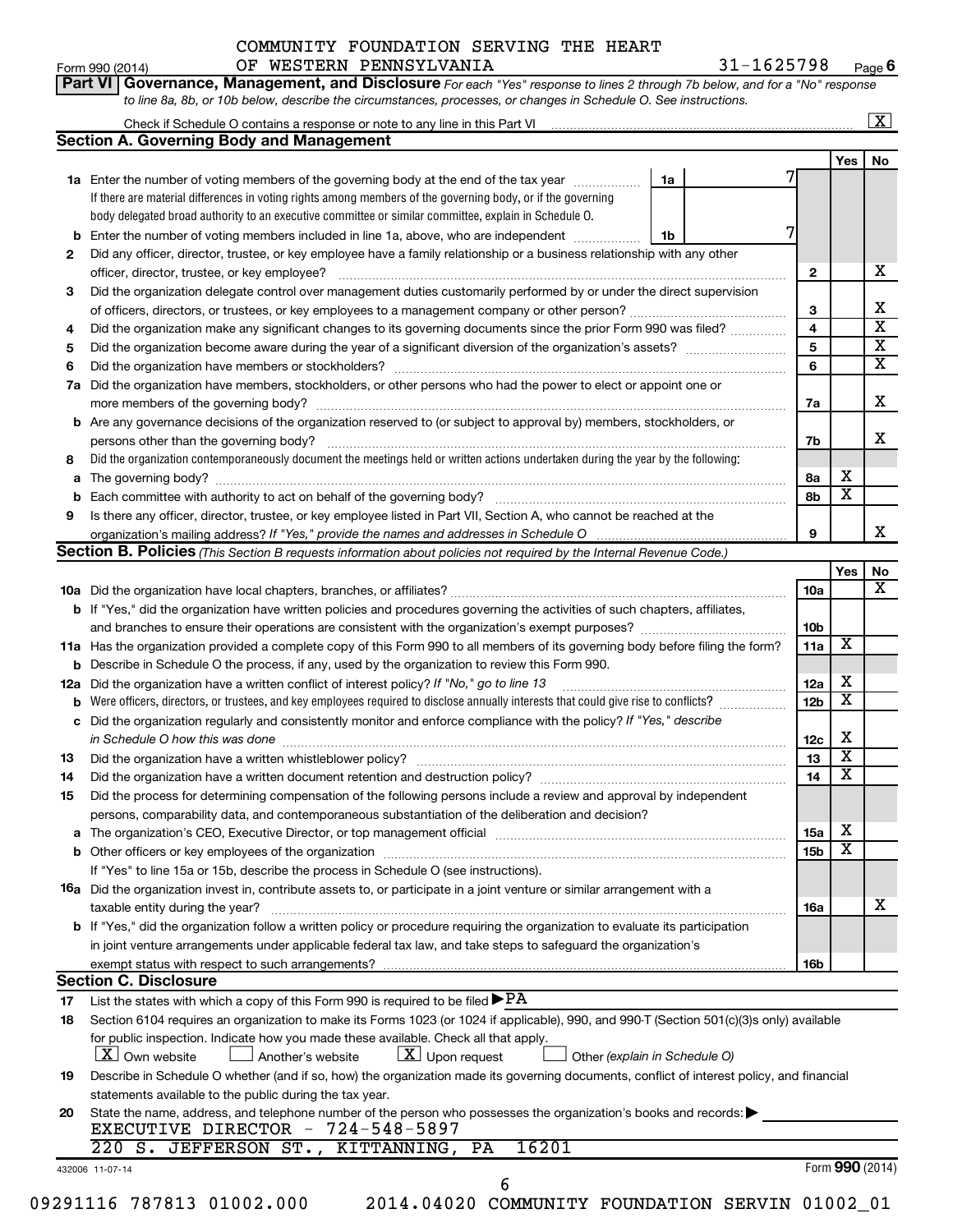COMMUNITY FOUNDATION SERVING THE HEART OF WESTERN PENNSYLVANIA 31-1625798

Form 990 (2014) Page 6

**Part VI Governance, Management, and Disclosure** *For each "Yes" response to lines 2 through 7b below, and for a "No" response to line 8a, 8b, or 10b below, describe the circumstances, processes, or changes in Schedule O. See instructions.*

Check if Schedule O contains a response or note to any line in this Part VI ... [X]

## Section A. Governing Body and Management

| | | | | Yes | No |
|---|---|---|---|---|---|
| 1a | Enter the number of voting members of the governing body at the end of the tax year | 1a | 7 | | |
| | If there are material differences in voting rights among members of the governing body, or if the governing body delegated broad authority to an executive committee or similar committee, explain in Schedule O. | | | | |
| b | Enter the number of voting members included in line 1a, above, who are independent | 1b | 7 | | |
| 2 | Did any officer, director, trustee, or key employee have a family relationship or a business relationship with any other officer, director, trustee, or key employee? | 2 | | | X |
| 3 | Did the organization delegate control over management duties customarily performed by or under the direct supervision of officers, directors, or trustees, or key employees to a management company or other person? | 3 | | | X |
| 4 | Did the organization make any significant changes to its governing documents since the prior Form 990 was filed? | 4 | | | X |
| 5 | Did the organization become aware during the year of a significant diversion of the organization's assets? | 5 | | | X |
| 6 | Did the organization have members or stockholders? | 6 | | | X |
| 7a | Did the organization have members, stockholders, or other persons who had the power to elect or appoint one or more members of the governing body? | 7a | | | X |
| b | Are any governance decisions of the organization reserved to (or subject to approval by) members, stockholders, or persons other than the governing body? | 7b | | | X |
| 8 | Did the organization contemporaneously document the meetings held or written actions undertaken during the year by the following: | | | | |
| a | The governing body? | 8a | | X | |
| b | Each committee with authority to act on behalf of the governing body? | 8b | | X | |
| 9 | Is there any officer, director, trustee, or key employee listed in Part VII, Section A, who cannot be reached at the organization's mailing address? *If "Yes," provide the names and addresses in Schedule O* | 9 | | | X |

## Section B. Policies *(This Section B requests information about policies not required by the Internal Revenue Code.)*

| | | | Yes | No |
|---|---|---|---|---|
| 10a | Did the organization have local chapters, branches, or affiliates? | 10a | | X |
| b | If "Yes," did the organization have written policies and procedures governing the activities of such chapters, affiliates, and branches to ensure their operations are consistent with the organization's exempt purposes? | 10b | | |
| 11a | Has the organization provided a complete copy of this Form 990 to all members of its governing body before filing the form? | 11a | X | |
| b | Describe in Schedule O the process, if any, used by the organization to review this Form 990. | | | |
| 12a | Did the organization have a written conflict of interest policy? *If "No," go to line 13* | 12a | X | |
| b | Were officers, directors, or trustees, and key employees required to disclose annually interests that could give rise to conflicts? | 12b | X | |
| c | Did the organization regularly and consistently monitor and enforce compliance with the policy? *If "Yes," describe in Schedule O how this was done* | 12c | X | |
| 13 | Did the organization have a written whistleblower policy? | 13 | X | |
| 14 | Did the organization have a written document retention and destruction policy? | 14 | X | |
| 15 | Did the process for determining compensation of the following persons include a review and approval by independent persons, comparability data, and contemporaneous substantiation of the deliberation and decision? | | | |
| a | The organization's CEO, Executive Director, or top management official | 15a | X | |
| b | Other officers or key employees of the organization | 15b | X | |
| | If "Yes" to line 15a or 15b, describe the process in Schedule O (see instructions). | | | |
| 16a | Did the organization invest in, contribute assets to, or participate in a joint venture or similar arrangement with a taxable entity during the year? | 16a | | X |
| b | If "Yes," did the organization follow a written policy or procedure requiring the organization to evaluate its participation in joint venture arrangements under applicable federal tax law, and take steps to safeguard the organization's exempt status with respect to such arrangements? | 16b | | |

## Section C. Disclosure

17 List the states with which a copy of this Form 990 is required to be filed ▶ PA

18 Section 6104 requires an organization to make its Forms 1023 (or 1024 if applicable), 990, and 990-T (Section 501(c)(3)s only) available for public inspection. Indicate how you made these available. Check all that apply.

[X] Own website [ ] Another's website [X] Upon request [ ] Other *(explain in Schedule O)*

19 Describe in Schedule O whether (and if so, how) the organization made its governing documents, conflict of interest policy, and financial statements available to the public during the tax year.

20 State the name, address, and telephone number of the person who possesses the organization's books and records: ▶
EXECUTIVE DIRECTOR - 724-548-5897
220 S. JEFFERSON ST., KITTANNING, PA 16201

432006 11-07-14 Form **990** (2014)

09291116 787813 01002.000 2014.04020 COMMUNITY FOUNDATION SERVIN 01002_01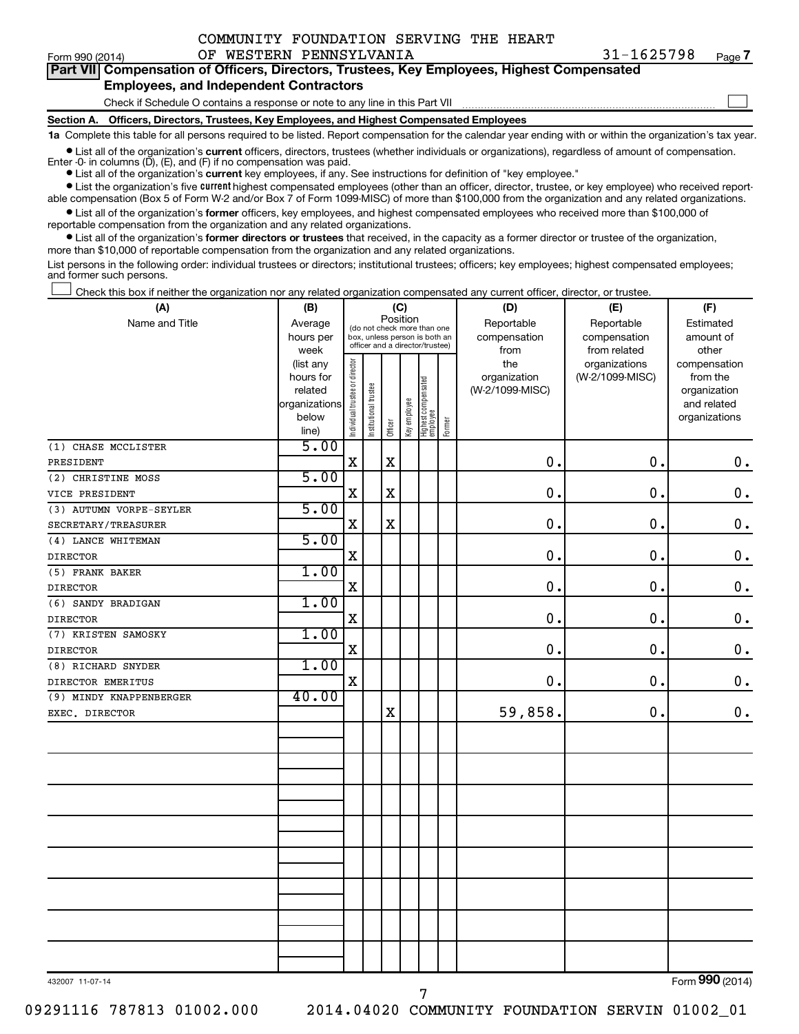COMMUNITY FOUNDATION SERVING THE HEART OF WESTERN PENNSYLVANIA

Form 990 (2014) 31-1625798 Page 7

**Part VII Compensation of Officers, Directors, Trustees, Key Employees, Highest Compensated Employees, and Independent Contractors**

Check if Schedule O contains a response or note to any line in this Part VII ☐

**Section A. Officers, Directors, Trustees, Key Employees, and Highest Compensated Employees**

**1a** Complete this table for all persons required to be listed. Report compensation for the calendar year ending with or within the organization's tax year.

- List all of the organization's **current** officers, directors, trustees (whether individuals or organizations), regardless of amount of compensation. Enter -0- in columns (D), (E), and (F) if no compensation was paid.
- List all of the organization's **current** key employees, if any. See instructions for definition of "key employee."
- List the organization's five **current** highest compensated employees (other than an officer, director, trustee, or key employee) who received reportable compensation (Box 5 of Form W-2 and/or Box 7 of Form 1099-MISC) of more than $100,000 from the organization and any related organizations.
- List all of the organization's **former** officers, key employees, and highest compensated employees who received more than $100,000 of reportable compensation from the organization and any related organizations.
- List all of the organization's **former directors or trustees** that received, in the capacity as a former director or trustee of the organization, more than $10,000 of reportable compensation from the organization and any related organizations.

List persons in the following order: individual trustees or directors; institutional trustees; officers; key employees; highest compensated employees; and former such persons.

☐ Check this box if neither the organization nor any related organization compensated any current officer, director, or trustee.

| (A) Name and Title | (B) Average hours per week (list any hours for related organizations below line) | (C) Position: Individual trustee or director | Institutional trustee | Officer | Key employee | Highest compensated employee | Former | (D) Reportable compensation from the organization (W-2/1099-MISC) | (E) Reportable compensation from related organizations (W-2/1099-MISC) | (F) Estimated amount of other compensation from the organization and related organizations |
|---|---|---|---|---|---|---|---|---|---|---|
| (1) CHASE MCCLISTER<br>PRESIDENT | 5.00 | X | | X | | | | 0. | 0. | 0. |
| (2) CHRISTINE MOSS<br>VICE PRESIDENT | 5.00 | X | | X | | | | 0. | 0. | 0. |
| (3) AUTUMN VORPE-SEYLER<br>SECRETARY/TREASURER | 5.00 | X | | X | | | | 0. | 0. | 0. |
| (4) LANCE WHITEMAN<br>DIRECTOR | 5.00 | X | | | | | | 0. | 0. | 0. |
| (5) FRANK BAKER<br>DIRECTOR | 1.00 | X | | | | | | 0. | 0. | 0. |
| (6) SANDY BRADIGAN<br>DIRECTOR | 1.00 | X | | | | | | 0. | 0. | 0. |
| (7) KRISTEN SAMOSKY<br>DIRECTOR | 1.00 | X | | | | | | 0. | 0. | 0. |
| (8) RICHARD SNYDER<br>DIRECTOR EMERITUS | 1.00 | X | | | | | | 0. | 0. | 0. |
| (9) MINDY KNAPPENBERGER<br>EXEC. DIRECTOR | 40.00 | | | X | | | | 59,858. | 0. | 0. |

432007 11-07-14 Form 990 (2014)

09291116 787813 01002.000 2014.04020 COMMUNITY FOUNDATION SERVIN 01002_01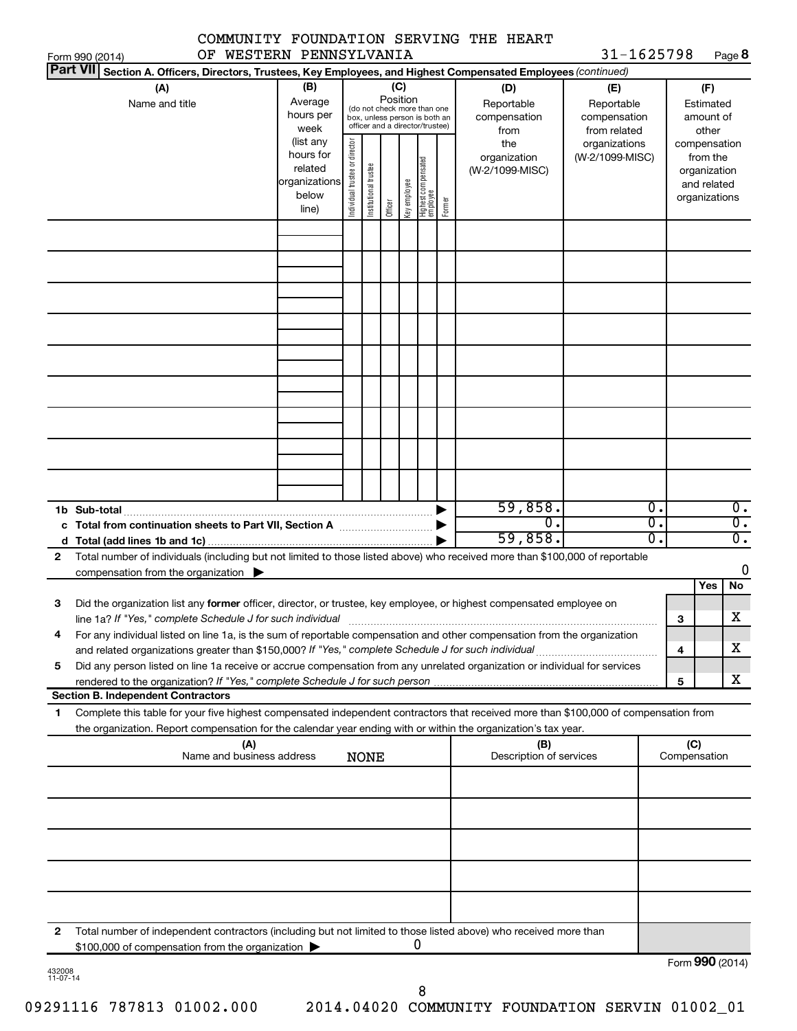COMMUNITY FOUNDATION SERVING THE HEART OF WESTERN PENNSYLVANIA 31-1625798

Form 990 (2014) Page 8

**Part VII Section A. Officers, Directors, Trustees, Key Employees, and Highest Compensated Employees** *(continued)*

| (A) Name and title | (B) Average hours per week (list any hours for related organizations below line) | (C) Position (do not check more than one box, unless person is both an officer and a director/trustee): Individual trustee or director | Institutional trustee | Officer | Key employee | Highest compensated employee | Former | (D) Reportable compensation from the organization (W-2/1099-MISC) | (E) Reportable compensation from related organizations (W-2/1099-MISC) | (F) Estimated amount of other compensation from the organization and related organizations |
|---|---|---|---|---|---|---|---|---|---|---|
| | | | | | | | | | | |
| | | | | | | | | | | |
| | | | | | | | | | | |
| | | | | | | | | | | |
| | | | | | | | | | | |
| | | | | | | | | | | |
| | | | | | | | | | | |
| | | | | | | | | | | |
| | | | | | | | | | | |

| | (D) | (E) | (F) |
|---|---|---|---|
| 1b Sub-total | 59,858. | 0. | 0. |
| c Total from continuation sheets to Part VII, Section A | 0. | 0. | 0. |
| d Total (add lines 1b and 1c) | 59,858. | 0. | 0. |

2 Total number of individuals (including but not limited to those listed above) who received more than $100,000 of reportable compensation from the organization ▶ 0

| | | | Yes | No |
|---|---|---|---|---|
| 3 | Did the organization list any **former** officer, director, or trustee, key employee, or highest compensated employee on line 1a? *If "Yes," complete Schedule J for such individual* | 3 | | X |
| 4 | For any individual listed on line 1a, is the sum of reportable compensation and other compensation from the organization and related organizations greater than $150,000? *If "Yes," complete Schedule J for such individual* | 4 | | X |
| 5 | Did any person listed on line 1a receive or accrue compensation from any unrelated organization or individual for services rendered to the organization? *If "Yes," complete Schedule J for such person* | 5 | | X |

**Section B. Independent Contractors**

1 Complete this table for your five highest compensated independent contractors that received more than $100,000 of compensation from the organization. Report compensation for the calendar year ending with or within the organization's tax year.

| (A) Name and business address | (B) Description of services | (C) Compensation |
|---|---|---|
| NONE | | |
| | | |
| | | |
| | | |
| | | |

2 Total number of independent contractors (including but not limited to those listed above) who received more than $100,000 of compensation from the organization ▶ 0

Form **990** (2014)

432008 11-07-14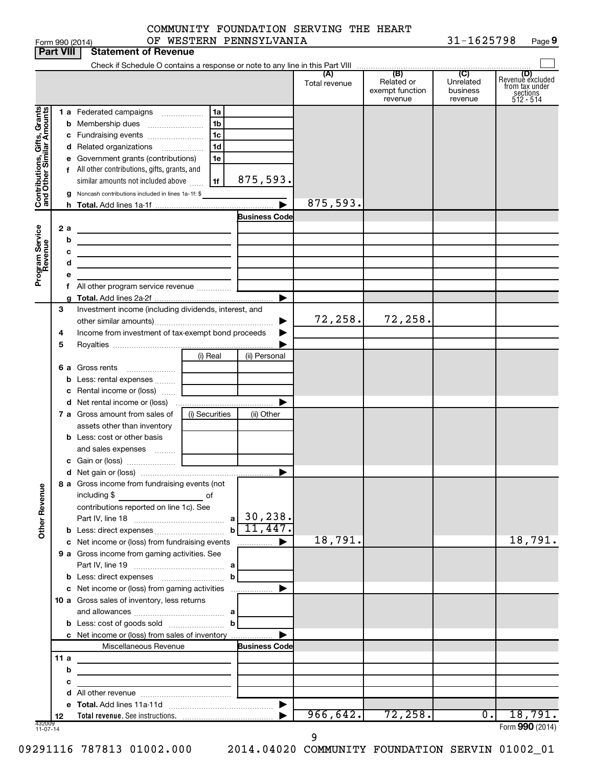COMMUNITY FOUNDATION SERVING THE HEART OF WESTERN PENNSYLVANIA 31-1625798

Form 990 (2014)

## Part VIII Statement of Revenue

Check if Schedule O contains a response or note to any line in this Part VIII

| | | | (A) Total revenue | (B) Related or exempt function revenue | (C) Unrelated business revenue | (D) Revenue excluded from tax under sections 512 - 514 |
|---|---|---|---|---|---|---|
| **Contributions, Gifts, Grants and Other Similar Amounts** | 1 a Federated campaigns | 1a | | | | |
| | b Membership dues | 1b | | | | |
| | c Fundraising events | 1c | | | | |
| | d Related organizations | 1d | | | | |
| | e Government grants (contributions) | 1e | | | | |
| | f All other contributions, gifts, grants, and similar amounts not included above | 1f 875,593. | | | | |
| | g Noncash contributions included in lines 1a-1f: $ | | | | | |
| | h **Total.** Add lines 1a-1f | | 875,593. | | | |
| **Program Service Revenue** | | Business Code | | | | |
| | 2 a | | | | | |
| | b | | | | | |
| | c | | | | | |
| | d | | | | | |
| | e | | | | | |
| | f All other program service revenue | | | | | |
| | g **Total.** Add lines 2a-2f | | | | | |
| | 3 Investment income (including dividends, interest, and other similar amounts) | | 72,258. | 72,258. | | |
| | 4 Income from investment of tax-exempt bond proceeds | | | | | |
| | 5 Royalties | | | | | |
| | 6 a Gross rents | (i) Real / (ii) Personal | | | | |
| | b Less: rental expenses | | | | | |
| | c Rental income or (loss) | | | | | |
| | d Net rental income or (loss) | | | | | |
| | 7 a Gross amount from sales of assets other than inventory | (i) Securities / (ii) Other | | | | |
| | b Less: cost or other basis and sales expenses | | | | | |
| | c Gain or (loss) | | | | | |
| | d Net gain or (loss) | | | | | |
| **Other Revenue** | 8 a Gross income from fundraising events (not including $ of contributions reported on line 1c). See Part IV, line 18 | a 30,238. | | | | |
| | b Less: direct expenses | b 11,447. | | | | |
| | c Net income or (loss) from fundraising events | | 18,791. | | | 18,791. |
| | 9 a Gross income from gaming activities. See Part IV, line 19 | a | | | | |
| | b Less: direct expenses | b | | | | |
| | c Net income or (loss) from gaming activities | | | | | |
| | 10 a Gross sales of inventory, less returns and allowances | a | | | | |
| | b Less: cost of goods sold | b | | | | |
| | c Net income or (loss) from sales of inventory | | | | | |
| | Miscellaneous Revenue | Business Code | | | | |
| | 11 a | | | | | |
| | b | | | | | |
| | c | | | | | |
| | d All other revenue | | | | | |
| | e **Total.** Add lines 11a-11d | | | | | |
| | 12 **Total revenue.** See instructions. | | 966,642. | 72,258. | 0. | 18,791. |

432009 11-07-14

Form **990** (2014)

09291116 787813 01002.000 2014.04020 COMMUNITY FOUNDATION SERVIN 01002_01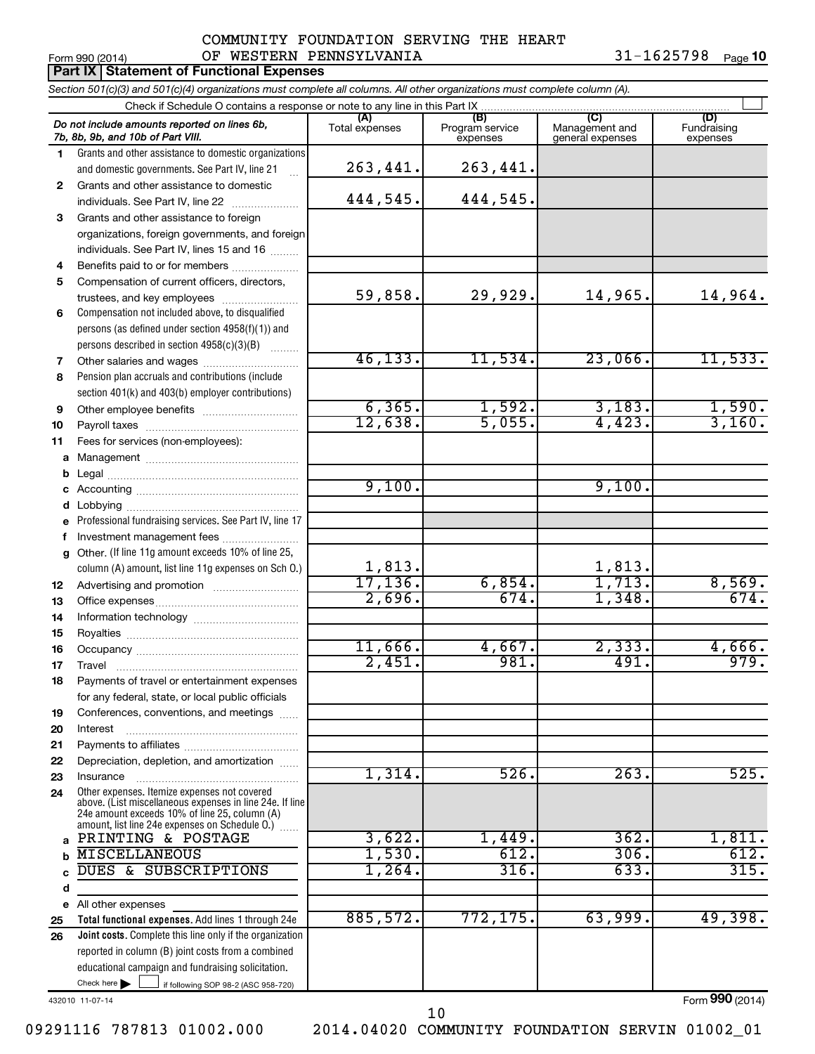COMMUNITY FOUNDATION SERVING THE HEART OF WESTERN PENNSYLVANIA

Form 990 (2014) 31-1625798 Page 10

**Part IX | Statement of Functional Expenses**

*Section 501(c)(3) and 501(c)(4) organizations must complete all columns. All other organizations must complete column (A).*

Check if Schedule O contains a response or note to any line in this Part IX

| | *Do not include amounts reported on lines 6b, 7b, 8b, 9b, and 10b of Part VIII.* | (A) Total expenses | (B) Program service expenses | (C) Management and general expenses | (D) Fundraising expenses |
|---|---|---|---|---|---|
| 1 | Grants and other assistance to domestic organizations and domestic governments. See Part IV, line 21 | 263,441. | 263,441. | | |
| 2 | Grants and other assistance to domestic individuals. See Part IV, line 22 | 444,545. | 444,545. | | |
| 3 | Grants and other assistance to foreign organizations, foreign governments, and foreign individuals. See Part IV, lines 15 and 16 | | | | |
| 4 | Benefits paid to or for members | | | | |
| 5 | Compensation of current officers, directors, trustees, and key employees | 59,858. | 29,929. | 14,965. | 14,964. |
| 6 | Compensation not included above, to disqualified persons (as defined under section 4958(f)(1)) and persons described in section 4958(c)(3)(B) | | | | |
| 7 | Other salaries and wages | 46,133. | 11,534. | 23,066. | 11,533. |
| 8 | Pension plan accruals and contributions (include section 401(k) and 403(b) employer contributions) | | | | |
| 9 | Other employee benefits | 6,365. | 1,592. | 3,183. | 1,590. |
| 10 | Payroll taxes | 12,638. | 5,055. | 4,423. | 3,160. |
| 11 | Fees for services (non-employees): | | | | |
| a | Management | | | | |
| b | Legal | | | | |
| c | Accounting | 9,100. | | 9,100. | |
| d | Lobbying | | | | |
| e | Professional fundraising services. See Part IV, line 17 | | | | |
| f | Investment management fees | | | | |
| g | Other. (If line 11g amount exceeds 10% of line 25, column (A) amount, list line 11g expenses on Sch O.) | 1,813. | | 1,813. | |
| 12 | Advertising and promotion | 17,136. | 6,854. | 1,713. | 8,569. |
| 13 | Office expenses | 2,696. | 674. | 1,348. | 674. |
| 14 | Information technology | | | | |
| 15 | Royalties | | | | |
| 16 | Occupancy | 11,666. | 4,667. | 2,333. | 4,666. |
| 17 | Travel | 2,451. | 981. | 491. | 979. |
| 18 | Payments of travel or entertainment expenses for any federal, state, or local public officials | | | | |
| 19 | Conferences, conventions, and meetings | | | | |
| 20 | Interest | | | | |
| 21 | Payments to affiliates | | | | |
| 22 | Depreciation, depletion, and amortization | | | | |
| 23 | Insurance | 1,314. | 526. | 263. | 525. |
| 24 | Other expenses. Itemize expenses not covered above. (List miscellaneous expenses in line 24e. If line 24e amount exceeds 10% of line 25, column (A) amount, list line 24e expenses on Schedule O.) | | | | |
| a | PRINTING & POSTAGE | 3,622. | 1,449. | 362. | 1,811. |
| b | MISCELLANEOUS | 1,530. | 612. | 306. | 612. |
| c | DUES & SUBSCRIPTIONS | 1,264. | 316. | 633. | 315. |
| d | | | | | |
| e | All other expenses | | | | |
| 25 | **Total functional expenses.** Add lines 1 through 24e | 885,572. | 772,175. | 63,999. | 49,398. |
| 26 | **Joint costs.** Complete this line only if the organization reported in column (B) joint costs from a combined educational campaign and fundraising solicitation. Check here ☐ if following SOP 98-2 (ASC 958-720) | | | | |

432010 11-07-14

Form **990** (2014)

09291116 787813 01002.000 2014.04020 COMMUNITY FOUNDATION SERVIN 01002_01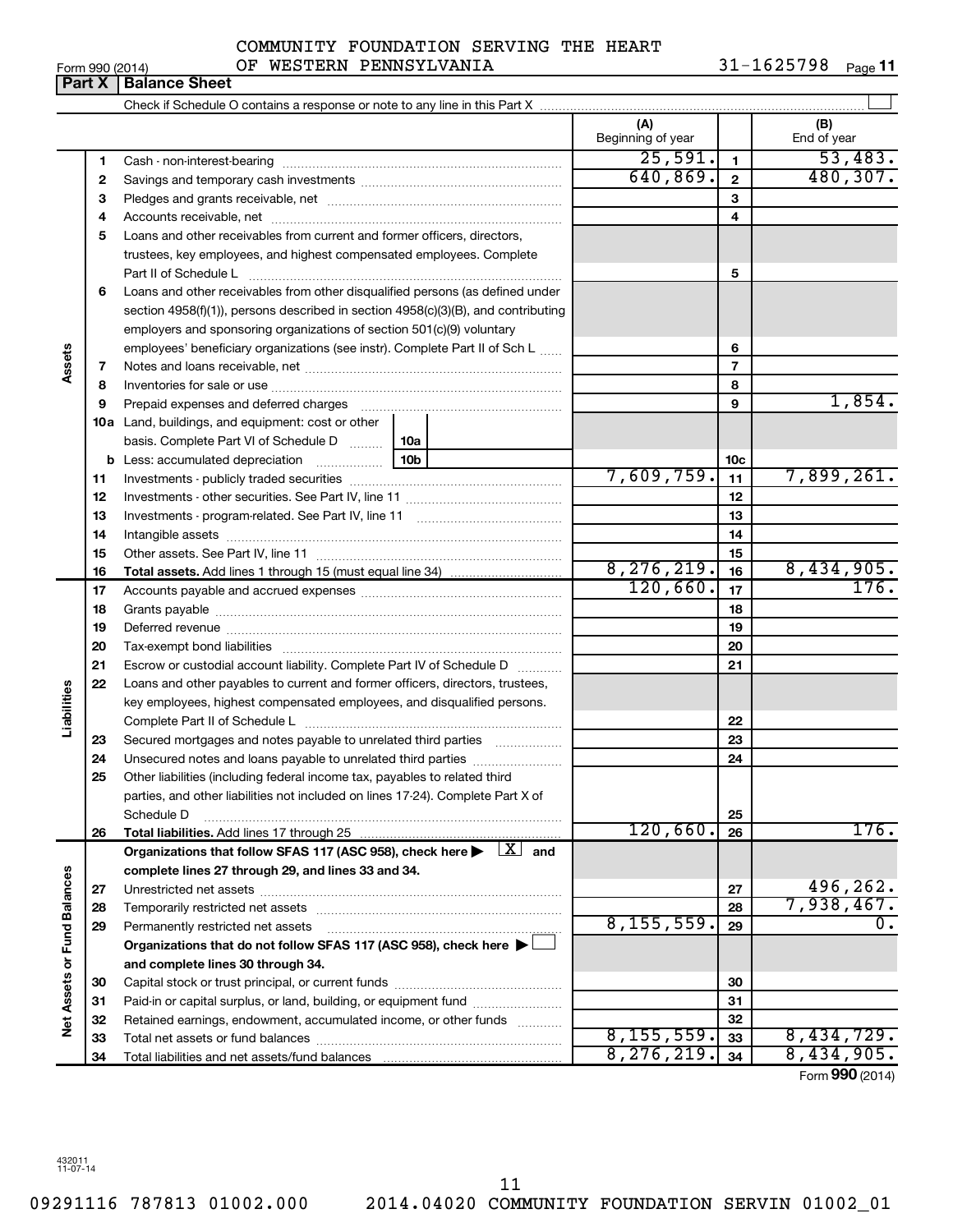COMMUNITY FOUNDATION SERVING THE HEART OF WESTERN PENNSYLVANIA

Form 990 (2014) 31-1625798 Page **11**

## Part X | Balance Sheet

Check if Schedule O contains a response or note to any line in this Part X ☐

| | | | (A) Beginning of year | | (B) End of year |
|---|---|---|---|---|---|
| **Assets** | 1 | Cash - non-interest-bearing | 25,591. | 1 | 53,483. |
| | 2 | Savings and temporary cash investments | 640,869. | 2 | 480,307. |
| | 3 | Pledges and grants receivable, net | | 3 | |
| | 4 | Accounts receivable, net | | 4 | |
| | 5 | Loans and other receivables from current and former officers, directors, trustees, key employees, and highest compensated employees. Complete Part II of Schedule L | | 5 | |
| | 6 | Loans and other receivables from other disqualified persons (as defined under section 4958(f)(1)), persons described in section 4958(c)(3)(B), and contributing employers and sponsoring organizations of section 501(c)(9) voluntary employees' beneficiary organizations (see instr). Complete Part II of Sch L | | 6 | |
| | 7 | Notes and loans receivable, net | | 7 | |
| | 8 | Inventories for sale or use | | 8 | |
| | 9 | Prepaid expenses and deferred charges | | 9 | 1,854. |
| | 10a | Land, buildings, and equipment: cost or other basis. Complete Part VI of Schedule D ... 10a | | | |
| | b | Less: accumulated depreciation ... 10b | | 10c | |
| | 11 | Investments - publicly traded securities | 7,609,759. | 11 | 7,899,261. |
| | 12 | Investments - other securities. See Part IV, line 11 | | 12 | |
| | 13 | Investments - program-related. See Part IV, line 11 | | 13 | |
| | 14 | Intangible assets | | 14 | |
| | 15 | Other assets. See Part IV, line 11 | | 15 | |
| | 16 | **Total assets.** Add lines 1 through 15 (must equal line 34) | 8,276,219. | 16 | 8,434,905. |
| **Liabilities** | 17 | Accounts payable and accrued expenses | 120,660. | 17 | 176. |
| | 18 | Grants payable | | 18 | |
| | 19 | Deferred revenue | | 19 | |
| | 20 | Tax-exempt bond liabilities | | 20 | |
| | 21 | Escrow or custodial account liability. Complete Part IV of Schedule D | | 21 | |
| | 22 | Loans and other payables to current and former officers, directors, trustees, key employees, highest compensated employees, and disqualified persons. Complete Part II of Schedule L | | 22 | |
| | 23 | Secured mortgages and notes payable to unrelated third parties | | 23 | |
| | 24 | Unsecured notes and loans payable to unrelated third parties | | 24 | |
| | 25 | Other liabilities (including federal income tax, payables to related third parties, and other liabilities not included on lines 17-24). Complete Part X of Schedule D | | 25 | |
| | 26 | **Total liabilities.** Add lines 17 through 25 | 120,660. | 26 | 176. |
| **Net Assets or Fund Balances** | | **Organizations that follow SFAS 117 (ASC 958), check here ▶ ☒ and complete lines 27 through 29, and lines 33 and 34.** | | | |
| | 27 | Unrestricted net assets | | 27 | 496,262. |
| | 28 | Temporarily restricted net assets | | 28 | 7,938,467. |
| | 29 | Permanently restricted net assets | 8,155,559. | 29 | 0. |
| | | **Organizations that do not follow SFAS 117 (ASC 958), check here ▶ ☐ and complete lines 30 through 34.** | | | |
| | 30 | Capital stock or trust principal, or current funds | | 30 | |
| | 31 | Paid-in or capital surplus, or land, building, or equipment fund | | 31 | |
| | 32 | Retained earnings, endowment, accumulated income, or other funds | | 32 | |
| | 33 | Total net assets or fund balances | 8,155,559. | 33 | 8,434,729. |
| | 34 | Total liabilities and net assets/fund balances | 8,276,219. | 34 | 8,434,905. |

Form **990** (2014)

432011 11-07-14

09291116 787813 01002.000 2014.04020 COMMUNITY FOUNDATION SERVIN 01002_01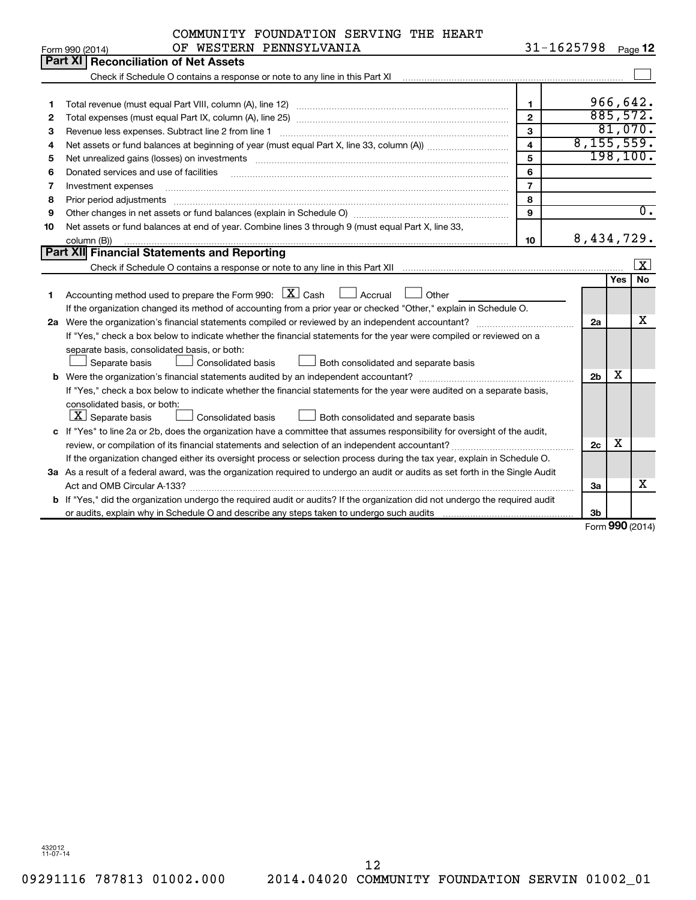COMMUNITY FOUNDATION SERVING THE HEART OF WESTERN PENNSYLVANIA — 31-1625798

Form 990 (2014) Page 12

## Part XI Reconciliation of Net Assets

Check if Schedule O contains a response or note to any line in this Part XI ☐

| | | Line | Amount |
|---|---|---|---|
| 1 | Total revenue (must equal Part VIII, column (A), line 12) | 1 | 966,642. |
| 2 | Total expenses (must equal Part IX, column (A), line 25) | 2 | 885,572. |
| 3 | Revenue less expenses. Subtract line 2 from line 1 | 3 | 81,070. |
| 4 | Net assets or fund balances at beginning of year (must equal Part X, line 33, column (A)) | 4 | 8,155,559. |
| 5 | Net unrealized gains (losses) on investments | 5 | 198,100. |
| 6 | Donated services and use of facilities | 6 | |
| 7 | Investment expenses | 7 | |
| 8 | Prior period adjustments | 8 | |
| 9 | Other changes in net assets or fund balances (explain in Schedule O) | 9 | 0. |
| 10 | Net assets or fund balances at end of year. Combine lines 3 through 9 (must equal Part X, line 33, column (B)) | 10 | 8,434,729. |

## Part XII Financial Statements and Reporting

Check if Schedule O contains a response or note to any line in this Part XII ☒

| | | Line | Yes | No |
|---|---|---|---|---|
| 1 | Accounting method used to prepare the Form 990: ☒ Cash ☐ Accrual ☐ Other<br>If the organization changed its method of accounting from a prior year or checked "Other," explain in Schedule O. | | | |
| 2a | Were the organization's financial statements compiled or reviewed by an independent accountant? | 2a | | X |
| | If "Yes," check a box below to indicate whether the financial statements for the year were compiled or reviewed on a separate basis, consolidated basis, or both:<br>☐ Separate basis ☐ Consolidated basis ☐ Both consolidated and separate basis | | | |
| b | Were the organization's financial statements audited by an independent accountant? | 2b | X | |
| | If "Yes," check a box below to indicate whether the financial statements for the year were audited on a separate basis, consolidated basis, or both:<br>☒ Separate basis ☐ Consolidated basis ☐ Both consolidated and separate basis | | | |
| c | If "Yes" to line 2a or 2b, does the organization have a committee that assumes responsibility for oversight of the audit, review, or compilation of its financial statements and selection of an independent accountant? | 2c | X | |
| | If the organization changed either its oversight process or selection process during the tax year, explain in Schedule O. | | | |
| 3a | As a result of a federal award, was the organization required to undergo an audit or audits as set forth in the Single Audit Act and OMB Circular A-133? | 3a | | X |
| b | If "Yes," did the organization undergo the required audit or audits? If the organization did not undergo the required audit or audits, explain why in Schedule O and describe any steps taken to undergo such audits | 3b | | |

Form **990** (2014)

432012 11-07-14

09291116 787813 01002.000 2014.04020 COMMUNITY FOUNDATION SERVIN 01002_01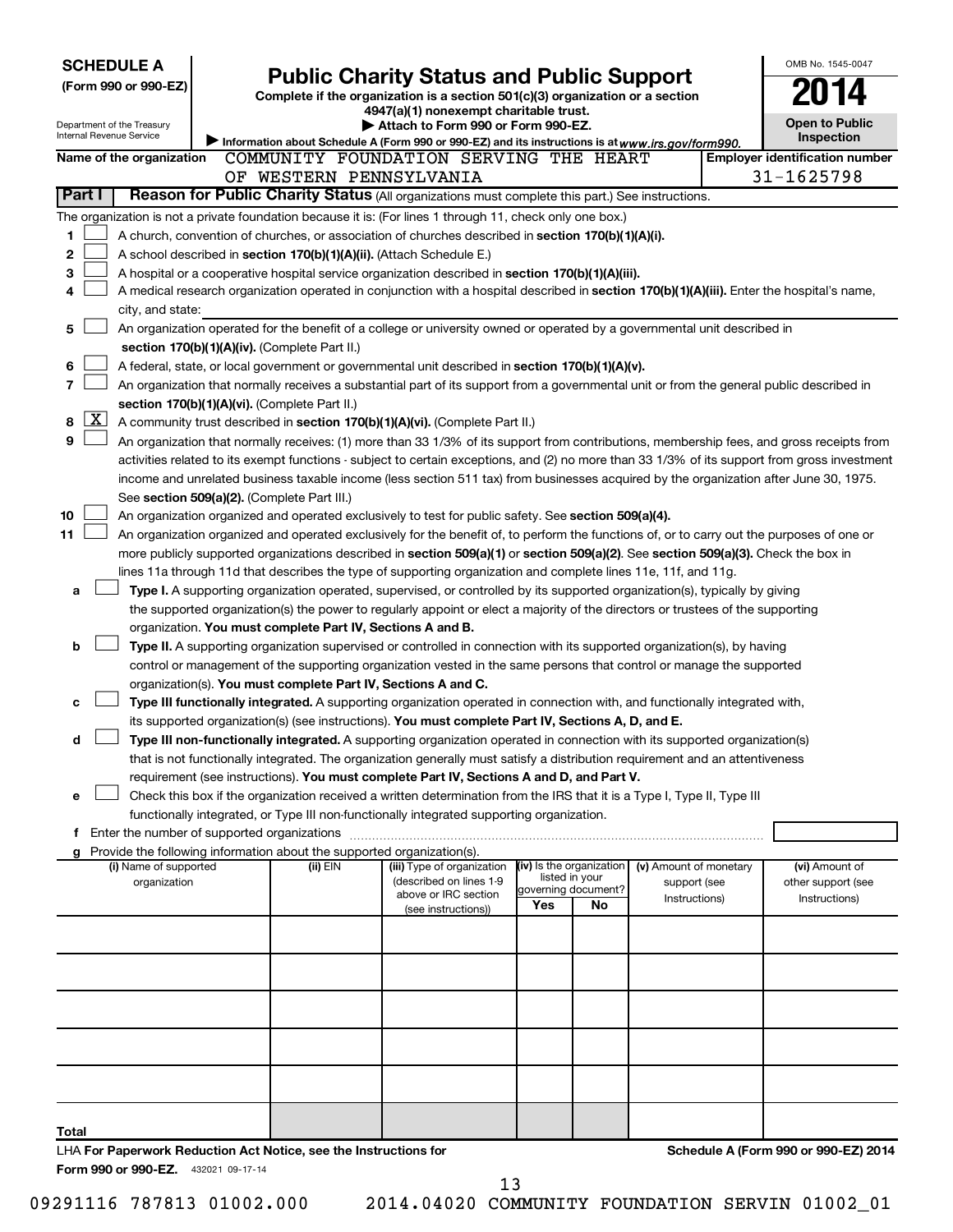**SCHEDULE A**
**(Form 990 or 990-EZ)**

Department of the Treasury
Internal Revenue Service

# Public Charity Status and Public Support

**Complete if the organization is a section 501(c)(3) organization or a section 4947(a)(1) nonexempt charitable trust.**
**▶ Attach to Form 990 or Form 990-EZ.**
▶ Information about Schedule A (Form 990 or 990-EZ) and its instructions is at www.irs.gov/form990.

OMB No. 1545-0047
**2014**
**Open to Public Inspection**

**Name of the organization** COMMUNITY FOUNDATION SERVING THE HEART OF WESTERN PENNSYLVANIA

**Employer identification number** 31-1625798

**Part I** **Reason for Public Charity Status** (All organizations must complete this part.) See instructions.

The organization is not a private foundation because it is: (For lines 1 through 11, check only one box.)

1 [ ] A church, convention of churches, or association of churches described in **section 170(b)(1)(A)(i).**

2 [ ] A school described in **section 170(b)(1)(A)(ii).** (Attach Schedule E.)

3 [ ] A hospital or a cooperative hospital service organization described in **section 170(b)(1)(A)(iii).**

4 [ ] A medical research organization operated in conjunction with a hospital described in **section 170(b)(1)(A)(iii).** Enter the hospital's name, city, and state:

5 [ ] An organization operated for the benefit of a college or university owned or operated by a governmental unit described in **section 170(b)(1)(A)(iv).** (Complete Part II.)

6 [ ] A federal, state, or local government or governmental unit described in **section 170(b)(1)(A)(v).**

7 [ ] An organization that normally receives a substantial part of its support from a governmental unit or from the general public described in **section 170(b)(1)(A)(vi).** (Complete Part II.)

8 [X] A community trust described in **section 170(b)(1)(A)(vi).** (Complete Part II.)

9 [ ] An organization that normally receives: (1) more than 33 1/3% of its support from contributions, membership fees, and gross receipts from activities related to its exempt functions - subject to certain exceptions, and (2) no more than 33 1/3% of its support from gross investment income and unrelated business taxable income (less section 511 tax) from businesses acquired by the organization after June 30, 1975. See **section 509(a)(2).** (Complete Part III.)

10 [ ] An organization organized and operated exclusively to test for public safety. See **section 509(a)(4).**

11 [ ] An organization organized and operated exclusively for the benefit of, to perform the functions of, or to carry out the purposes of one or more publicly supported organizations described in **section 509(a)(1)** or **section 509(a)(2)**. See **section 509(a)(3).** Check the box in lines 11a through 11d that describes the type of supporting organization and complete lines 11e, 11f, and 11g.

a [ ] **Type I.** A supporting organization operated, supervised, or controlled by its supported organization(s), typically by giving the supported organization(s) the power to regularly appoint or elect a majority of the directors or trustees of the supporting organization. **You must complete Part IV, Sections A and B.**

b [ ] **Type II.** A supporting organization supervised or controlled in connection with its supported organization(s), by having control or management of the supporting organization vested in the same persons that control or manage the supported organization(s). **You must complete Part IV, Sections A and C.**

c [ ] **Type III functionally integrated.** A supporting organization operated in connection with, and functionally integrated with, its supported organization(s) (see instructions). **You must complete Part IV, Sections A, D, and E.**

d [ ] **Type III non-functionally integrated.** A supporting organization operated in connection with its supported organization(s) that is not functionally integrated. The organization generally must satisfy a distribution requirement and an attentiveness requirement (see instructions). **You must complete Part IV, Sections A and D, and Part V.**

e [ ] Check this box if the organization received a written determination from the IRS that it is a Type I, Type II, Type III functionally integrated, or Type III non-functionally integrated supporting organization.

f Enter the number of supported organizations

g Provide the following information about the supported organization(s).

| (i) Name of supported organization | (ii) EIN | (iii) Type of organization (described on lines 1-9 above or IRC section (see instructions)) | (iv) Is the organization listed in your governing document? Yes | No | (v) Amount of monetary support (see Instructions) | (vi) Amount of other support (see Instructions) |
|---|---|---|---|---|---|---|
| | | | | | | |
| | | | | | | |
| | | | | | | |
| | | | | | | |
| | | | | | | |
| Total | | | | | | |

LHA **For Paperwork Reduction Act Notice, see the Instructions for Form 990 or 990-EZ.** 432021 09-17-14

**Schedule A (Form 990 or 990-EZ) 2014**

09291116 787813 01002.000 2014.04020 COMMUNITY FOUNDATION SERVIN 01002_01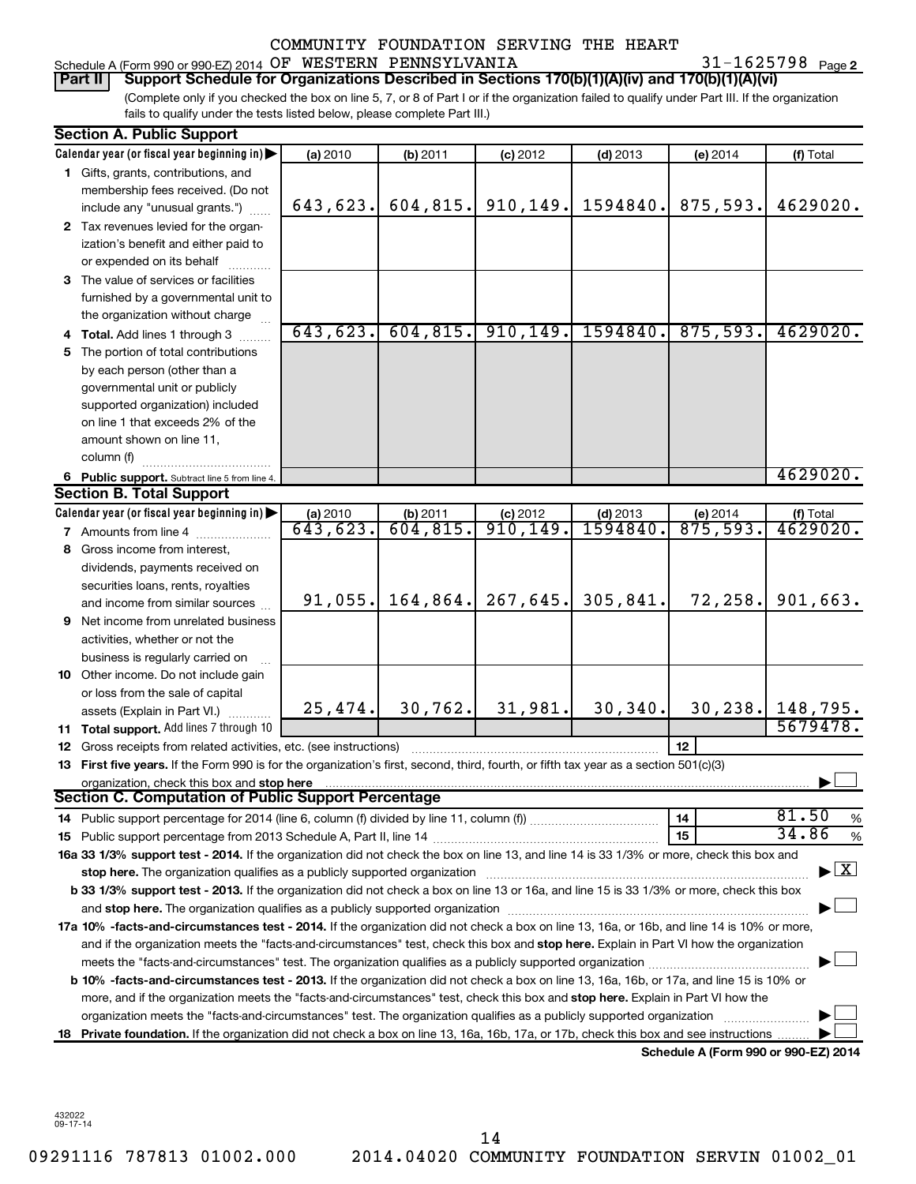COMMUNITY FOUNDATION SERVING THE HEART

Schedule A (Form 990 or 990-EZ) 2014 OF WESTERN PENNSYLVANIA 31-1625798 Page 2

**Part II** **Support Schedule for Organizations Described in Sections 170(b)(1)(A)(iv) and 170(b)(1)(A)(vi)**

(Complete only if you checked the box on line 5, 7, or 8 of Part I or if the organization failed to qualify under Part III. If the organization fails to qualify under the tests listed below, please complete Part III.)

**Section A. Public Support**

| Calendar year (or fiscal year beginning in) | (a) 2010 | (b) 2011 | (c) 2012 | (d) 2013 | (e) 2014 | (f) Total |
|---|---|---|---|---|---|---|
| 1 Gifts, grants, contributions, and membership fees received. (Do not include any "unusual grants.") | 643,623. | 604,815. | 910,149. | 1594840. | 875,593. | 4629020. |
| 2 Tax revenues levied for the organization's benefit and either paid to or expended on its behalf | | | | | | |
| 3 The value of services or facilities furnished by a governmental unit to the organization without charge | | | | | | |
| 4 **Total.** Add lines 1 through 3 | 643,623. | 604,815. | 910,149. | 1594840. | 875,593. | 4629020. |
| 5 The portion of total contributions by each person (other than a governmental unit or publicly supported organization) included on line 1 that exceeds 2% of the amount shown on line 11, column (f) | | | | | | |
| 6 **Public support.** Subtract line 5 from line 4. | | | | | | 4629020. |

**Section B. Total Support**

| Calendar year (or fiscal year beginning in) | (a) 2010 | (b) 2011 | (c) 2012 | (d) 2013 | (e) 2014 | (f) Total |
|---|---|---|---|---|---|---|
| 7 Amounts from line 4 | 643,623. | 604,815. | 910,149. | 1594840. | 875,593. | 4629020. |
| 8 Gross income from interest, dividends, payments received on securities loans, rents, royalties and income from similar sources | 91,055. | 164,864. | 267,645. | 305,841. | 72,258. | 901,663. |
| 9 Net income from unrelated business activities, whether or not the business is regularly carried on | | | | | | |
| 10 Other income. Do not include gain or loss from the sale of capital assets (Explain in Part VI.) | 25,474. | 30,762. | 31,981. | 30,340. | 30,238. | 148,795. |
| 11 **Total support.** Add lines 7 through 10 | | | | | | 5679478. |

12 Gross receipts from related activities, etc. (see instructions) | 12 |

13 **First five years.** If the Form 990 is for the organization's first, second, third, fourth, or fifth tax year as a section 501(c)(3) organization, check this box and **stop here** ☐

**Section C. Computation of Public Support Percentage**

14 Public support percentage for 2014 (line 6, column (f) divided by line 11, column (f)) | 14 | 81.50 %

15 Public support percentage from 2013 Schedule A, Part II, line 14 | 15 | 34.86 %

**16a 33 1/3% support test - 2014.** If the organization did not check the box on line 13, and line 14 is 33 1/3% or more, check this box and **stop here.** The organization qualifies as a publicly supported organization ☒

**b 33 1/3% support test - 2013.** If the organization did not check a box on line 13 or 16a, and line 15 is 33 1/3% or more, check this box and **stop here.** The organization qualifies as a publicly supported organization ☐

**17a 10% -facts-and-circumstances test - 2014.** If the organization did not check a box on line 13, 16a, or 16b, and line 14 is 10% or more, and if the organization meets the "facts-and-circumstances" test, check this box and **stop here.** Explain in Part VI how the organization meets the "facts-and-circumstances" test. The organization qualifies as a publicly supported organization ☐

**b 10% -facts-and-circumstances test - 2013.** If the organization did not check a box on line 13, 16a, 16b, or 17a, and line 15 is 10% or more, and if the organization meets the "facts-and-circumstances" test, check this box and **stop here.** Explain in Part VI how the organization meets the "facts-and-circumstances" test. The organization qualifies as a publicly supported organization ☐

**18 Private foundation.** If the organization did not check a box on line 13, 16a, 16b, 17a, or 17b, check this box and see instructions ☐

**Schedule A (Form 990 or 990-EZ) 2014**

432022
09-17-14

09291116 787813 01002.000 2014.04020 COMMUNITY FOUNDATION SERVIN 01002_01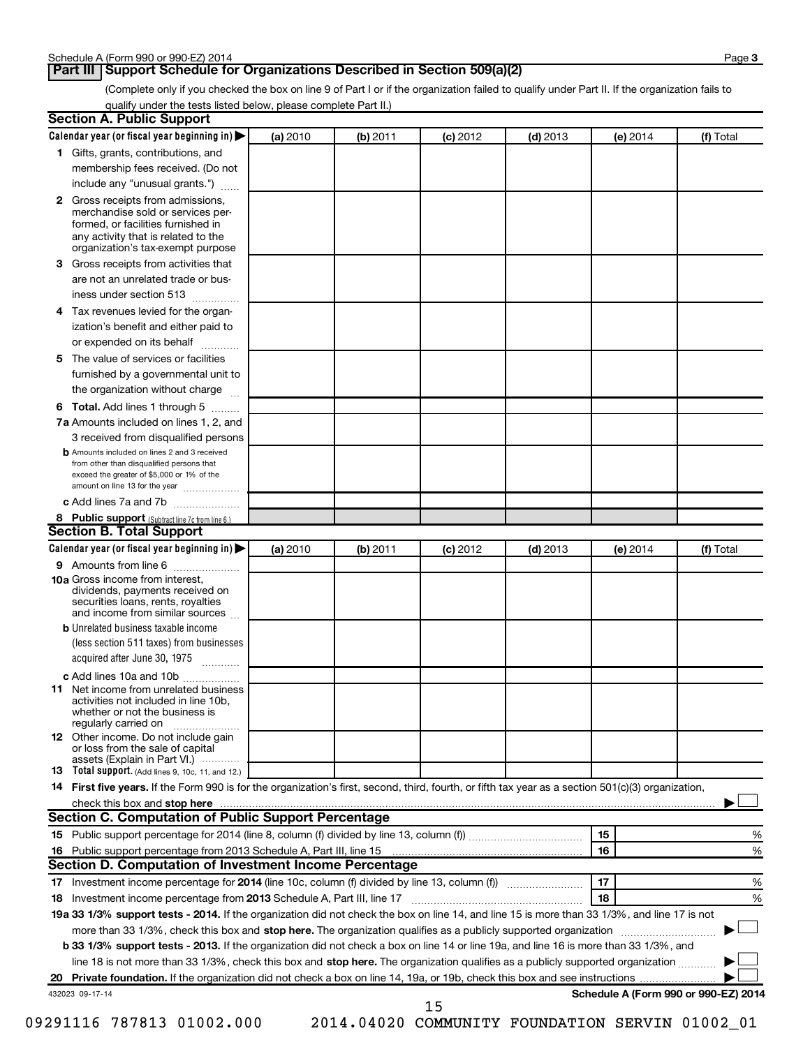Schedule A (Form 990 or 990-EZ) 2014

## Part III Support Schedule for Organizations Described in Section 509(a)(2)

(Complete only if you checked the box on line 9 of Part I or if the organization failed to qualify under Part II. If the organization fails to qualify under the tests listed below, please complete Part II.)

### Section A. Public Support

| Calendar year (or fiscal year beginning in) ▶ | (a) 2010 | (b) 2011 | (c) 2012 | (d) 2013 | (e) 2014 | (f) Total |
|---|---|---|---|---|---|---|
| 1 Gifts, grants, contributions, and membership fees received. (Do not include any "unusual grants.") | | | | | | |
| 2 Gross receipts from admissions, merchandise sold or services performed, or facilities furnished in any activity that is related to the organization's tax-exempt purpose | | | | | | |
| 3 Gross receipts from activities that are not an unrelated trade or business under section 513 | | | | | | |
| 4 Tax revenues levied for the organization's benefit and either paid to or expended on its behalf | | | | | | |
| 5 The value of services or facilities furnished by a governmental unit to the organization without charge | | | | | | |
| 6 **Total.** Add lines 1 through 5 | | | | | | |
| 7a Amounts included on lines 1, 2, and 3 received from disqualified persons | | | | | | |
| b Amounts included on lines 2 and 3 received from other than disqualified persons that exceed the greater of $5,000 or 1% of the amount on line 13 for the year | | | | | | |
| c Add lines 7a and 7b | | | | | | |
| 8 **Public support** (Subtract line 7c from line 6.) | | | | | | |

### Section B. Total Support

| Calendar year (or fiscal year beginning in) ▶ | (a) 2010 | (b) 2011 | (c) 2012 | (d) 2013 | (e) 2014 | (f) Total |
|---|---|---|---|---|---|---|
| 9 Amounts from line 6 | | | | | | |
| 10a Gross income from interest, dividends, payments received on securities loans, rents, royalties and income from similar sources | | | | | | |
| b Unrelated business taxable income (less section 511 taxes) from businesses acquired after June 30, 1975 | | | | | | |
| c Add lines 10a and 10b | | | | | | |
| 11 Net income from unrelated business activities not included in line 10b, whether or not the business is regularly carried on | | | | | | |
| 12 Other income. Do not include gain or loss from the sale of capital assets (Explain in Part VI.) | | | | | | |
| 13 **Total support.** (Add lines 9, 10c, 11, and 12.) | | | | | | |

14 **First five years.** If the Form 990 is for the organization's first, second, third, fourth, or fifth tax year as a section 501(c)(3) organization, check this box and **stop here** ▶ ☐

### Section C. Computation of Public Support Percentage

| | | | |
|---|---|---|---|
| 15 | Public support percentage for 2014 (line 8, column (f) divided by line 13, column (f)) | 15 | % |
| 16 | Public support percentage from 2013 Schedule A, Part III, line 15 | 16 | % |

### Section D. Computation of Investment Income Percentage

| | | | |
|---|---|---|---|
| 17 | Investment income percentage for **2014** (line 10c, column (f) divided by line 13, column (f)) | 17 | % |
| 18 | Investment income percentage from **2013** Schedule A, Part III, line 17 | 18 | % |

**19a 33 1/3% support tests - 2014.** If the organization did not check the box on line 14, and line 15 is more than 33 1/3%, and line 17 is not more than 33 1/3%, check this box and **stop here.** The organization qualifies as a publicly supported organization ▶ ☐

**b 33 1/3% support tests - 2013.** If the organization did not check a box on line 14 or line 19a, and line 16 is more than 33 1/3%, and line 18 is not more than 33 1/3%, check this box and **stop here.** The organization qualifies as a publicly supported organization ▶ ☐

**20 Private foundation.** If the organization did not check a box on line 14, 19a, or 19b, check this box and see instructions ▶ ☐

432023 09-17-14

**Schedule A (Form 990 or 990-EZ) 2014**

09291116 787813 01002.000 2014.04020 COMMUNITY FOUNDATION SERVIN 01002_01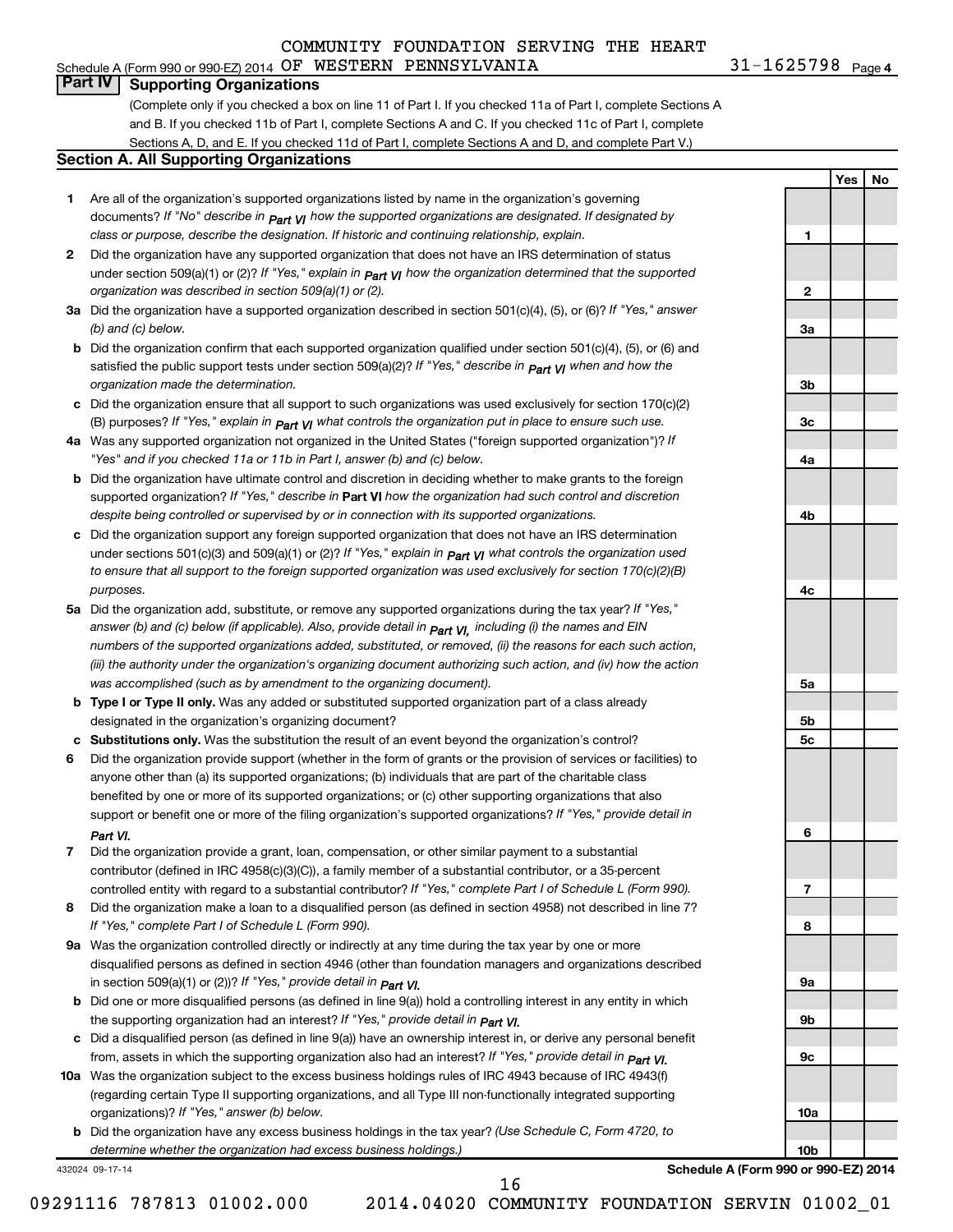COMMUNITY FOUNDATION SERVING THE HEART

Schedule A (Form 990 or 990-EZ) 2014 OF WESTERN PENNSYLVANIA 31-1625798 Page **4**

## Part IV Supporting Organizations

(Complete only if you checked a box on line 11 of Part I. If you checked 11a of Part I, complete Sections A and B. If you checked 11b of Part I, complete Sections A and C. If you checked 11c of Part I, complete Sections A, D, and E. If you checked 11d of Part I, complete Sections A and D, and complete Part V.)

### Section A. All Supporting Organizations

| | | | Yes | No |
|---|---|---|---|---|
| **1** | Are all of the organization's supported organizations listed by name in the organization's governing documents? *If "No" describe in* ***Part VI*** *how the supported organizations are designated. If designated by class or purpose, describe the designation. If historic and continuing relationship, explain.* | **1** | | |
| **2** | Did the organization have any supported organization that does not have an IRS determination of status under section 509(a)(1) or (2)? *If "Yes," explain in* ***Part VI*** *how the organization determined that the supported organization was described in section 509(a)(1) or (2).* | **2** | | |
| **3a** | Did the organization have a supported organization described in section 501(c)(4), (5), or (6)? *If "Yes," answer (b) and (c) below.* | **3a** | | |
| **b** | Did the organization confirm that each supported organization qualified under section 501(c)(4), (5), or (6) and satisfied the public support tests under section 509(a)(2)? *If "Yes," describe in* ***Part VI*** *when and how the organization made the determination.* | **3b** | | |
| **c** | Did the organization ensure that all support to such organizations was used exclusively for section 170(c)(2)(B) purposes? *If "Yes," explain in* ***Part VI*** *what controls the organization put in place to ensure such use.* | **3c** | | |
| **4a** | Was any supported organization not organized in the United States ("foreign supported organization")? *If "Yes" and if you checked 11a or 11b in Part I, answer (b) and (c) below.* | **4a** | | |
| **b** | Did the organization have ultimate control and discretion in deciding whether to make grants to the foreign supported organization? *If "Yes," describe in* **Part VI** *how the organization had such control and discretion despite being controlled or supervised by or in connection with its supported organizations.* | **4b** | | |
| **c** | Did the organization support any foreign supported organization that does not have an IRS determination under sections 501(c)(3) and 509(a)(1) or (2)? *If "Yes," explain in* ***Part VI*** *what controls the organization used to ensure that all support to the foreign supported organization was used exclusively for section 170(c)(2)(B) purposes.* | **4c** | | |
| **5a** | Did the organization add, substitute, or remove any supported organizations during the tax year? *If "Yes," answer (b) and (c) below (if applicable). Also, provide detail in* ***Part VI,*** *including (i) the names and EIN numbers of the supported organizations added, substituted, or removed, (ii) the reasons for each such action, (iii) the authority under the organization's organizing document authorizing such action, and (iv) how the action was accomplished (such as by amendment to the organizing document).* | **5a** | | |
| **b** | **Type I or Type II only.** Was any added or substituted supported organization part of a class already designated in the organization's organizing document? | **5b** | | |
| **c** | **Substitutions only.** Was the substitution the result of an event beyond the organization's control? | **5c** | | |
| **6** | Did the organization provide support (whether in the form of grants or the provision of services or facilities) to anyone other than (a) its supported organizations; (b) individuals that are part of the charitable class benefited by one or more of its supported organizations; or (c) other supporting organizations that also support or benefit one or more of the filing organization's supported organizations? *If "Yes," provide detail in* ***Part VI.*** | **6** | | |
| **7** | Did the organization provide a grant, loan, compensation, or other similar payment to a substantial contributor (defined in IRC 4958(c)(3)(C)), a family member of a substantial contributor, or a 35-percent controlled entity with regard to a substantial contributor? *If "Yes," complete Part I of Schedule L (Form 990).* | **7** | | |
| **8** | Did the organization make a loan to a disqualified person (as defined in section 4958) not described in line 7? *If "Yes," complete Part I of Schedule L (Form 990).* | **8** | | |
| **9a** | Was the organization controlled directly or indirectly at any time during the tax year by one or more disqualified persons as defined in section 4946 (other than foundation managers and organizations described in section 509(a)(1) or (2))? *If "Yes," provide detail in* ***Part VI.*** | **9a** | | |
| **b** | Did one or more disqualified persons (as defined in line 9(a)) hold a controlling interest in any entity in which the supporting organization had an interest? *If "Yes," provide detail in* ***Part VI.*** | **9b** | | |
| **c** | Did a disqualified person (as defined in line 9(a)) have an ownership interest in, or derive any personal benefit from, assets in which the supporting organization also had an interest? *If "Yes," provide detail in* ***Part VI.*** | **9c** | | |
| **10a** | Was the organization subject to the excess business holdings rules of IRC 4943 because of IRC 4943(f) (regarding certain Type II supporting organizations, and all Type III non-functionally integrated supporting organizations)? *If "Yes," answer (b) below.* | **10a** | | |
| **b** | Did the organization have any excess business holdings in the tax year? *(Use Schedule C, Form 4720, to determine whether the organization had excess business holdings.)* | **10b** | | |

432024 09-17-14 **Schedule A (Form 990 or 990-EZ) 2014**

09291116 787813 01002.000 2014.04020 COMMUNITY FOUNDATION SERVIN 01002_01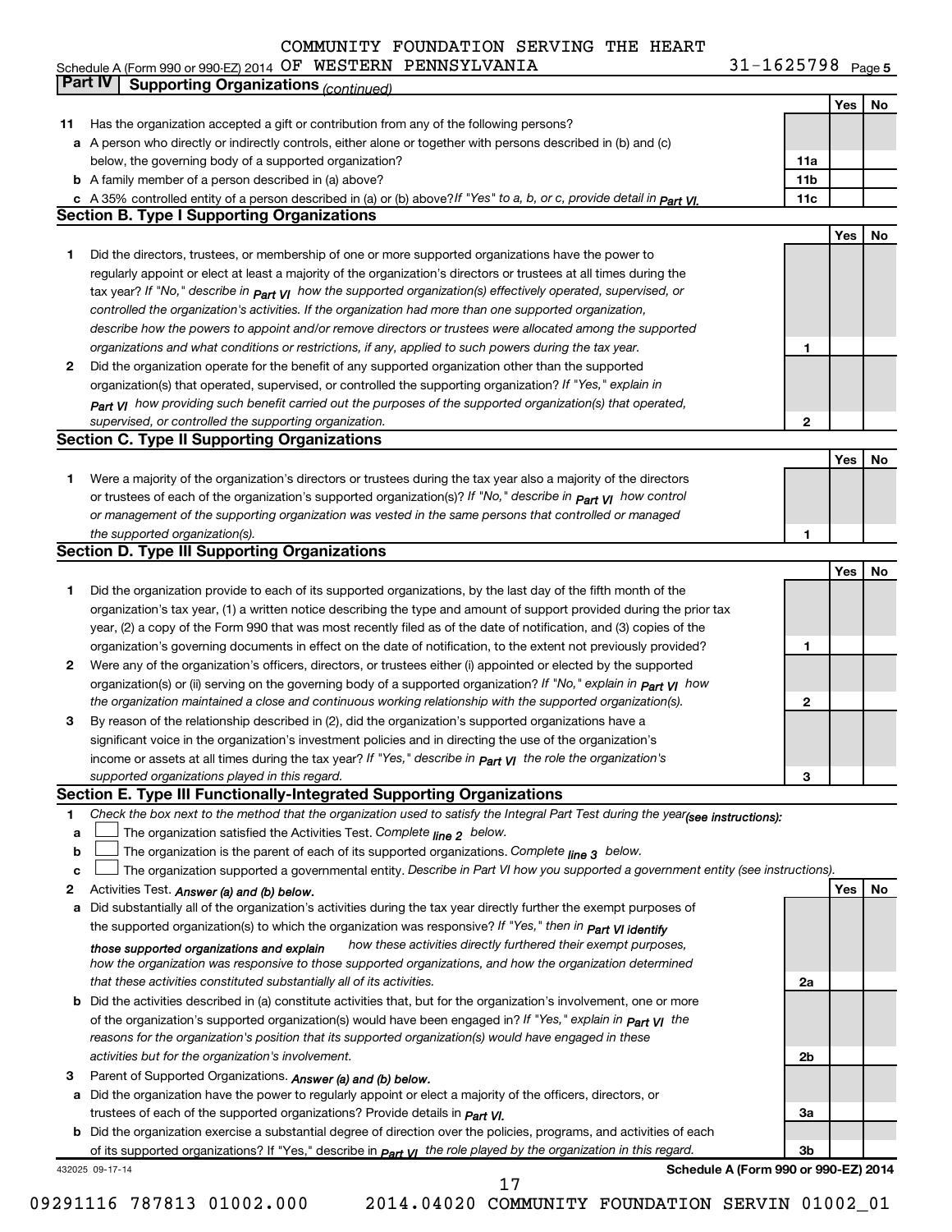COMMUNITY FOUNDATION SERVING THE HEART

Schedule A (Form 990 or 990-EZ) 2014 OF WESTERN PENNSYLVANIA 31-1625798 Page 5

## Part IV Supporting Organizations *(continued)*

| | | | Yes | No |
|---|---|---|---|---|
| 11 | Has the organization accepted a gift or contribution from any of the following persons? | | | |
| a | A person who directly or indirectly controls, either alone or together with persons described in (b) and (c) below, the governing body of a supported organization? | 11a | | |
| b | A family member of a person described in (a) above? | 11b | | |
| c | A 35% controlled entity of a person described in (a) or (b) above? *If "Yes" to a, b, or c, provide detail in Part VI.* | 11c | | |

### Section B. Type I Supporting Organizations

| | | | Yes | No |
|---|---|---|---|---|
| 1 | Did the directors, trustees, or membership of one or more supported organizations have the power to regularly appoint or elect at least a majority of the organization's directors or trustees at all times during the tax year? *If "No," describe in Part VI how the supported organization(s) effectively operated, supervised, or controlled the organization's activities. If the organization had more than one supported organization, describe how the powers to appoint and/or remove directors or trustees were allocated among the supported organizations and what conditions or restrictions, if any, applied to such powers during the tax year.* | 1 | | |
| 2 | Did the organization operate for the benefit of any supported organization other than the supported organization(s) that operated, supervised, or controlled the supporting organization? *If "Yes," explain in Part VI how providing such benefit carried out the purposes of the supported organization(s) that operated, supervised, or controlled the supporting organization.* | 2 | | |

### Section C. Type II Supporting Organizations

| | | | Yes | No |
|---|---|---|---|---|
| 1 | Were a majority of the organization's directors or trustees during the tax year also a majority of the directors or trustees of each of the organization's supported organization(s)? *If "No," describe in Part VI how control or management of the supporting organization was vested in the same persons that controlled or managed the supported organization(s).* | 1 | | |

### Section D. Type III Supporting Organizations

| | | | Yes | No |
|---|---|---|---|---|
| 1 | Did the organization provide to each of its supported organizations, by the last day of the fifth month of the organization's tax year, (1) a written notice describing the type and amount of support provided during the prior tax year, (2) a copy of the Form 990 that was most recently filed as of the date of notification, and (3) copies of the organization's governing documents in effect on the date of notification, to the extent not previously provided? | 1 | | |
| 2 | Were any of the organization's officers, directors, or trustees either (i) appointed or elected by the supported organization(s) or (ii) serving on the governing body of a supported organization? *If "No," explain in Part VI how the organization maintained a close and continuous working relationship with the supported organization(s).* | 2 | | |
| 3 | By reason of the relationship described in (2), did the organization's supported organizations have a significant voice in the organization's investment policies and in directing the use of the organization's income or assets at all times during the tax year? *If "Yes," describe in Part VI the role the organization's supported organizations played in this regard.* | 3 | | |

### Section E. Type III Functionally-Integrated Supporting Organizations

1 *Check the box next to the method that the organization used to satisfy the Integral Part Test during the year* ***(see instructions):***

a ☐ The organization satisfied the Activities Test. *Complete line 2 below.*

b ☐ The organization is the parent of each of its supported organizations. *Complete line 3 below.*

c ☐ The organization supported a governmental entity. *Describe in Part VI how you supported a government entity (see instructions).*

| | | | Yes | No |
|---|---|---|---|---|
| 2 | Activities Test. ***Answer (a) and (b) below.*** | | | |
| a | Did substantially all of the organization's activities during the tax year directly further the exempt purposes of the supported organization(s) to which the organization was responsive? *If "Yes," then in Part VI identify those supported organizations and explain how these activities directly furthered their exempt purposes, how the organization was responsive to those supported organizations, and how the organization determined that these activities constituted substantially all of its activities.* | 2a | | |
| b | Did the activities described in (a) constitute activities that, but for the organization's involvement, one or more of the organization's supported organization(s) would have been engaged in? *If "Yes," explain in Part VI the reasons for the organization's position that its supported organization(s) would have engaged in these activities but for the organization's involvement.* | 2b | | |
| 3 | Parent of Supported Organizations. ***Answer (a) and (b) below.*** | | | |
| a | Did the organization have the power to regularly appoint or elect a majority of the officers, directors, or trustees of each of the supported organizations? Provide details in *Part VI.* | 3a | | |
| b | Did the organization exercise a substantial degree of direction over the policies, programs, and activities of each of its supported organizations? If "Yes," describe in *Part VI the role played by the organization in this regard.* | 3b | | |

432025 09-17-14 **Schedule A (Form 990 or 990-EZ) 2014**

09291116 787813 01002.000 2014.04020 COMMUNITY FOUNDATION SERVIN 01002_01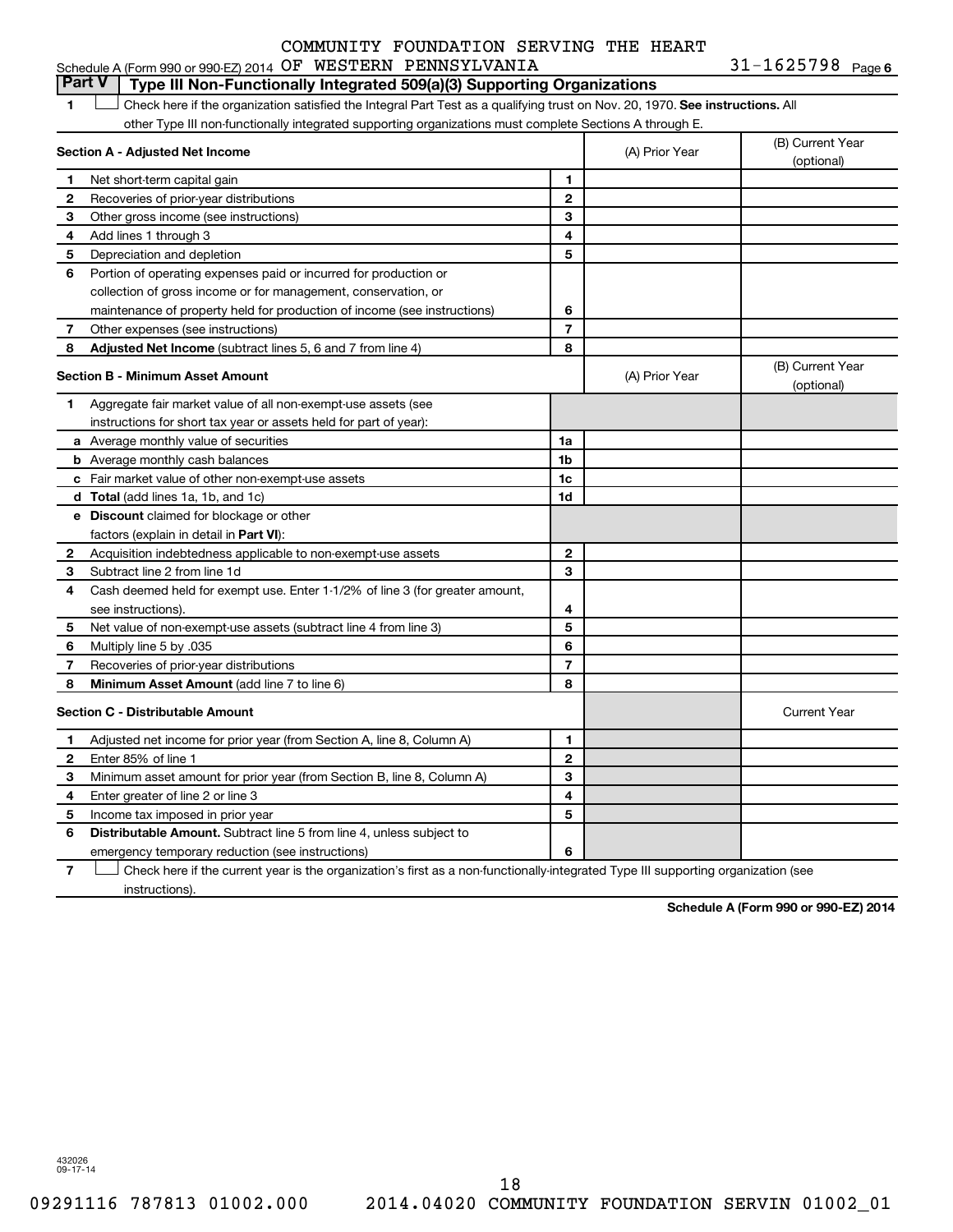COMMUNITY FOUNDATION SERVING THE HEART OF WESTERN PENNSYLVANIA

Schedule A (Form 990 or 990-EZ) 2014 31-1625798 Page 6

## Part V Type III Non-Functionally Integrated 509(a)(3) Supporting Organizations

1 ☐ Check here if the organization satisfied the Integral Part Test as a qualifying trust on Nov. 20, 1970. **See instructions.** All other Type III non-functionally integrated supporting organizations must complete Sections A through E.

| **Section A - Adjusted Net Income** | | (A) Prior Year | (B) Current Year (optional) |
|---|---|---|---|
| 1 Net short-term capital gain | 1 | | |
| 2 Recoveries of prior-year distributions | 2 | | |
| 3 Other gross income (see instructions) | 3 | | |
| 4 Add lines 1 through 3 | 4 | | |
| 5 Depreciation and depletion | 5 | | |
| 6 Portion of operating expenses paid or incurred for production or collection of gross income or for management, conservation, or maintenance of property held for production of income (see instructions) | 6 | | |
| 7 Other expenses (see instructions) | 7 | | |
| 8 **Adjusted Net Income** (subtract lines 5, 6 and 7 from line 4) | 8 | | |

| **Section B - Minimum Asset Amount** | | (A) Prior Year | (B) Current Year (optional) |
|---|---|---|---|
| 1 Aggregate fair market value of all non-exempt-use assets (see instructions for short tax year or assets held for part of year): | | | |
| a Average monthly value of securities | 1a | | |
| b Average monthly cash balances | 1b | | |
| c Fair market value of other non-exempt-use assets | 1c | | |
| d **Total** (add lines 1a, 1b, and 1c) | 1d | | |
| e **Discount** claimed for blockage or other factors (explain in detail in **Part VI**): | | | |
| 2 Acquisition indebtedness applicable to non-exempt-use assets | 2 | | |
| 3 Subtract line 2 from line 1d | 3 | | |
| 4 Cash deemed held for exempt use. Enter 1-1/2% of line 3 (for greater amount, see instructions). | 4 | | |
| 5 Net value of non-exempt-use assets (subtract line 4 from line 3) | 5 | | |
| 6 Multiply line 5 by .035 | 6 | | |
| 7 Recoveries of prior-year distributions | 7 | | |
| 8 **Minimum Asset Amount** (add line 7 to line 6) | 8 | | |

| **Section C - Distributable Amount** | | | Current Year |
|---|---|---|---|
| 1 Adjusted net income for prior year (from Section A, line 8, Column A) | 1 | | |
| 2 Enter 85% of line 1 | 2 | | |
| 3 Minimum asset amount for prior year (from Section B, line 8, Column A) | 3 | | |
| 4 Enter greater of line 2 or line 3 | 4 | | |
| 5 Income tax imposed in prior year | 5 | | |
| 6 **Distributable Amount.** Subtract line 5 from line 4, unless subject to emergency temporary reduction (see instructions) | 6 | | |

7 ☐ Check here if the current year is the organization's first as a non-functionally-integrated Type III supporting organization (see instructions).

**Schedule A (Form 990 or 990-EZ) 2014**

432026 09-17-14

09291116 787813 01002.000 2014.04020 COMMUNITY FOUNDATION SERVIN 01002_01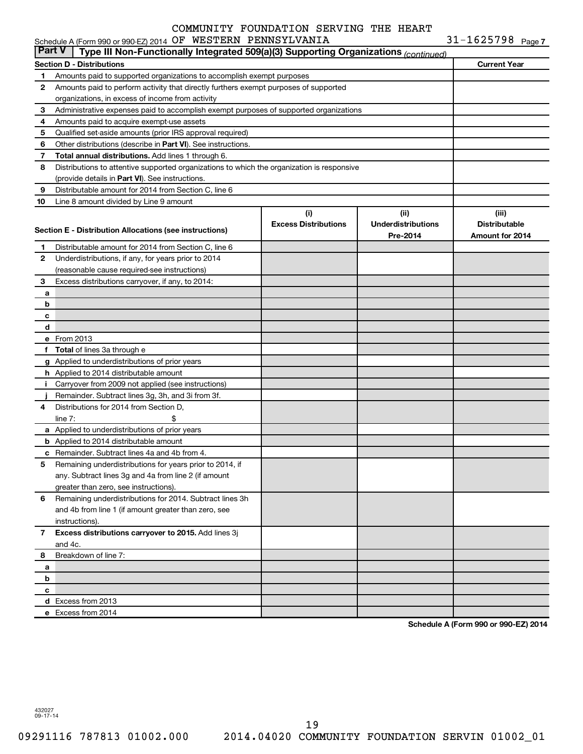COMMUNITY FOUNDATION SERVING THE HEART OF WESTERN PENNSYLVANIA

Schedule A (Form 990 or 990-EZ) 2014 — 31-1625798 Page 7

## Part V | Type III Non-Functionally Integrated 509(a)(3) Supporting Organizations *(continued)*

| Section D - Distributions | | Current Year |
|---|---|---|
| 1 | Amounts paid to supported organizations to accomplish exempt purposes | |
| 2 | Amounts paid to perform activity that directly furthers exempt purposes of supported organizations, in excess of income from activity | |
| 3 | Administrative expenses paid to accomplish exempt purposes of supported organizations | |
| 4 | Amounts paid to acquire exempt-use assets | |
| 5 | Qualified set-aside amounts (prior IRS approval required) | |
| 6 | Other distributions (describe in **Part VI**). See instructions. | |
| 7 | **Total annual distributions.** Add lines 1 through 6. | |
| 8 | Distributions to attentive supported organizations to which the organization is responsive (provide details in **Part VI**). See instructions. | |
| 9 | Distributable amount for 2014 from Section C, line 6 | |
| 10 | Line 8 amount divided by Line 9 amount | |

| Section E - Distribution Allocations (see instructions) | | (i) Excess Distributions | (ii) Underdistributions Pre-2014 | (iii) Distributable Amount for 2014 |
|---|---|---|---|---|
| 1 | Distributable amount for 2014 from Section C, line 6 | | | |
| 2 | Underdistributions, if any, for years prior to 2014 (reasonable cause required-see instructions) | | | |
| 3 | Excess distributions carryover, if any, to 2014: | | | |
| a | | | | |
| b | | | | |
| c | | | | |
| d | | | | |
| e | From 2013 | | | |
| f | **Total** of lines 3a through e | | | |
| g | Applied to underdistributions of prior years | | | |
| h | Applied to 2014 distributable amount | | | |
| i | Carryover from 2009 not applied (see instructions) | | | |
| j | Remainder. Subtract lines 3g, 3h, and 3i from 3f. | | | |
| 4 | Distributions for 2014 from Section D, line 7: $ | | | |
| a | Applied to underdistributions of prior years | | | |
| b | Applied to 2014 distributable amount | | | |
| c | Remainder. Subtract lines 4a and 4b from 4. | | | |
| 5 | Remaining underdistributions for years prior to 2014, if any. Subtract lines 3g and 4a from line 2 (if amount greater than zero, see instructions). | | | |
| 6 | Remaining underdistributions for 2014. Subtract lines 3h and 4b from line 1 (if amount greater than zero, see instructions). | | | |
| 7 | **Excess distributions carryover to 2015.** Add lines 3j and 4c. | | | |
| 8 | Breakdown of line 7: | | | |
| a | | | | |
| b | | | | |
| c | | | | |
| d | Excess from 2013 | | | |
| e | Excess from 2014 | | | |

**Schedule A (Form 990 or 990-EZ) 2014**

432027
09-17-14

09291116 787813 01002.000 2014.04020 COMMUNITY FOUNDATION SERVIN 01002_01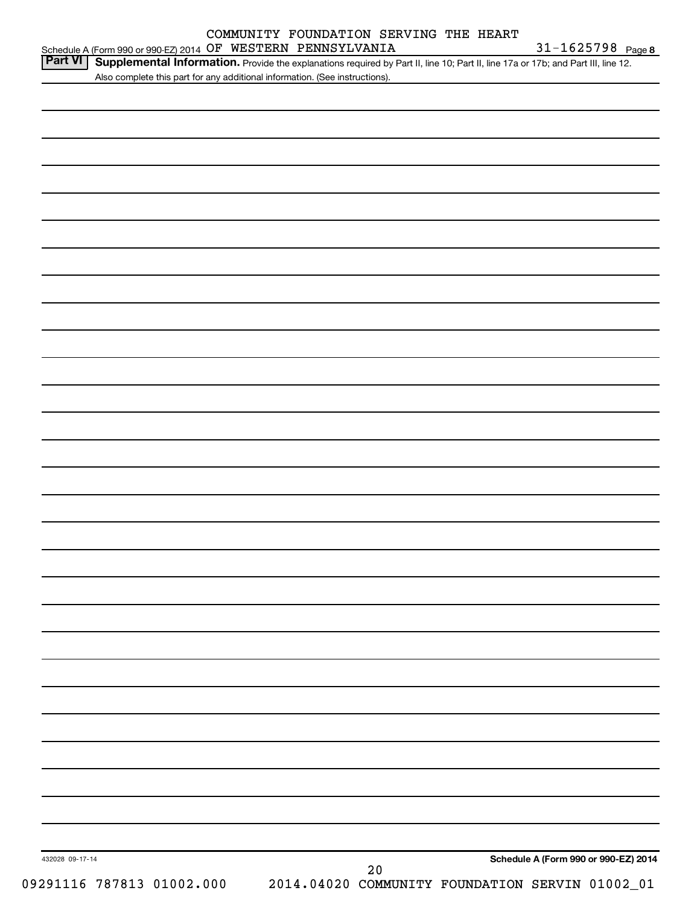COMMUNITY FOUNDATION SERVING THE HEART OF WESTERN PENNSYLVANIA 31-1625798

Schedule A (Form 990 or 990-EZ) 2014

**Part VI** **Supplemental Information.** Provide the explanations required by Part II, line 10; Part II, line 17a or 17b; and Part III, line 12. Also complete this part for any additional information. (See instructions).

432028 09-17-14

**Schedule A (Form 990 or 990-EZ) 2014**

09291116 787813 01002.000 2014.04020 COMMUNITY FOUNDATION SERVIN 01002_01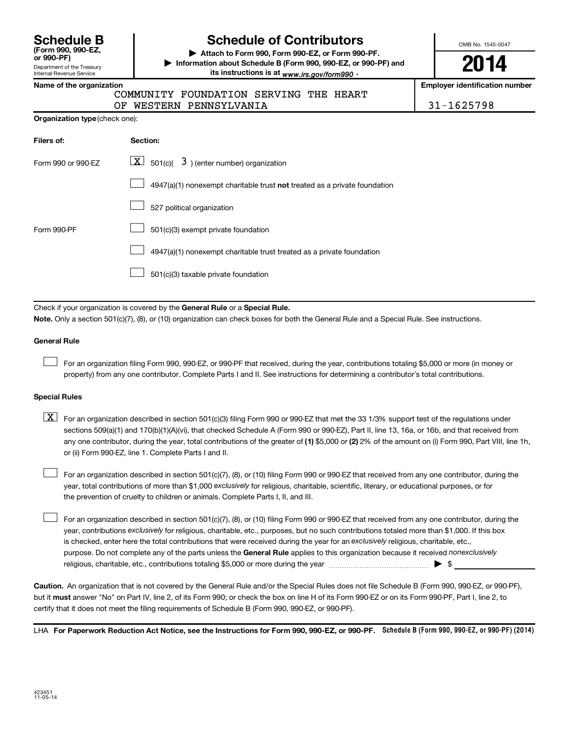# Schedule B

**(Form 990, 990-EZ, or 990-PF)**

Department of the Treasury
Internal Revenue Service

# Schedule of Contributors

▶ **Attach to Form 990, Form 990-EZ, or Form 990-PF.**

▶ **Information about Schedule B (Form 990, 990-EZ, or 990-PF) and its instructions is at** *www.irs.gov/form990* .

OMB No. 1545-0047

**2014**

**Name of the organization**

COMMUNITY FOUNDATION SERVING THE HEART OF WESTERN PENNSYLVANIA

**Employer identification number**

31-1625798

**Organization type** (check one):

| Filers of: | Section: |
|---|---|
| Form 990 or 990-EZ | [X] 501(c)( 3 ) (enter number) organization |
| | [ ] 4947(a)(1) nonexempt charitable trust **not** treated as a private foundation |
| | [ ] 527 political organization |
| Form 990-PF | [ ] 501(c)(3) exempt private foundation |
| | [ ] 4947(a)(1) nonexempt charitable trust treated as a private foundation |
| | [ ] 501(c)(3) taxable private foundation |

Check if your organization is covered by the **General Rule** or a **Special Rule.**

**Note.** Only a section 501(c)(7), (8), or (10) organization can check boxes for both the General Rule and a Special Rule. See instructions.

**General Rule**

[ ] For an organization filing Form 990, 990-EZ, or 990-PF that received, during the year, contributions totaling $5,000 or more (in money or property) from any one contributor. Complete Parts I and II. See instructions for determining a contributor's total contributions.

**Special Rules**

[X] For an organization described in section 501(c)(3) filing Form 990 or 990-EZ that met the 33 1/3% support test of the regulations under sections 509(a)(1) and 170(b)(1)(A)(vi), that checked Schedule A (Form 990 or 990-EZ), Part II, line 13, 16a, or 16b, and that received from any one contributor, during the year, total contributions of the greater of **(1)** $5,000 or **(2)** 2% of the amount on (i) Form 990, Part VIII, line 1h, or (ii) Form 990-EZ, line 1. Complete Parts I and II.

[ ] For an organization described in section 501(c)(7), (8), or (10) filing Form 990 or 990-EZ that received from any one contributor, during the year, total contributions of more than $1,000 *exclusively* for religious, charitable, scientific, literary, or educational purposes, or for the prevention of cruelty to children or animals. Complete Parts I, II, and III.

[ ] For an organization described in section 501(c)(7), (8), or (10) filing Form 990 or 990-EZ that received from any one contributor, during the year, contributions *exclusively* for religious, charitable, etc., purposes, but no such contributions totaled more than $1,000. If this box is checked, enter here the total contributions that were received during the year for an *exclusively* religious, charitable, etc., purpose. Do not complete any of the parts unless the **General Rule** applies to this organization because it received *nonexclusively* religious, charitable, etc., contributions totaling $5,000 or more during the year ▶ $

**Caution.** An organization that is not covered by the General Rule and/or the Special Rules does not file Schedule B (Form 990, 990-EZ, or 990-PF), but it **must** answer "No" on Part IV, line 2, of its Form 990; or check the box on line H of its Form 990-EZ or on its Form 990-PF, Part I, line 2, to certify that it does not meet the filing requirements of Schedule B (Form 990, 990-EZ, or 990-PF).

LHA **For Paperwork Reduction Act Notice, see the Instructions for Form 990, 990-EZ, or 990-PF.** **Schedule B (Form 990, 990-EZ, or 990-PF) (2014)**

423451
11-05-14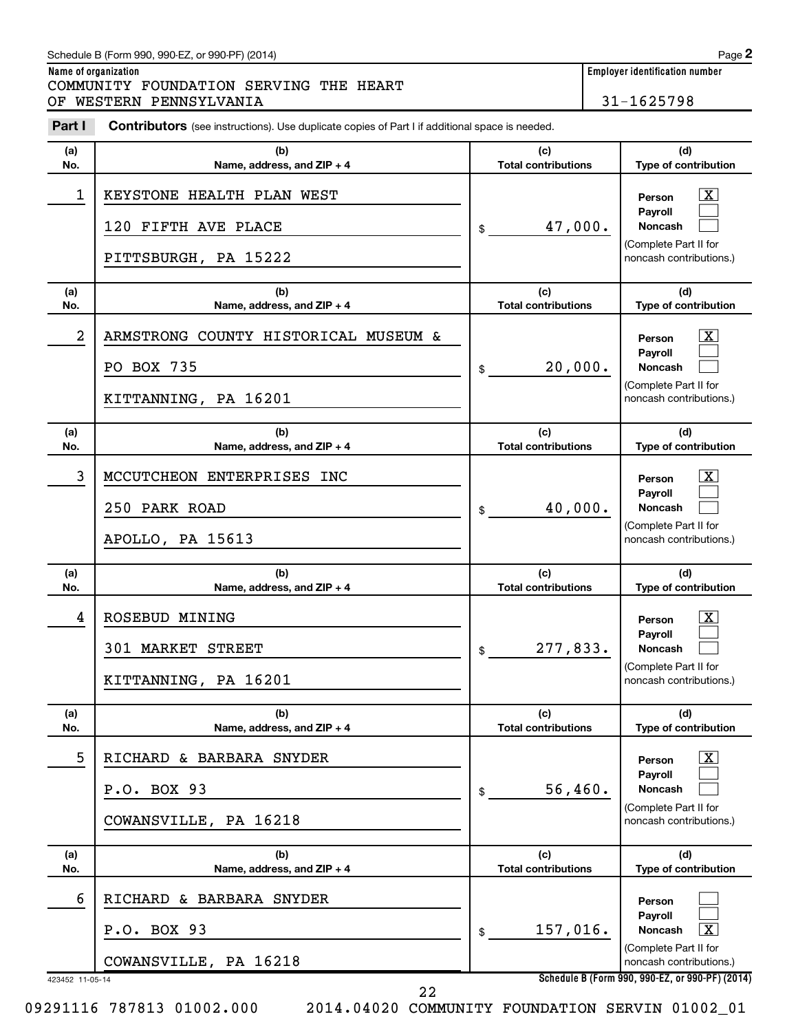Schedule B (Form 990, 990-EZ, or 990-PF) (2014)

**Name of organization**
COMMUNITY FOUNDATION SERVING THE HEART OF WESTERN PENNSYLVANIA

**Employer identification number**
31-1625798

**Part I** **Contributors** (see instructions). Use duplicate copies of Part I if additional space is needed.

| (a) No. | (b) Name, address, and ZIP + 4 | (c) Total contributions | (d) Type of contribution |
|---|---|---|---|
| 1 | KEYSTONE HEALTH PLAN WEST<br>120 FIFTH AVE PLACE<br>PITTSBURGH, PA 15222 | $ 47,000. | Person [X]<br>Payroll [ ]<br>Noncash [ ]<br>(Complete Part II for noncash contributions.) |
| 2 | ARMSTRONG COUNTY HISTORICAL MUSEUM &<br>PO BOX 735<br>KITTANNING, PA 16201 | $ 20,000. | Person [X]<br>Payroll [ ]<br>Noncash [ ]<br>(Complete Part II for noncash contributions.) |
| 3 | MCCUTCHEON ENTERPRISES INC<br>250 PARK ROAD<br>APOLLO, PA 15613 | $ 40,000. | Person [X]<br>Payroll [ ]<br>Noncash [ ]<br>(Complete Part II for noncash contributions.) |
| 4 | ROSEBUD MINING<br>301 MARKET STREET<br>KITTANNING, PA 16201 | $ 277,833. | Person [X]<br>Payroll [ ]<br>Noncash [ ]<br>(Complete Part II for noncash contributions.) |
| 5 | RICHARD & BARBARA SNYDER<br>P.O. BOX 93<br>COWANSVILLE, PA 16218 | $ 56,460. | Person [X]<br>Payroll [ ]<br>Noncash [ ]<br>(Complete Part II for noncash contributions.) |
| 6 | RICHARD & BARBARA SNYDER<br>P.O. BOX 93<br>COWANSVILLE, PA 16218 | $ 157,016. | Person [ ]<br>Payroll [ ]<br>Noncash [X]<br>(Complete Part II for noncash contributions.) |

423452 11-05-14

Schedule B (Form 990, 990-EZ, or 990-PF) (2014)

09291116 787813 01002.000 2014.04020 COMMUNITY FOUNDATION SERVIN 01002_01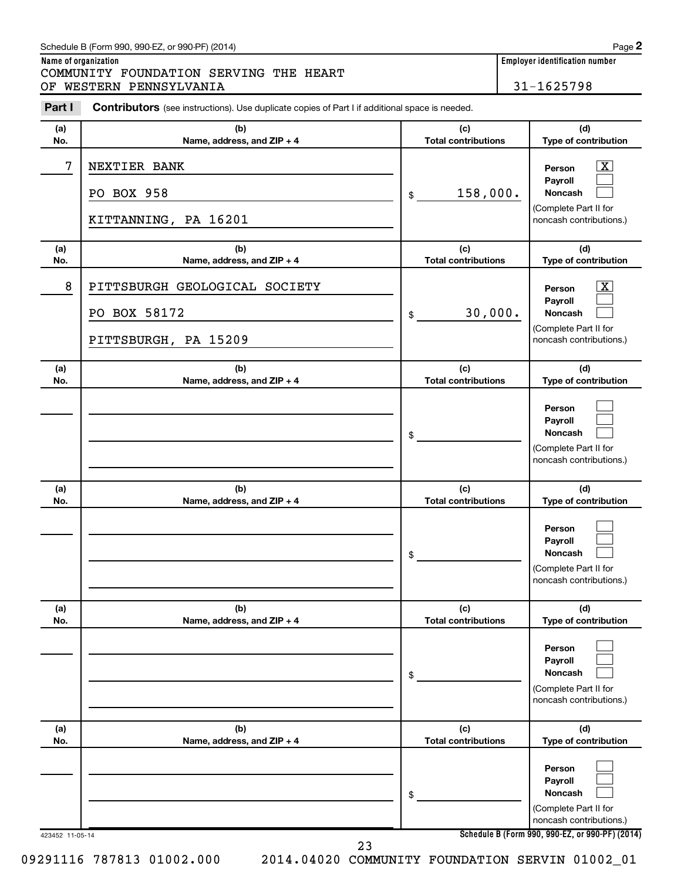Schedule B (Form 990, 990-EZ, or 990-PF) (2014)

**Name of organization**
COMMUNITY FOUNDATION SERVING THE HEART OF WESTERN PENNSYLVANIA

**Employer identification number**
31-1625798

**Part I** **Contributors** (see instructions). Use duplicate copies of Part I if additional space is needed.

| (a) No. | (b) Name, address, and ZIP + 4 | (c) Total contributions | (d) Type of contribution |
|---|---|---|---|
| 7 | NEXTIER BANK<br>PO BOX 958<br>KITTANNING, PA 16201 | $ 158,000. | Person [X]<br>Payroll [ ]<br>Noncash [ ]<br>(Complete Part II for noncash contributions.) |
| 8 | PITTSBURGH GEOLOGICAL SOCIETY<br>PO BOX 58172<br>PITTSBURGH, PA 15209 | $ 30,000. | Person [X]<br>Payroll [ ]<br>Noncash [ ]<br>(Complete Part II for noncash contributions.) |
| | | $ | Person [ ]<br>Payroll [ ]<br>Noncash [ ]<br>(Complete Part II for noncash contributions.) |
| | | $ | Person [ ]<br>Payroll [ ]<br>Noncash [ ]<br>(Complete Part II for noncash contributions.) |
| | | $ | Person [ ]<br>Payroll [ ]<br>Noncash [ ]<br>(Complete Part II for noncash contributions.) |
| | | $ | Person [ ]<br>Payroll [ ]<br>Noncash [ ]<br>(Complete Part II for noncash contributions.) |

423452 11-05-14

**Schedule B (Form 990, 990-EZ, or 990-PF) (2014)**

09291116 787813 01002.000 2014.04020 COMMUNITY FOUNDATION SERVIN 01002_01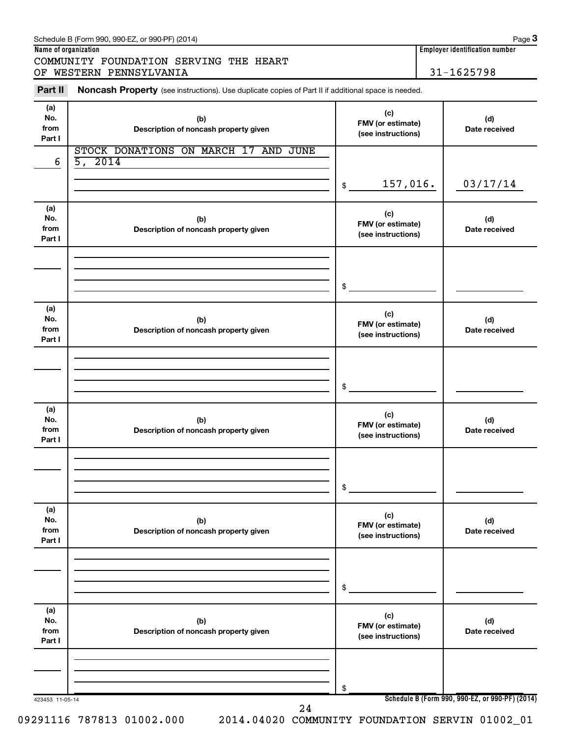Schedule B (Form 990, 990-EZ, or 990-PF) (2014)

**Name of organization**

COMMUNITY FOUNDATION SERVING THE HEART OF WESTERN PENNSYLVANIA

**Employer identification number**

31-1625798

**Part II** **Noncash Property** (see instructions). Use duplicate copies of Part II if additional space is needed.

| (a) No. from Part I | (b) Description of noncash property given | (c) FMV (or estimate) (see instructions) | (d) Date received |
|---|---|---|---|
| 6 | STOCK DONATIONS ON MARCH 17 AND JUNE 5, 2014 | $ 157,016. | 03/17/14 |

| (a) No. from Part I | (b) Description of noncash property given | (c) FMV (or estimate) (see instructions) | (d) Date received |
|---|---|---|---|
| | | $ | |

| (a) No. from Part I | (b) Description of noncash property given | (c) FMV (or estimate) (see instructions) | (d) Date received |
|---|---|---|---|
| | | $ | |

| (a) No. from Part I | (b) Description of noncash property given | (c) FMV (or estimate) (see instructions) | (d) Date received |
|---|---|---|---|
| | | $ | |

| (a) No. from Part I | (b) Description of noncash property given | (c) FMV (or estimate) (see instructions) | (d) Date received |
|---|---|---|---|
| | | $ | |

| (a) No. from Part I | (b) Description of noncash property given | (c) FMV (or estimate) (see instructions) | (d) Date received |
|---|---|---|---|
| | | $ | |

Schedule B (Form 990, 990-EZ, or 990-PF) (2014)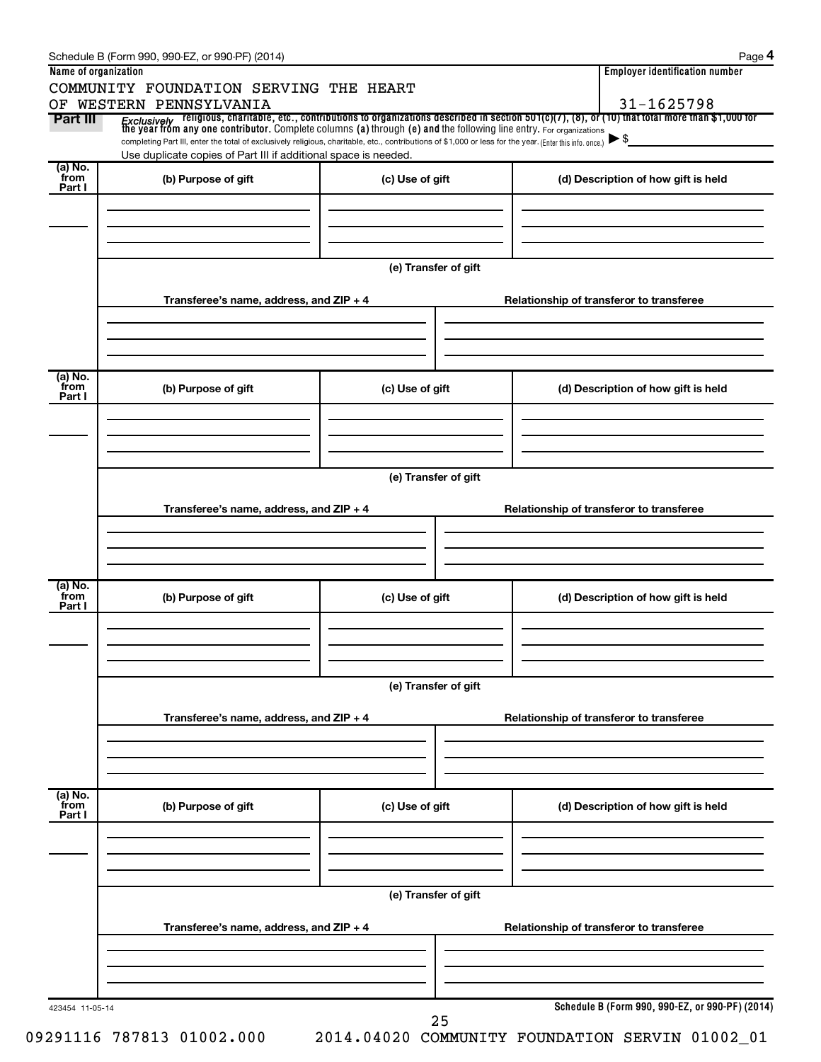Schedule B (Form 990, 990-EZ, or 990-PF) (2014)

**Name of organization**

COMMUNITY FOUNDATION SERVING THE HEART OF WESTERN PENNSYLVANIA

**Employer identification number**

31-1625798

**Part III** *Exclusively* religious, charitable, etc., contributions to organizations described in section 501(c)(7), (8), or (10) that total more than $1,000 for the year from any one contributor. Complete columns **(a)** through **(e)** and the following line entry. For organizations completing Part III, enter the total of exclusively religious, charitable, etc., contributions of $1,000 or less for the year. (Enter this info. once.) ▶ $

Use duplicate copies of Part III if additional space is needed.

| (a) No. from Part I | (b) Purpose of gift | (c) Use of gift | (d) Description of how gift is held |
|---|---|---|---|
| | | | |

(e) Transfer of gift

| Transferee's name, address, and ZIP + 4 | Relationship of transferor to transferee |
|---|---|
| | |

| (a) No. from Part I | (b) Purpose of gift | (c) Use of gift | (d) Description of how gift is held |
|---|---|---|---|
| | | | |

(e) Transfer of gift

| Transferee's name, address, and ZIP + 4 | Relationship of transferor to transferee |
|---|---|
| | |

| (a) No. from Part I | (b) Purpose of gift | (c) Use of gift | (d) Description of how gift is held |
|---|---|---|---|
| | | | |

(e) Transfer of gift

| Transferee's name, address, and ZIP + 4 | Relationship of transferor to transferee |
|---|---|
| | |

| (a) No. from Part I | (b) Purpose of gift | (c) Use of gift | (d) Description of how gift is held |
|---|---|---|---|
| | | | |

(e) Transfer of gift

| Transferee's name, address, and ZIP + 4 | Relationship of transferor to transferee |
|---|---|
| | |

423454 11-05-14

Schedule B (Form 990, 990-EZ, or 990-PF) (2014)

09291116 787813 01002.000 2014.04020 COMMUNITY FOUNDATION SERVIN 01002_01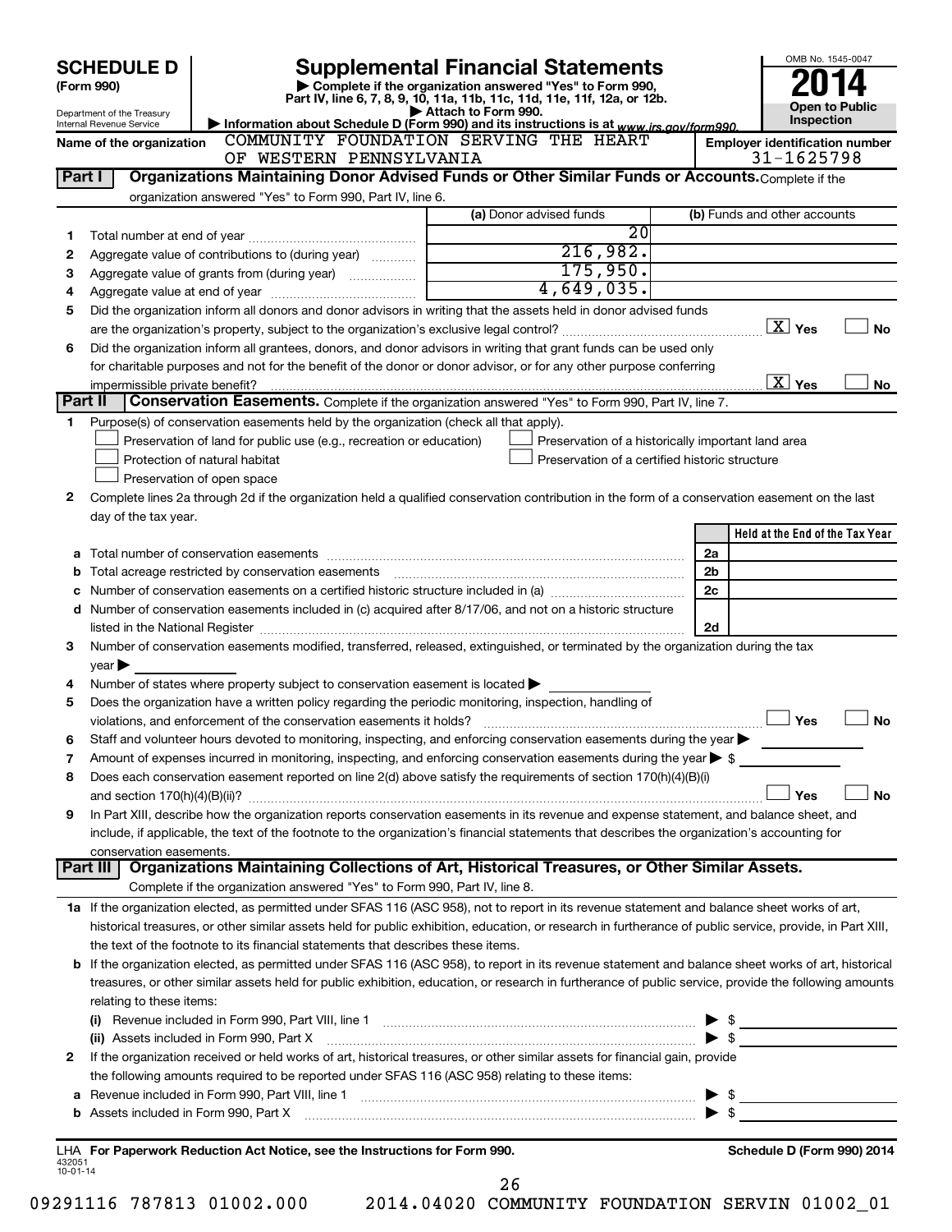# SCHEDULE D (Form 990)

Department of the Treasury
Internal Revenue Service

## Supplemental Financial Statements

▶ Complete if the organization answered "Yes" to Form 990, Part IV, line 6, 7, 8, 9, 10, 11a, 11b, 11c, 11d, 11e, 11f, 12a, or 12b.
▶ Attach to Form 990.
▶ Information about Schedule D (Form 990) and its instructions is at www.irs.gov/form990.

OMB No. 1545-0047

**2014**

**Open to Public Inspection**

Name of the organization: COMMUNITY FOUNDATION SERVING THE HEART OF WESTERN PENNSYLVANIA

Employer identification number: 31-1625798

**Part I — Organizations Maintaining Donor Advised Funds or Other Similar Funds or Accounts.** Complete if the organization answered "Yes" to Form 990, Part IV, line 6.

| | | (a) Donor advised funds | (b) Funds and other accounts |
|---|---|---|---|
| 1 | Total number at end of year | 20 | |
| 2 | Aggregate value of contributions to (during year) | 216,982. | |
| 3 | Aggregate value of grants from (during year) | 175,950. | |
| 4 | Aggregate value at end of year | 4,649,035. | |

5 Did the organization inform all donors and donor advisors in writing that the assets held in donor advised funds are the organization's property, subject to the organization's exclusive legal control? [X] Yes [ ] No

6 Did the organization inform all grantees, donors, and donor advisors in writing that grant funds can be used only for charitable purposes and not for the benefit of the donor or donor advisor, or for any other purpose conferring impermissible private benefit? [X] Yes [ ] No

**Part II — Conservation Easements.** Complete if the organization answered "Yes" to Form 990, Part IV, line 7.

1 Purpose(s) of conservation easements held by the organization (check all that apply).

- [ ] Preservation of land for public use (e.g., recreation or education)
- [ ] Protection of natural habitat
- [ ] Preservation of open space
- [ ] Preservation of a historically important land area
- [ ] Preservation of a certified historic structure

2 Complete lines 2a through 2d if the organization held a qualified conservation contribution in the form of a conservation easement on the last day of the tax year.

| | | | Held at the End of the Tax Year |
|---|---|---|---|
| a | Total number of conservation easements | 2a | |
| b | Total acreage restricted by conservation easements | 2b | |
| c | Number of conservation easements on a certified historic structure included in (a) | 2c | |
| d | Number of conservation easements included in (c) acquired after 8/17/06, and not on a historic structure listed in the National Register | 2d | |

3 Number of conservation easements modified, transferred, released, extinguished, or terminated by the organization during the tax year ▶

4 Number of states where property subject to conservation easement is located ▶

5 Does the organization have a written policy regarding the periodic monitoring, inspection, handling of violations, and enforcement of the conservation easements it holds? [ ] Yes [ ] No

6 Staff and volunteer hours devoted to monitoring, inspecting, and enforcing conservation easements during the year ▶

7 Amount of expenses incurred in monitoring, inspecting, and enforcing conservation easements during the year ▶ $

8 Does each conservation easement reported on line 2(d) above satisfy the requirements of section 170(h)(4)(B)(i) and section 170(h)(4)(B)(ii)? [ ] Yes [ ] No

9 In Part XIII, describe how the organization reports conservation easements in its revenue and expense statement, and balance sheet, and include, if applicable, the text of the footnote to the organization's financial statements that describes the organization's accounting for conservation easements.

**Part III — Organizations Maintaining Collections of Art, Historical Treasures, or Other Similar Assets.** Complete if the organization answered "Yes" to Form 990, Part IV, line 8.

1a If the organization elected, as permitted under SFAS 116 (ASC 958), not to report in its revenue statement and balance sheet works of art, historical treasures, or other similar assets held for public exhibition, education, or research in furtherance of public service, provide, in Part XIII, the text of the footnote to its financial statements that describes these items.

b If the organization elected, as permitted under SFAS 116 (ASC 958), to report in its revenue statement and balance sheet works of art, historical treasures, or other similar assets held for public exhibition, education, or research in furtherance of public service, provide the following amounts relating to these items:

(i) Revenue included in Form 990, Part VIII, line 1 ▶ $

(ii) Assets included in Form 990, Part X ▶ $

2 If the organization received or held works of art, historical treasures, or other similar assets for financial gain, provide the following amounts required to be reported under SFAS 116 (ASC 958) relating to these items:

a Revenue included in Form 990, Part VIII, line 1 ▶ $

b Assets included in Form 990, Part X ▶ $

LHA For Paperwork Reduction Act Notice, see the Instructions for Form 990. Schedule D (Form 990) 2014

432051 10-01-14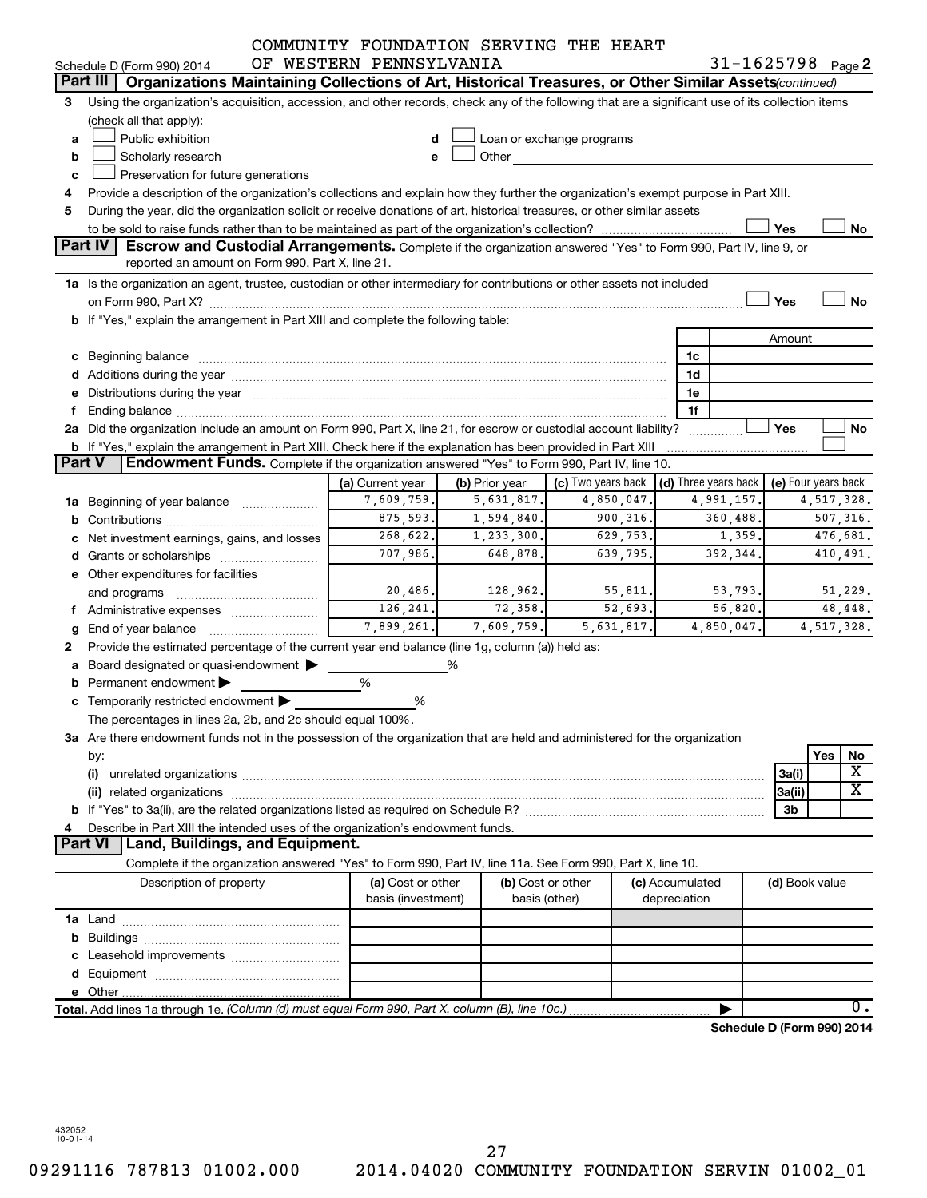COMMUNITY FOUNDATION SERVING THE HEART OF WESTERN PENNSYLVANIA

Schedule D (Form 990) 2014 — 31-1625798 Page 2

**Part III | Organizations Maintaining Collections of Art, Historical Treasures, or Other Similar Assets** *(continued)*

3 Using the organization's acquisition, accession, and other records, check any of the following that are a significant use of its collection items (check all that apply):

- a ☐ Public exhibition
- b ☐ Scholarly research
- c ☐ Preservation for future generations
- d ☐ Loan or exchange programs
- e ☐ Other

4 Provide a description of the organization's collections and explain how they further the organization's exempt purpose in Part XIII.

5 During the year, did the organization solicit or receive donations of art, historical treasures, or other similar assets to be sold to raise funds rather than to be maintained as part of the organization's collection? ☐ Yes ☐ No

**Part IV | Escrow and Custodial Arrangements.** Complete if the organization answered "Yes" to Form 990, Part IV, line 9, or reported an amount on Form 990, Part X, line 21.

1a Is the organization an agent, trustee, custodian or other intermediary for contributions or other assets not included on Form 990, Part X? ☐ Yes ☐ No

b If "Yes," explain the arrangement in Part XIII and complete the following table:

| | | Amount |
|---|---|---|
| c Beginning balance | 1c | |
| d Additions during the year | 1d | |
| e Distributions during the year | 1e | |
| f Ending balance | 1f | |

2a Did the organization include an amount on Form 990, Part X, line 21, for escrow or custodial account liability? ☐ Yes ☐ No

b If "Yes," explain the arrangement in Part XIII. Check here if the explanation has been provided in Part XIII ☐

**Part V | Endowment Funds.** Complete if the organization answered "Yes" to Form 990, Part IV, line 10.

| | (a) Current year | (b) Prior year | (c) Two years back | (d) Three years back | (e) Four years back |
|---|---|---|---|---|---|
| 1a Beginning of year balance | 7,609,759. | 5,631,817. | 4,850,047. | 4,991,157. | 4,517,328. |
| b Contributions | 875,593. | 1,594,840. | 900,316. | 360,488. | 507,316. |
| c Net investment earnings, gains, and losses | 268,622. | 1,233,300. | 629,753. | 1,359. | 476,681. |
| d Grants or scholarships | 707,986. | 648,878. | 639,795. | 392,344. | 410,491. |
| e Other expenditures for facilities and programs | 20,486. | 128,962. | 55,811. | 53,793. | 51,229. |
| f Administrative expenses | 126,241. | 72,358. | 52,693. | 56,820. | 48,448. |
| g End of year balance | 7,899,261. | 7,609,759. | 5,631,817. | 4,850,047. | 4,517,328. |

2 Provide the estimated percentage of the current year end balance (line 1g, column (a)) held as:

a Board designated or quasi-endowment ▶ %

b Permanent endowment ▶ %

c Temporarily restricted endowment ▶ %

The percentages in lines 2a, 2b, and 2c should equal 100%.

3a Are there endowment funds not in the possession of the organization that are held and administered for the organization by:

| | | Yes | No |
|---|---|---|---|
| (i) unrelated organizations | 3a(i) | | X |
| (ii) related organizations | 3a(ii) | | X |
| b If "Yes" to 3a(ii), are the related organizations listed as required on Schedule R? | 3b | | |

4 Describe in Part XIII the intended uses of the organization's endowment funds.

**Part VI | Land, Buildings, and Equipment.**

Complete if the organization answered "Yes" to Form 990, Part IV, line 11a. See Form 990, Part X, line 10.

| Description of property | (a) Cost or other basis (investment) | (b) Cost or other basis (other) | (c) Accumulated depreciation | (d) Book value |
|---|---|---|---|---|
| 1a Land | | | | |
| b Buildings | | | | |
| c Leasehold improvements | | | | |
| d Equipment | | | | |
| e Other | | | | |
| **Total.** Add lines 1a through 1e. *(Column (d) must equal Form 990, Part X, column (B), line 10c.)* ▶ | | | | 0. |

**Schedule D (Form 990) 2014**

432052 10-01-14

09291116 787813 01002.000 2014.04020 COMMUNITY FOUNDATION SERVIN 01002_01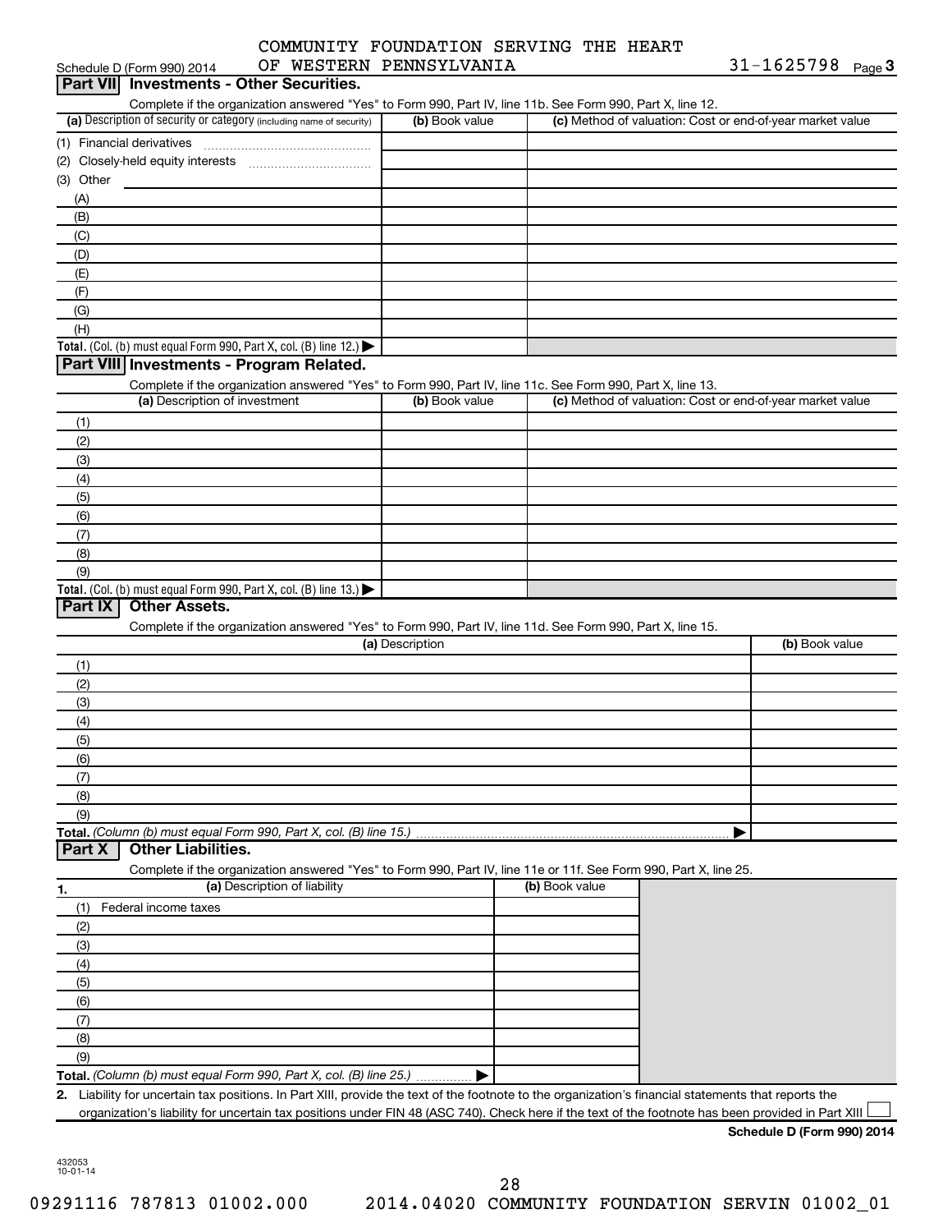Schedule D (Form 990) 2014 COMMUNITY FOUNDATION SERVING THE HEART OF WESTERN PENNSYLVANIA 31-1625798 Page 3

## Part VII Investments - Other Securities.

Complete if the organization answered "Yes" to Form 990, Part IV, line 11b. See Form 990, Part X, line 12.

| (a) Description of security or category (including name of security) | (b) Book value | (c) Method of valuation: Cost or end-of-year market value |
|---|---|---|
| (1) Financial derivatives | | |
| (2) Closely-held equity interests | | |
| (3) Other | | |
| (A) | | |
| (B) | | |
| (C) | | |
| (D) | | |
| (E) | | |
| (F) | | |
| (G) | | |
| (H) | | |
| **Total.** (Col. (b) must equal Form 990, Part X, col. (B) line 12.) ▶ | | |

## Part VIII Investments - Program Related.

Complete if the organization answered "Yes" to Form 990, Part IV, line 11c. See Form 990, Part X, line 13.

| (a) Description of investment | (b) Book value | (c) Method of valuation: Cost or end-of-year market value |
|---|---|---|
| (1) | | |
| (2) | | |
| (3) | | |
| (4) | | |
| (5) | | |
| (6) | | |
| (7) | | |
| (8) | | |
| (9) | | |
| **Total.** (Col. (b) must equal Form 990, Part X, col. (B) line 13.) ▶ | | |

## Part IX Other Assets.

Complete if the organization answered "Yes" to Form 990, Part IV, line 11d. See Form 990, Part X, line 15.

| (a) Description | (b) Book value |
|---|---|
| (1) | |
| (2) | |
| (3) | |
| (4) | |
| (5) | |
| (6) | |
| (7) | |
| (8) | |
| (9) | |
| **Total.** *(Column (b) must equal Form 990, Part X, col. (B) line 15.)* ▶ | |

## Part X Other Liabilities.

Complete if the organization answered "Yes" to Form 990, Part IV, line 11e or 11f. See Form 990, Part X, line 25.

| 1. (a) Description of liability | (b) Book value |
|---|---|
| (1) Federal income taxes | |
| (2) | |
| (3) | |
| (4) | |
| (5) | |
| (6) | |
| (7) | |
| (8) | |
| (9) | |
| **Total.** *(Column (b) must equal Form 990, Part X, col. (B) line 25.)* ▶ | |

**2.** Liability for uncertain tax positions. In Part XIII, provide the text of the footnote to the organization's financial statements that reports the organization's liability for uncertain tax positions under FIN 48 (ASC 740). Check here if the text of the footnote has been provided in Part XIII ☐

**Schedule D (Form 990) 2014**

432053 10-01-14

09291116 787813 01002.000 2014.04020 COMMUNITY FOUNDATION SERVIN 01002_01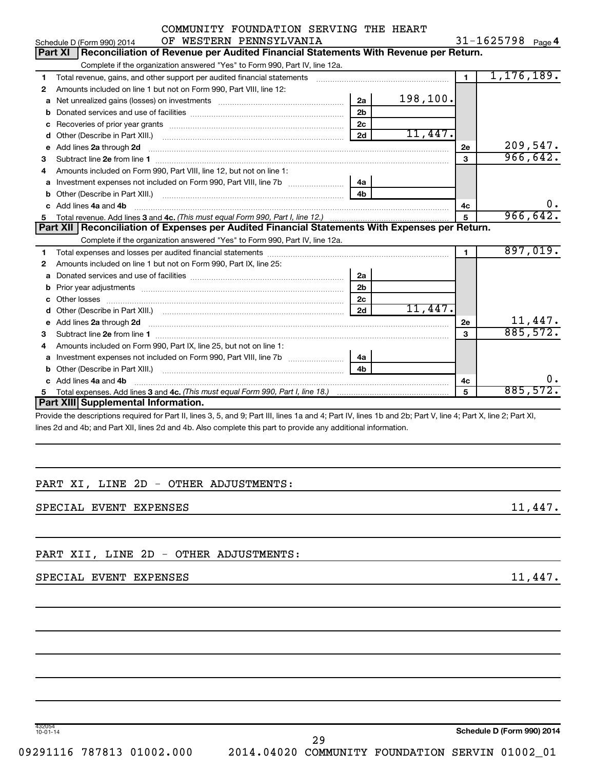COMMUNITY FOUNDATION SERVING THE HEART OF WESTERN PENNSYLVANIA

Schedule D (Form 990) 2014 — 31-1625798 Page 4

## Part XI Reconciliation of Revenue per Audited Financial Statements With Revenue per Return.

Complete if the organization answered "Yes" to Form 990, Part IV, line 12a.

| | | | | | |
|---|---|---|---|---|---|
| 1 | Total revenue, gains, and other support per audited financial statements | | | 1 | 1,176,189. |
| 2 | Amounts included on line 1 but not on Form 990, Part VIII, line 12: | | | | |
| a | Net unrealized gains (losses) on investments | 2a | 198,100. | | |
| b | Donated services and use of facilities | 2b | | | |
| c | Recoveries of prior year grants | 2c | | | |
| d | Other (Describe in Part XIII.) | 2d | 11,447. | | |
| e | Add lines 2a through 2d | | | 2e | 209,547. |
| 3 | Subtract line 2e from line 1 | | | 3 | 966,642. |
| 4 | Amounts included on Form 990, Part VIII, line 12, but not on line 1: | | | | |
| a | Investment expenses not included on Form 990, Part VIII, line 7b | 4a | | | |
| b | Other (Describe in Part XIII.) | 4b | | | |
| c | Add lines 4a and 4b | | | 4c | 0. |
| 5 | Total revenue. Add lines 3 and 4c. *(This must equal Form 990, Part I, line 12.)* | | | 5 | 966,642. |

## Part XII Reconciliation of Expenses per Audited Financial Statements With Expenses per Return.

Complete if the organization answered "Yes" to Form 990, Part IV, line 12a.

| | | | | | |
|---|---|---|---|---|---|
| 1 | Total expenses and losses per audited financial statements | | | 1 | 897,019. |
| 2 | Amounts included on line 1 but not on Form 990, Part IX, line 25: | | | | |
| a | Donated services and use of facilities | 2a | | | |
| b | Prior year adjustments | 2b | | | |
| c | Other losses | 2c | | | |
| d | Other (Describe in Part XIII.) | 2d | 11,447. | | |
| e | Add lines 2a through 2d | | | 2e | 11,447. |
| 3 | Subtract line 2e from line 1 | | | 3 | 885,572. |
| 4 | Amounts included on Form 990, Part IX, line 25, but not on line 1: | | | | |
| a | Investment expenses not included on Form 990, Part VIII, line 7b | 4a | | | |
| b | Other (Describe in Part XIII.) | 4b | | | |
| c | Add lines 4a and 4b | | | 4c | 0. |
| 5 | Total expenses. Add lines 3 and 4c. *(This must equal Form 990, Part I, line 18.)* | | | 5 | 885,572. |

## Part XIII Supplemental Information.

Provide the descriptions required for Part II, lines 3, 5, and 9; Part III, lines 1a and 4; Part IV, lines 1b and 2b; Part V, line 4; Part X, line 2; Part XI, lines 2d and 4b; and Part XII, lines 2d and 4b. Also complete this part to provide any additional information.

PART XI, LINE 2D - OTHER ADJUSTMENTS:

SPECIAL EVENT EXPENSES 11,447.

PART XII, LINE 2D - OTHER ADJUSTMENTS:

SPECIAL EVENT EXPENSES 11,447.

432054 10-01-14 Schedule D (Form 990) 2014

09291116 787813 01002.000 2014.04020 COMMUNITY FOUNDATION SERVIN 01002_01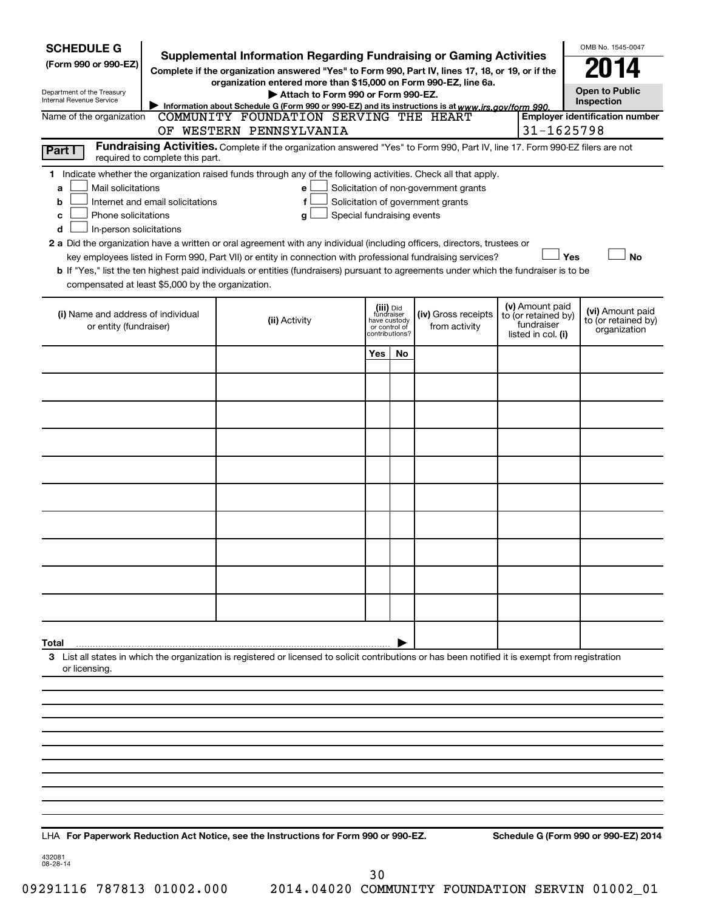**SCHEDULE G**
**(Form 990 or 990-EZ)**

Department of the Treasury
Internal Revenue Service

# Supplemental Information Regarding Fundraising or Gaming Activities

**Complete if the organization answered "Yes" to Form 990, Part IV, lines 17, 18, or 19, or if the organization entered more than $15,000 on Form 990-EZ, line 6a.**

**▶ Attach to Form 990 or Form 990-EZ.**

**▶ Information about Schedule G (Form 990 or 990-EZ) and its instructions is at** *www.irs.gov/form 990.*

OMB No. 1545-0047

**2014**

**Open to Public Inspection**

Name of the organization: COMMUNITY FOUNDATION SERVING THE HEART OF WESTERN PENNSYLVANIA

**Employer identification number:** 31-1625798

**Part I** **Fundraising Activities.** Complete if the organization answered "Yes" to Form 990, Part IV, line 17. Form 990-EZ filers are not required to complete this part.

**1** Indicate whether the organization raised funds through any of the following activities. Check all that apply.

- **a** ☐ Mail solicitations
- **b** ☐ Internet and email solicitations
- **c** ☐ Phone solicitations
- **d** ☐ In-person solicitations
- **e** ☐ Solicitation of non-government grants
- **f** ☐ Solicitation of government grants
- **g** ☐ Special fundraising events

**2 a** Did the organization have a written or oral agreement with any individual (including officers, directors, trustees or key employees listed in Form 990, Part VII) or entity in connection with professional fundraising services? ☐ **Yes** ☐ **No**

**b** If "Yes," list the ten highest paid individuals or entities (fundraisers) pursuant to agreements under which the fundraiser is to be compensated at least $5,000 by the organization.

| (i) Name and address of individual or entity (fundraiser) | (ii) Activity | (iii) Did fundraiser have custody or control of contributions? | | (iv) Gross receipts from activity | (v) Amount paid to (or retained by) fundraiser listed in col. (i) | (vi) Amount paid to (or retained by) organization |
|---|---|---|---|---|---|---|
| | | Yes | No | | | |
| | | | | | | |
| | | | | | | |
| | | | | | | |
| | | | | | | |
| | | | | | | |
| | | | | | | |
| | | | | | | |
| | | | | | | |
| | | | | | | |
| | | | | | | |
| **Total** ▶ | | | | | | |

**3** List all states in which the organization is registered or licensed to solicit contributions or has been notified it is exempt from registration or licensing.

LHA **For Paperwork Reduction Act Notice, see the Instructions for Form 990 or 990-EZ.** **Schedule G (Form 990 or 990-EZ) 2014**

432081
08-28-14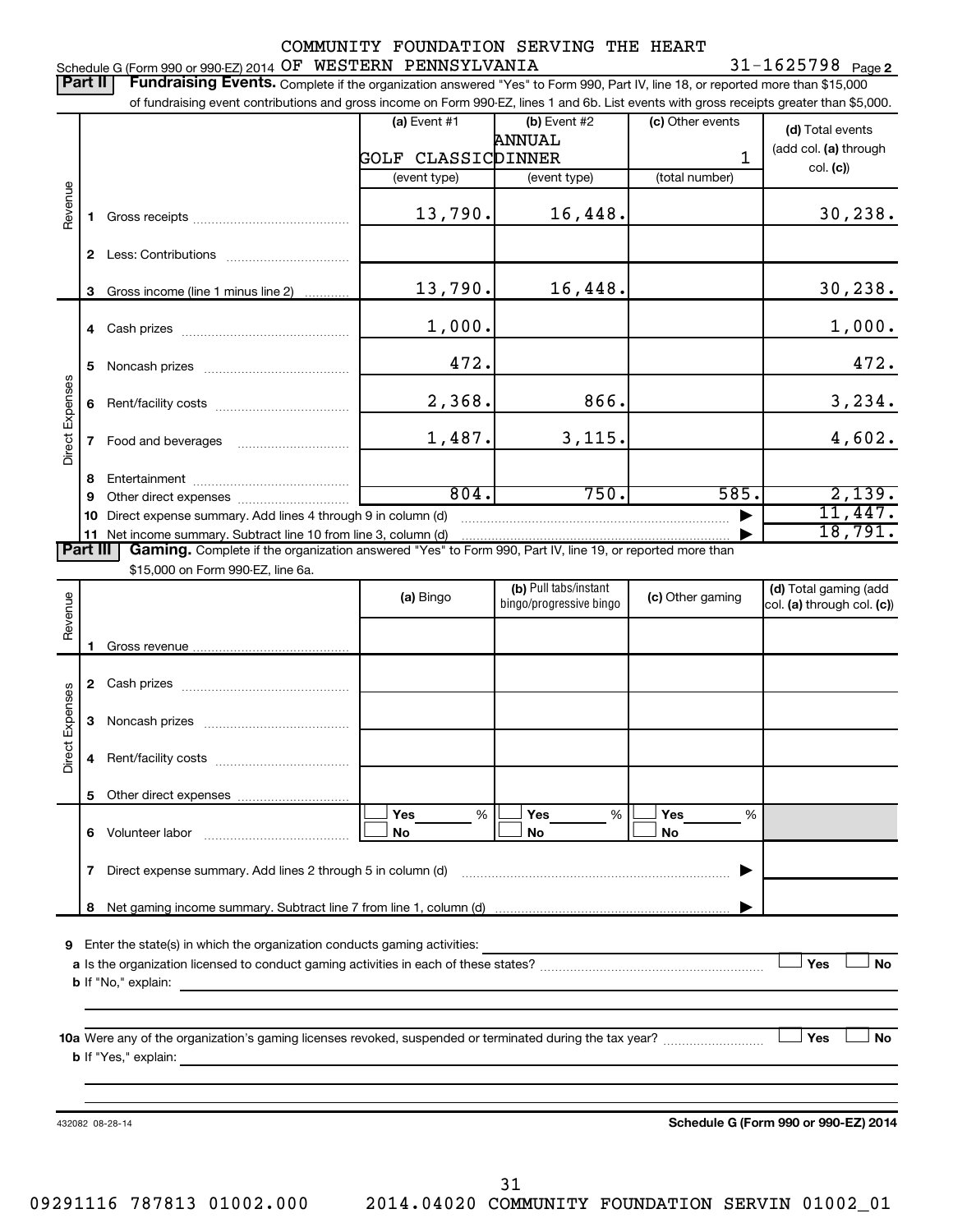COMMUNITY FOUNDATION SERVING THE HEART OF WESTERN PENNSYLVANIA

Schedule G (Form 990 or 990-EZ) 2014 — 31-1625798 Page 2

**Part II** **Fundraising Events.** Complete if the organization answered "Yes" to Form 990, Part IV, line 18, or reported more than $15,000 of fundraising event contributions and gross income on Form 990-EZ, lines 1 and 6b. List events with gross receipts greater than $5,000.

| | | (a) Event #1 | (b) Event #2 | (c) Other events | (d) Total events (add col. (a) through col. (c)) |
|---|---|---|---|---|---|
| | | GOLF CLASSIC | ANNUAL DINNER | 1 | |
| | | (event type) | (event type) | (total number) | |
| Revenue | 1 Gross receipts | 13,790. | 16,448. | | 30,238. |
| | 2 Less: Contributions | | | | |
| | 3 Gross income (line 1 minus line 2) | 13,790. | 16,448. | | 30,238. |
| Direct Expenses | 4 Cash prizes | 1,000. | | | 1,000. |
| | 5 Noncash prizes | 472. | | | 472. |
| | 6 Rent/facility costs | 2,368. | 866. | | 3,234. |
| | 7 Food and beverages | 1,487. | 3,115. | | 4,602. |
| | 8 Entertainment | | | | |
| | 9 Other direct expenses | 804. | 750. | 585. | 2,139. |
| | 10 Direct expense summary. Add lines 4 through 9 in column (d) | | | | 11,447. |
| | 11 Net income summary. Subtract line 10 from line 3, column (d) | | | | 18,791. |

**Part III** **Gaming.** Complete if the organization answered "Yes" to Form 990, Part IV, line 19, or reported more than $15,000 on Form 990-EZ, line 6a.

| | | (a) Bingo | (b) Pull tabs/instant bingo/progressive bingo | (c) Other gaming | (d) Total gaming (add col. (a) through col. (c)) |
|---|---|---|---|---|---|
| Revenue | 1 Gross revenue | | | | |
| Direct Expenses | 2 Cash prizes | | | | |
| | 3 Noncash prizes | | | | |
| | 4 Rent/facility costs | | | | |
| | 5 Other direct expenses | | | | |
| | 6 Volunteer labor | ☐ Yes ___ % ☐ No | ☐ Yes ___ % ☐ No | ☐ Yes ___ % ☐ No | |
| | 7 Direct expense summary. Add lines 2 through 5 in column (d) | | | | |
| | 8 Net gaming income summary. Subtract line 7 from line 1, column (d) | | | | |

9 Enter the state(s) in which the organization conducts gaming activities: ______

a Is the organization licensed to conduct gaming activities in each of these states? ☐ Yes ☐ No

b If "No," explain: ______

10a Were any of the organization's gaming licenses revoked, suspended or terminated during the tax year? ☐ Yes ☐ No

b If "Yes," explain: ______

432082 08-28-14 — Schedule G (Form 990 or 990-EZ) 2014

09291116 787813 01002.000 2014.04020 COMMUNITY FOUNDATION SERVIN 01002_01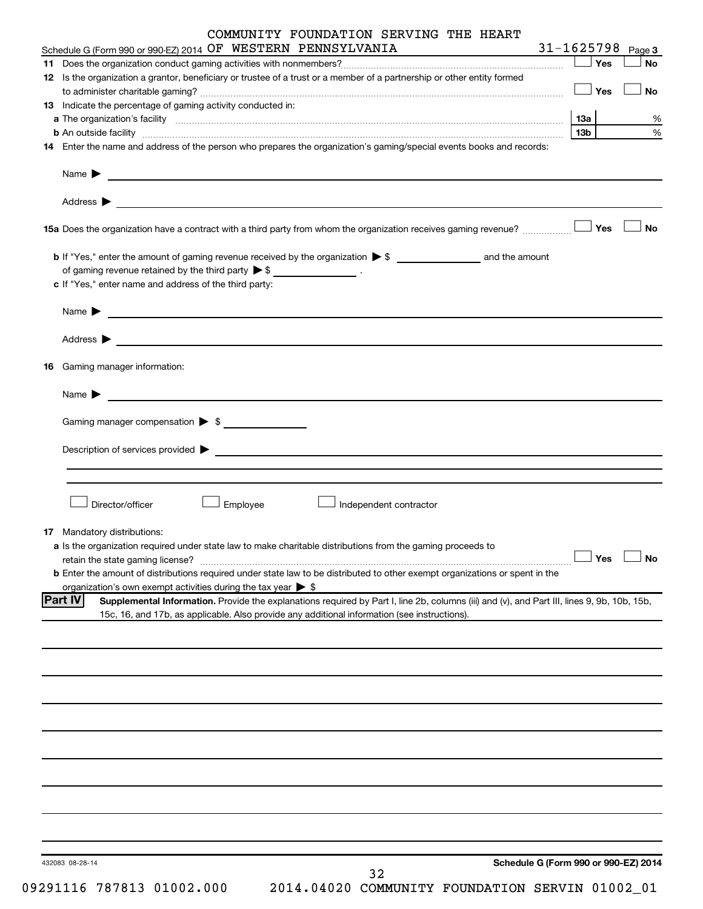COMMUNITY FOUNDATION SERVING THE HEART OF WESTERN PENNSYLVANIA 31-1625798

Schedule G (Form 990 or 990-EZ) 2014 Page 3

**11** Does the organization conduct gaming activities with nonmembers? ☐ Yes ☐ No

**12** Is the organization a grantor, beneficiary or trustee of a trust or a member of a partnership or other entity formed to administer charitable gaming? ☐ Yes ☐ No

**13** Indicate the percentage of gaming activity conducted in:

**a** The organization's facility **13a** %

**b** An outside facility **13b** %

**14** Enter the name and address of the person who prepares the organization's gaming/special events books and records:

Name ▶

Address ▶

**15a** Does the organization have a contract with a third party from whom the organization receives gaming revenue? ☐ Yes ☐ No

**b** If "Yes," enter the amount of gaming revenue received by the organization ▶ $ ______ and the amount of gaming revenue retained by the third party ▶ $ ______ .

**c** If "Yes," enter name and address of the third party:

Name ▶

Address ▶

**16** Gaming manager information:

Name ▶

Gaming manager compensation ▶ $

Description of services provided ▶

☐ Director/officer ☐ Employee ☐ Independent contractor

**17** Mandatory distributions:

**a** Is the organization required under state law to make charitable distributions from the gaming proceeds to retain the state gaming license? ☐ Yes ☐ No

**b** Enter the amount of distributions required under state law to be distributed to other exempt organizations or spent in the organization's own exempt activities during the tax year ▶ $

**Part IV** **Supplemental Information.** Provide the explanations required by Part I, line 2b, columns (iii) and (v), and Part III, lines 9, 9b, 10b, 15b, 15c, 16, and 17b, as applicable. Also provide any additional information (see instructions).

432083 08-28-14

**Schedule G (Form 990 or 990-EZ) 2014**

09291116 787813 01002.000 2014.04020 COMMUNITY FOUNDATION SERVIN 01002_01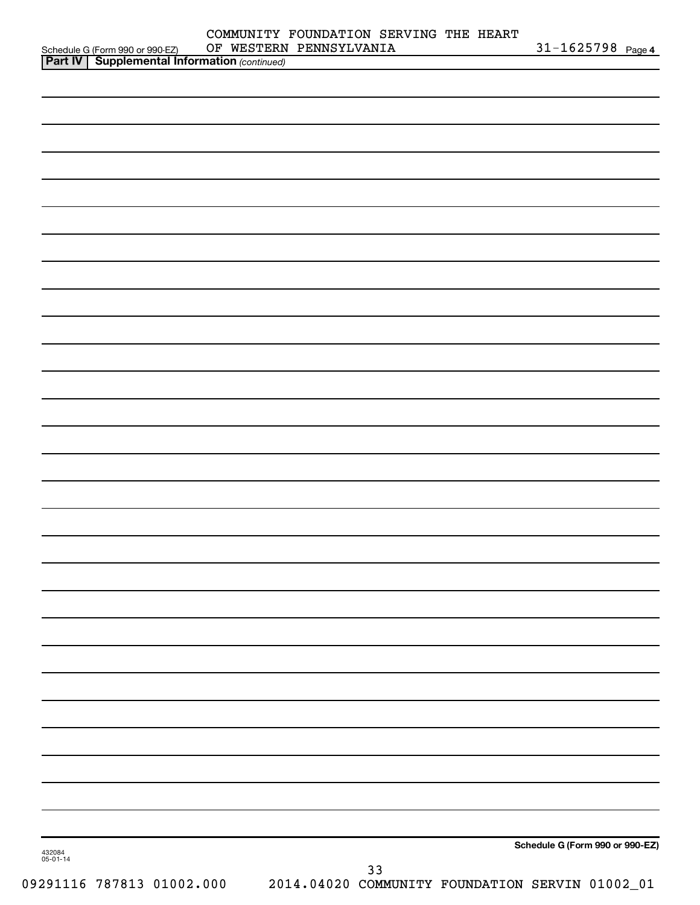Schedule G (Form 990 or 990-EZ) COMMUNITY FOUNDATION SERVING THE HEART OF WESTERN PENNSYLVANIA 31-1625798 Page 4

**Part IV | Supplemental Information** *(continued)*

Schedule G (Form 990 or 990-EZ)

432084 05-01-14

09291116 787813 01002.000 2014.04020 COMMUNITY FOUNDATION SERVIN 01002_01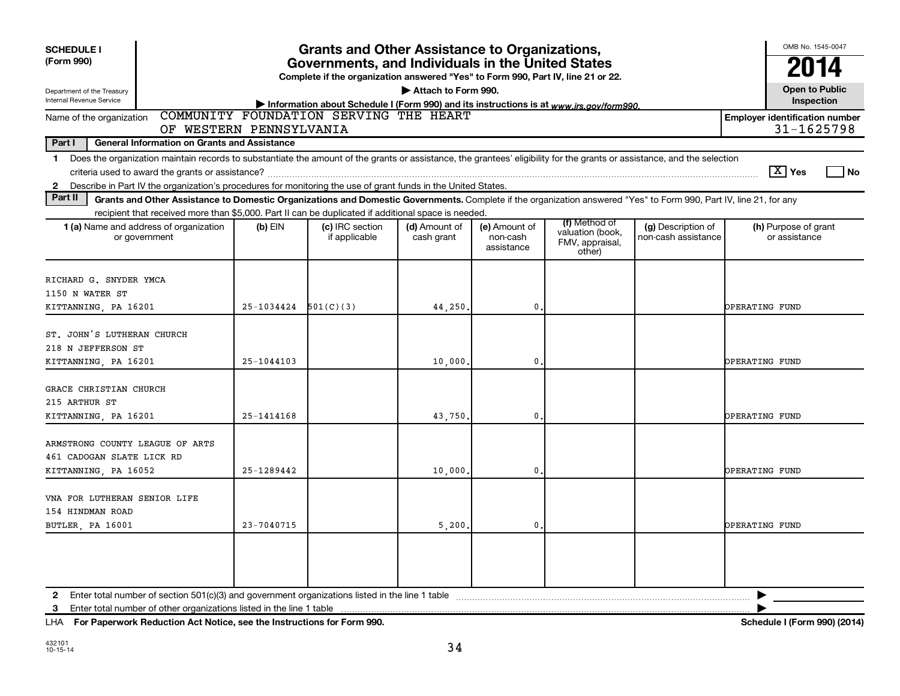**SCHEDULE I**
**(Form 990)**

Department of the Treasury
Internal Revenue Service

# Grants and Other Assistance to Organizations, Governments, and Individuals in the United States

**Complete if the organization answered "Yes" to Form 990, Part IV, line 21 or 22.**

▶ **Attach to Form 990.**

▶ **Information about Schedule I (Form 990) and its instructions is at** *www.irs.gov/form990.*

OMB No. 1545-0047

**2014**

**Open to Public Inspection**

Name of the organization: COMMUNITY FOUNDATION SERVING THE HEART OF WESTERN PENNSYLVANIA

**Employer identification number**: 31-1625798

**Part I — General Information on Grants and Assistance**

1. Does the organization maintain records to substantiate the amount of the grants or assistance, the grantees' eligibility for the grants or assistance, and the selection criteria used to award the grants or assistance? [X] Yes [ ] No
2. Describe in Part IV the organization's procedures for monitoring the use of grant funds in the United States.

**Part II — Grants and Other Assistance to Domestic Organizations and Domestic Governments.** Complete if the organization answered "Yes" to Form 990, Part IV, line 21, for any recipient that received more than $5,000. Part II can be duplicated if additional space is needed.

| 1 (a) Name and address of organization or government | (b) EIN | (c) IRC section if applicable | (d) Amount of cash grant | (e) Amount of non-cash assistance | (f) Method of valuation (book, FMV, appraisal, other) | (g) Description of non-cash assistance | (h) Purpose of grant or assistance |
|---|---|---|---|---|---|---|---|
| RICHARD G. SNYDER YMCA<br>1150 N WATER ST<br>KITTANNING, PA 16201 | 25-1034424 | 501(C)(3) | 44,250. | 0. | | | OPERATING FUND |
| ST. JOHN'S LUTHERAN CHURCH<br>218 N JEFFERSON ST<br>KITTANNING, PA 16201 | 25-1044103 | | 10,000. | 0. | | | OPERATING FUND |
| GRACE CHRISTIAN CHURCH<br>215 ARTHUR ST<br>KITTANNING, PA 16201 | 25-1414168 | | 43,750. | 0. | | | OPERATING FUND |
| ARMSTRONG COUNTY LEAGUE OF ARTS<br>461 CADOGAN SLATE LICK RD<br>KITTANNING, PA 16052 | 25-1289442 | | 10,000. | 0. | | | OPERATING FUND |
| VNA FOR LUTHERAN SENIOR LIFE<br>154 HINDMAN ROAD<br>BUTLER, PA 16001 | 23-7040715 | | 5,200. | 0. | | | OPERATING FUND |
| | | | | | | | |

2. Enter total number of section 501(c)(3) and government organizations listed in the line 1 table ▶
3. Enter total number of other organizations listed in the line 1 table ▶

LHA **For Paperwork Reduction Act Notice, see the Instructions for Form 990.** **Schedule I (Form 990) (2014)**

432101
10-15-14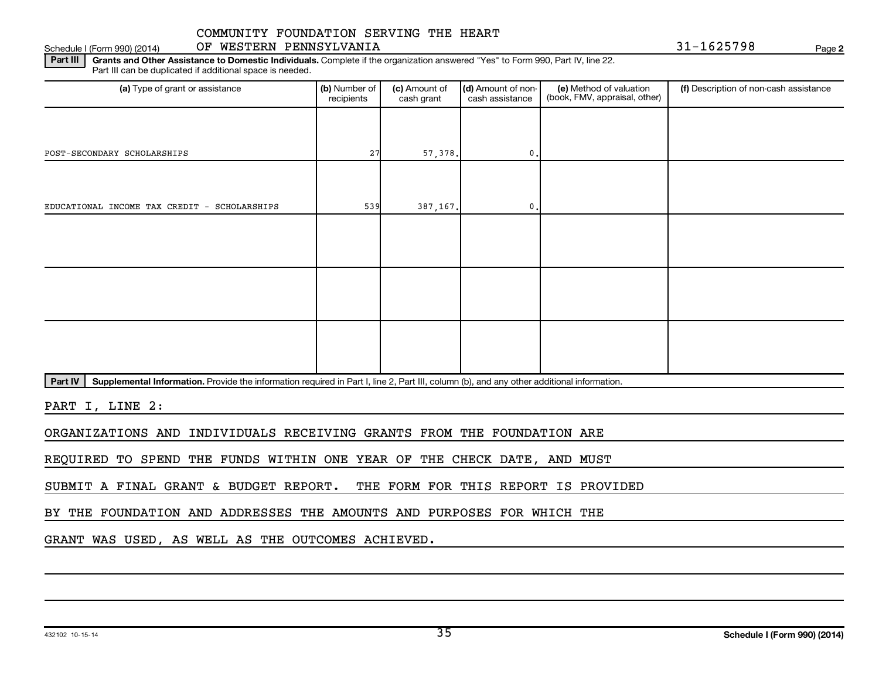COMMUNITY FOUNDATION SERVING THE HEART OF WESTERN PENNSYLVANIA

Schedule I (Form 990) (2014) 31-1625798 Page **2**

**Part III** **Grants and Other Assistance to Domestic Individuals.** Complete if the organization answered "Yes" to Form 990, Part IV, line 22. Part III can be duplicated if additional space is needed.

| (a) Type of grant or assistance | (b) Number of recipients | (c) Amount of cash grant | (d) Amount of non-cash assistance | (e) Method of valuation (book, FMV, appraisal, other) | (f) Description of non-cash assistance |
|---|---|---|---|---|---|
| POST-SECONDARY SCHOLARSHIPS | 27 | 57,378. | 0. | | |
| EDUCATIONAL INCOME TAX CREDIT - SCHOLARSHIPS | 539 | 387,167. | 0. | | |
| | | | | | |
| | | | | | |
| | | | | | |

**Part IV** **Supplemental Information.** Provide the information required in Part I, line 2, Part III, column (b), and any other additional information.

PART I, LINE 2:

ORGANIZATIONS AND INDIVIDUALS RECEIVING GRANTS FROM THE FOUNDATION ARE REQUIRED TO SPEND THE FUNDS WITHIN ONE YEAR OF THE CHECK DATE, AND MUST SUBMIT A FINAL GRANT & BUDGET REPORT. THE FORM FOR THIS REPORT IS PROVIDED BY THE FOUNDATION AND ADDRESSES THE AMOUNTS AND PURPOSES FOR WHICH THE GRANT WAS USED, AS WELL AS THE OUTCOMES ACHIEVED.

432102 10-15-14 **Schedule I (Form 990) (2014)**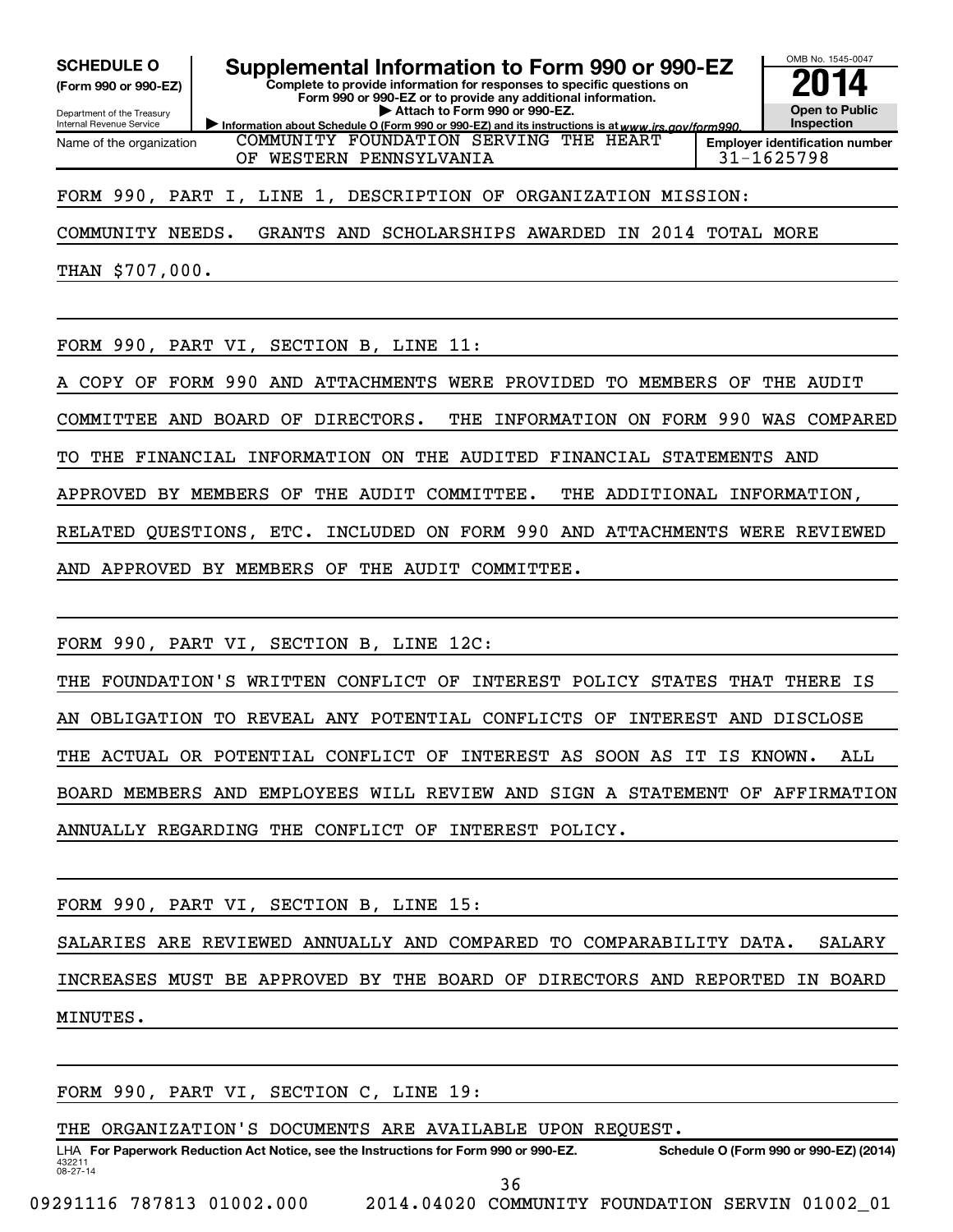**SCHEDULE O** (Form 990 or 990-EZ)

Department of the Treasury
Internal Revenue Service

# Supplemental Information to Form 990 or 990-EZ

**Complete to provide information for responses to specific questions on Form 990 or 990-EZ or to provide any additional information.**

**▶ Attach to Form 990 or 990-EZ.**

▶ Information about Schedule O (Form 990 or 990-EZ) and its instructions is at www.irs.gov/form990.

OMB No. 1545-0047

**2014**

**Open to Public Inspection**

Name of the organization: COMMUNITY FOUNDATION SERVING THE HEART OF WESTERN PENNSYLVANIA

Employer identification number: 31-1625798

FORM 990, PART I, LINE 1, DESCRIPTION OF ORGANIZATION MISSION:

COMMUNITY NEEDS. GRANTS AND SCHOLARSHIPS AWARDED IN 2014 TOTAL MORE THAN $707,000.

FORM 990, PART VI, SECTION B, LINE 11:

A COPY OF FORM 990 AND ATTACHMENTS WERE PROVIDED TO MEMBERS OF THE AUDIT COMMITTEE AND BOARD OF DIRECTORS. THE INFORMATION ON FORM 990 WAS COMPARED TO THE FINANCIAL INFORMATION ON THE AUDITED FINANCIAL STATEMENTS AND APPROVED BY MEMBERS OF THE AUDIT COMMITTEE. THE ADDITIONAL INFORMATION, RELATED QUESTIONS, ETC. INCLUDED ON FORM 990 AND ATTACHMENTS WERE REVIEWED AND APPROVED BY MEMBERS OF THE AUDIT COMMITTEE.

FORM 990, PART VI, SECTION B, LINE 12C:

THE FOUNDATION'S WRITTEN CONFLICT OF INTEREST POLICY STATES THAT THERE IS AN OBLIGATION TO REVEAL ANY POTENTIAL CONFLICTS OF INTEREST AND DISCLOSE THE ACTUAL OR POTENTIAL CONFLICT OF INTEREST AS SOON AS IT IS KNOWN. ALL BOARD MEMBERS AND EMPLOYEES WILL REVIEW AND SIGN A STATEMENT OF AFFIRMATION ANNUALLY REGARDING THE CONFLICT OF INTEREST POLICY.

FORM 990, PART VI, SECTION B, LINE 15:

SALARIES ARE REVIEWED ANNUALLY AND COMPARED TO COMPARABILITY DATA. SALARY INCREASES MUST BE APPROVED BY THE BOARD OF DIRECTORS AND REPORTED IN BOARD MINUTES.

FORM 990, PART VI, SECTION C, LINE 19:

THE ORGANIZATION'S DOCUMENTS ARE AVAILABLE UPON REQUEST.

LHA **For Paperwork Reduction Act Notice, see the Instructions for Form 990 or 990-EZ.** **Schedule O (Form 990 or 990-EZ) (2014)**

432211
08-27-14

09291116 787813 01002.000 2014.04020 COMMUNITY FOUNDATION SERVIN 01002_01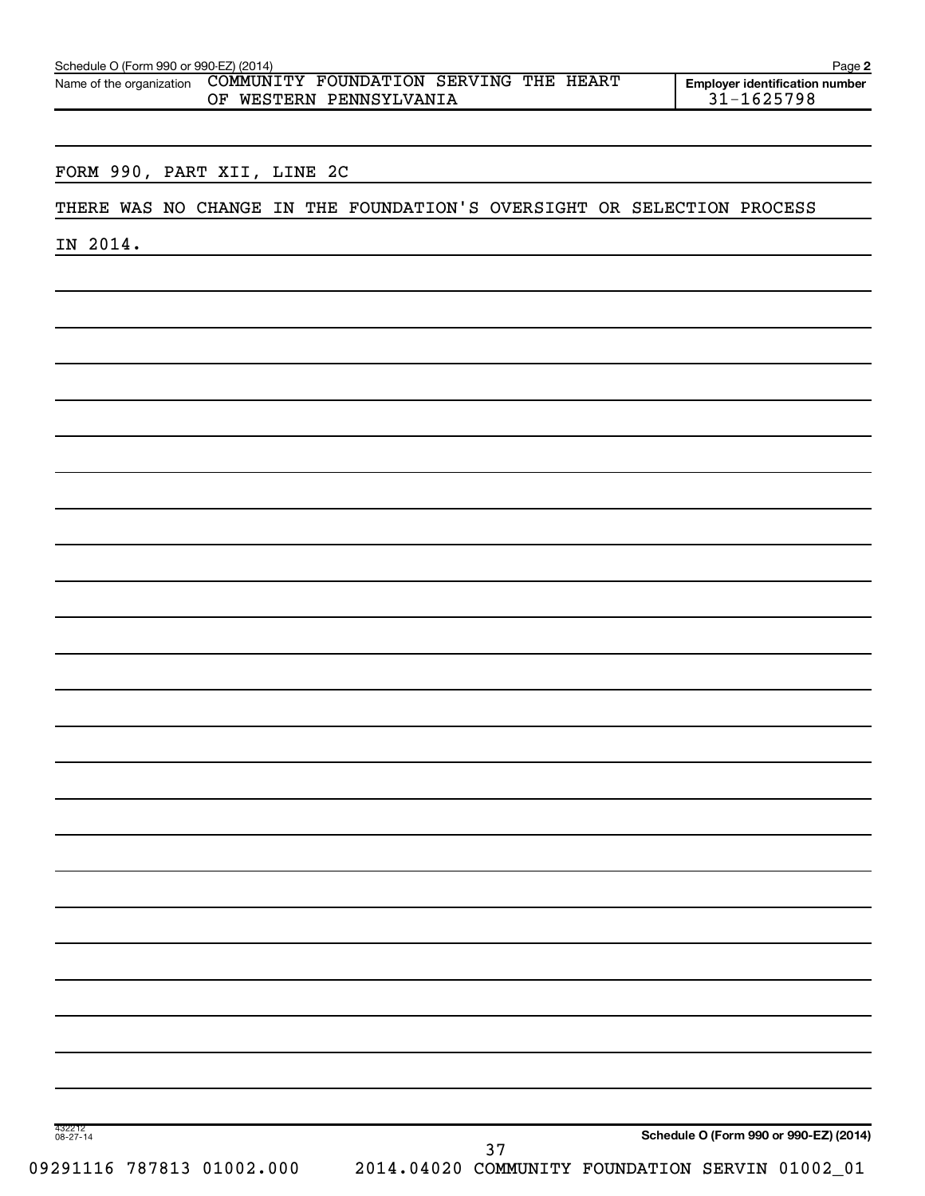Schedule O (Form 990 or 990-EZ) (2014) Page **2**

Name of the organization COMMUNITY FOUNDATION SERVING THE HEART OF WESTERN PENNSYLVANIA

**Employer identification number** 31-1625798

FORM 990, PART XII, LINE 2C

THERE WAS NO CHANGE IN THE FOUNDATION'S OVERSIGHT OR SELECTION PROCESS IN 2014.

432212 08-27-14

**Schedule O (Form 990 or 990-EZ) (2014)**

09291116 787813 01002.000 2014.04020 COMMUNITY FOUNDATION SERVIN 01002_01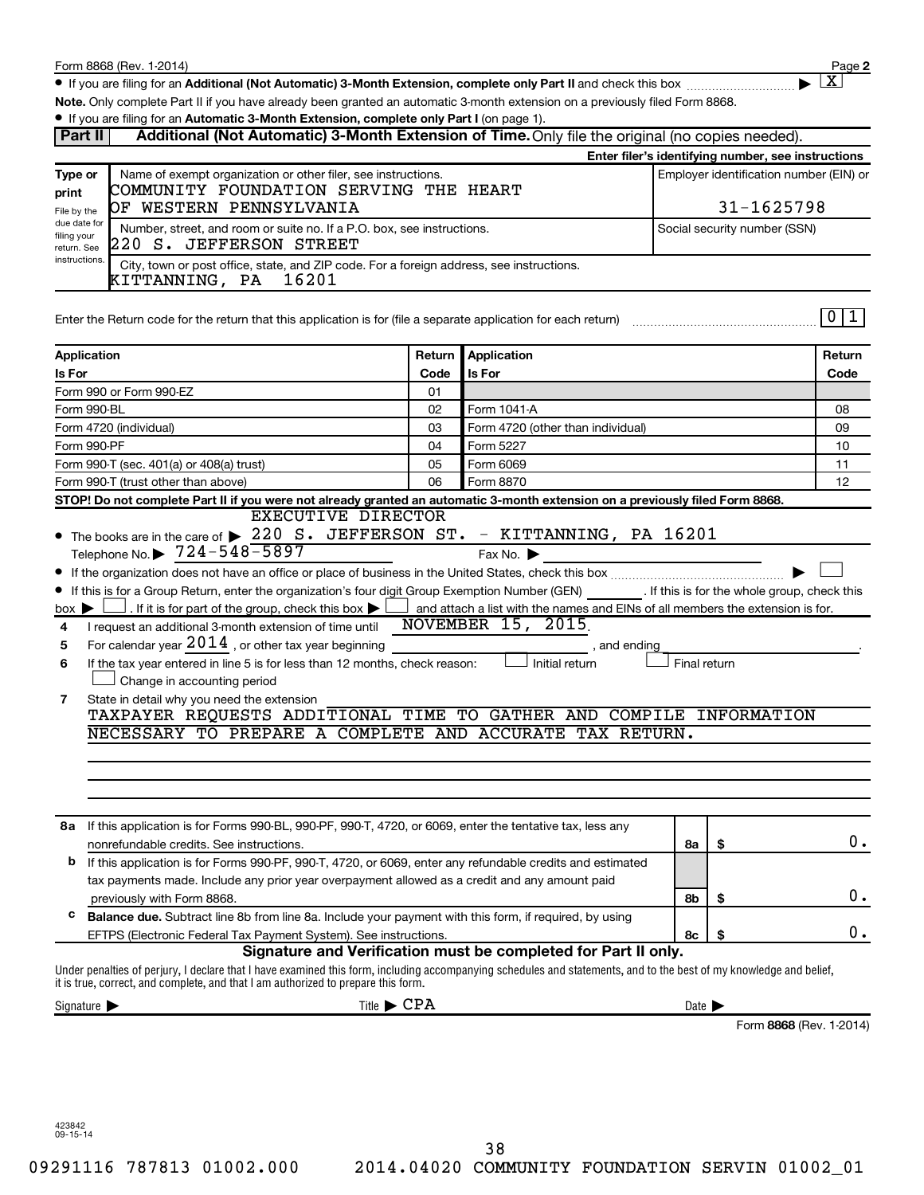Form 8868 (Rev. 1-2014)

- If you are filing for an **Additional (Not Automatic) 3-Month Extension, complete only Part II** and check this box ▶ [X]

**Note.** Only complete Part II if you have already been granted an automatic 3-month extension on a previously filed Form 8868.

- If you are filing for an **Automatic 3-Month Extension, complete only Part I** (on page 1).

## Part II — Additional (Not Automatic) 3-Month Extension of Time. Only file the original (no copies needed).

| Type or print. File by the due date for filing your return. See instructions. | Name of exempt organization or other filer, see instructions.<br>COMMUNITY FOUNDATION SERVING THE HEART OF WESTERN PENNSYLVANIA | Enter filer's identifying number, see instructions<br>Employer identification number (EIN) or<br>31-1625798 |
|---|---|---|
| | Number, street, and room or suite no. If a P.O. box, see instructions.<br>220 S. JEFFERSON STREET | Social security number (SSN) |
| | City, town or post office, state, and ZIP code. For a foreign address, see instructions.<br>KITTANNING, PA 16201 | |

Enter the Return code for the return that this application is for (file a separate application for each return) ..... 0 1

| Application Is For | Return Code | Application Is For | Return Code |
|---|---|---|---|
| Form 990 or Form 990-EZ | 01 | | |
| Form 990-BL | 02 | Form 1041-A | 08 |
| Form 4720 (individual) | 03 | Form 4720 (other than individual) | 09 |
| Form 990-PF | 04 | Form 5227 | 10 |
| Form 990-T (sec. 401(a) or 408(a) trust) | 05 | Form 6069 | 11 |
| Form 990-T (trust other than above) | 06 | Form 8870 | 12 |

**STOP! Do not complete Part II if you were not already granted an automatic 3-month extension on a previously filed Form 8868.**

- The books are in the care of ▶ EXECUTIVE DIRECTOR 220 S. JEFFERSON ST. - KITTANNING, PA 16201
  Telephone No. ▶ 724-548-5897 Fax No. ▶
- If the organization does not have an office or place of business in the United States, check this box ▶ [ ]
- If this is for a Group Return, enter the organization's four digit Group Exemption Number (GEN) ______. If this is for the whole group, check this box ▶ [ ]. If it is for part of the group, check this box ▶ [ ] and attach a list with the names and EINs of all members the extension is for.

**4** I request an additional 3-month extension of time until NOVEMBER 15, 2015.

**5** For calendar year 2014 , or other tax year beginning ______, and ending ______.

**6** If the tax year entered in line 5 is for less than 12 months, check reason: [ ] Initial return [ ] Final return [ ] Change in accounting period

**7** State in detail why you need the extension
TAXPAYER REQUESTS ADDITIONAL TIME TO GATHER AND COMPILE INFORMATION NECESSARY TO PREPARE A COMPLETE AND ACCURATE TAX RETURN.

| | | | |
|---|---|---|---|
| **8a** | If this application is for Forms 990-BL, 990-PF, 990-T, 4720, or 6069, enter the tentative tax, less any nonrefundable credits. See instructions. | 8a | $ 0. |
| **b** | If this application is for Forms 990-PF, 990-T, 4720, or 6069, enter any refundable credits and estimated tax payments made. Include any prior year overpayment allowed as a credit and any amount paid previously with Form 8868. | 8b | $ 0. |
| **c** | **Balance due.** Subtract line 8b from line 8a. Include your payment with this form, if required, by using EFTPS (Electronic Federal Tax Payment System). See instructions. | 8c | $ 0. |

### Signature and Verification must be completed for Part II only.

Under penalties of perjury, I declare that I have examined this form, including accompanying schedules and statements, and to the best of my knowledge and belief, it is true, correct, and complete, and that I am authorized to prepare this form.

Signature ▶ Title ▶ CPA Date ▶

Form **8868** (Rev. 1-2014)

423842 09-15-14

09291116 787813 01002.000 2014.04020 COMMUNITY FOUNDATION SERVIN 01002_01